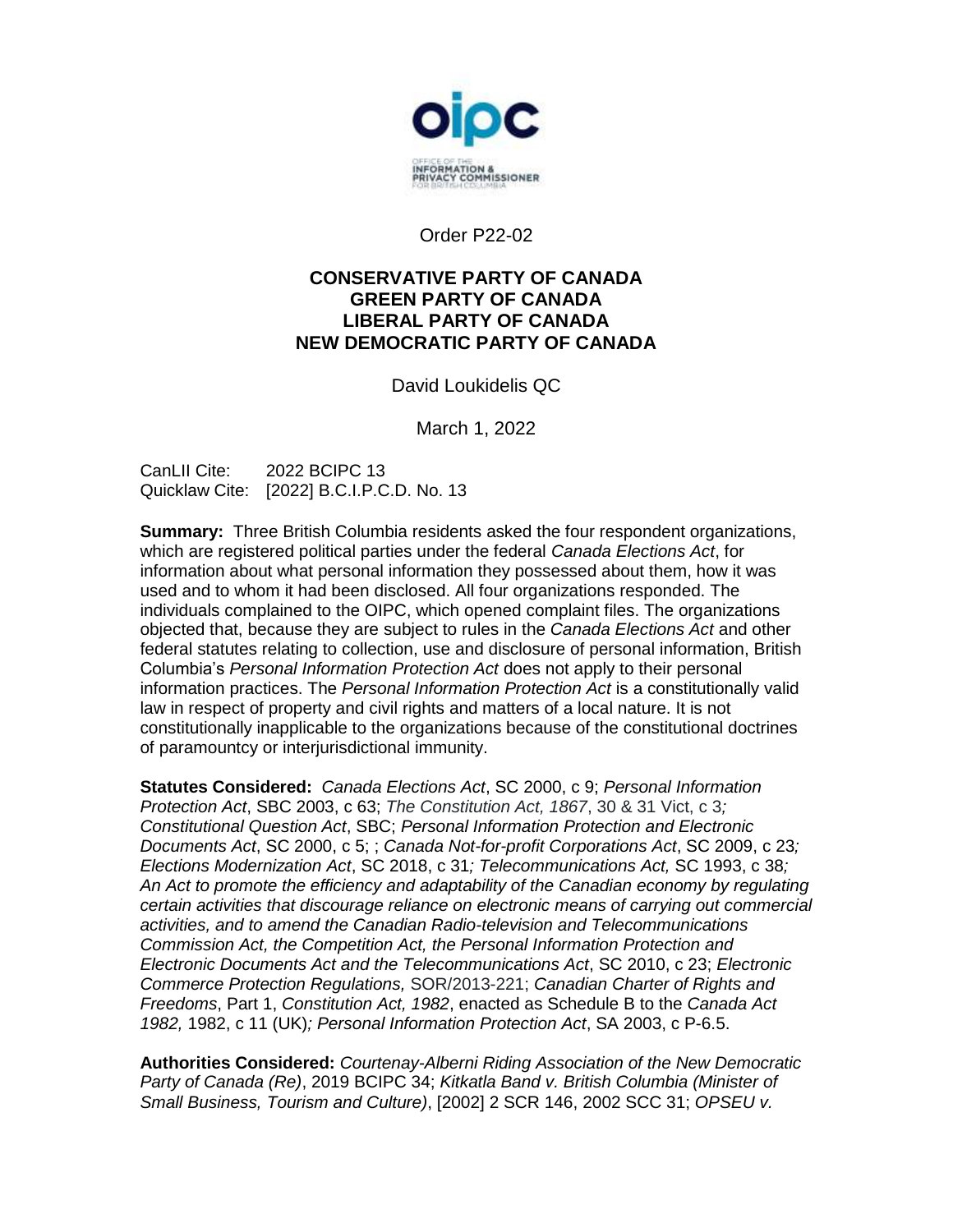Order P22-02

**CONSERVATIVE PARTY OF CANADA**
**GREEN PARTY OF CANADA**
**LIBERAL PARTY OF CANADA**
**NEW DEMOCRATIC PARTY OF CANADA**

David Loukidelis QC

March 1, 2022

CanLII Cite: 2022 BCIPC 13
Quicklaw Cite: [2022] B.C.I.P.C.D. No. 13

**Summary:** Three British Columbia residents asked the four respondent organizations, which are registered political parties under the federal *Canada Elections Act*, for information about what personal information they possessed about them, how it was used and to whom it had been disclosed. All four organizations responded. The individuals complained to the OIPC, which opened complaint files. The organizations objected that, because they are subject to rules in the *Canada Elections Act* and other federal statutes relating to collection, use and disclosure of personal information, British Columbia's *Personal Information Protection Act* does not apply to their personal information practices. The *Personal Information Protection Act* is a constitutionally valid law in respect of property and civil rights and matters of a local nature. It is not constitutionally inapplicable to the organizations because of the constitutional doctrines of paramountcy or interjurisdictional immunity.

**Statutes Considered:** *Canada Elections Act*, SC 2000, c 9; *Personal Information Protection Act*, SBC 2003, c 63; *The Constitution Act, 1867*, 30 & 31 Vict, c 3*;* *Constitutional Question Act*, SBC; *Personal Information Protection and Electronic Documents Act*, SC 2000, c 5; ; *Canada Not-for-profit Corporations Act*, SC 2009, c 23*;* *Elections Modernization Act*, SC 2018, c 31*;* *Telecommunications Act,* SC 1993, c 38*;* *An Act to promote the efficiency and adaptability of the Canadian economy by regulating certain activities that discourage reliance on electronic means of carrying out commercial activities, and to amend the Canadian Radio-television and Telecommunications Commission Act, the Competition Act, the Personal Information Protection and Electronic Documents Act and the Telecommunications Act*, SC 2010, c 23; *Electronic Commerce Protection Regulations,* SOR/2013-221; *Canadian Charter of Rights and Freedoms*, Part 1, *Constitution Act, 1982*, enacted as Schedule B to the *Canada Act 1982,* 1982, c 11 (UK)*;* *Personal Information Protection Act*, SA 2003, c P-6.5.

**Authorities Considered:** *Courtenay-Alberni Riding Association of the New Democratic Party of Canada (Re)*, 2019 BCIPC 34; *Kitkatla Band v. British Columbia (Minister of Small Business, Tourism and Culture)*, [2002] 2 SCR 146, 2002 SCC 31; *OPSEU v.*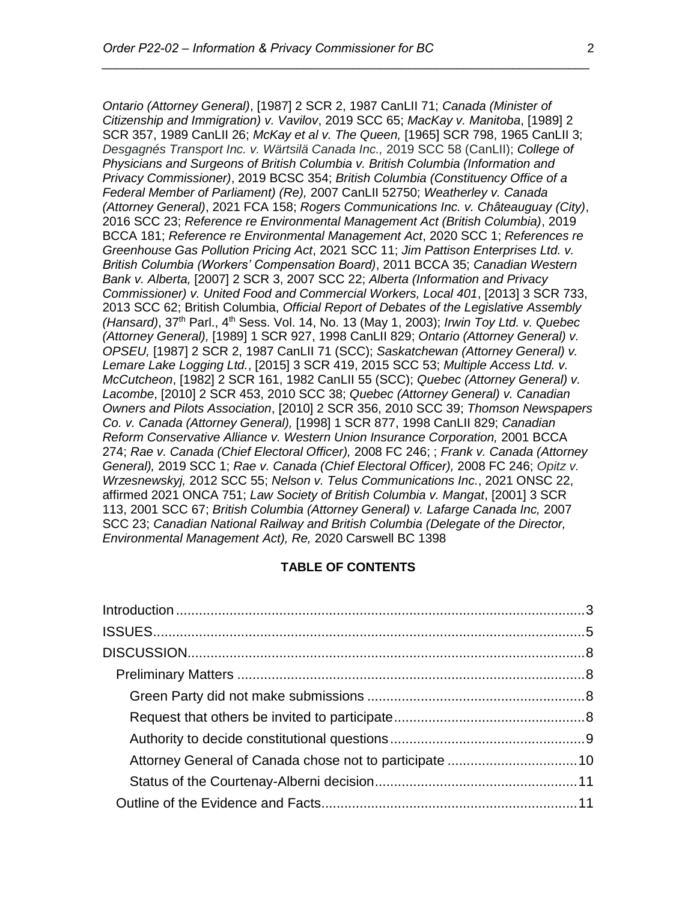*Ontario (Attorney General)*, [1987] 2 SCR 2, 1987 CanLII 71; *Canada (Minister of Citizenship and Immigration) v. Vavilov*, 2019 SCC 65; *MacKay v. Manitoba*, [1989] 2 SCR 357, 1989 CanLII 26; *McKay et al v. The Queen,* [1965] SCR 798, 1965 CanLII 3; *Desgagnés Transport Inc. v. Wärtsilä Canada Inc.,* 2019 SCC 58 (CanLII); *College of Physicians and Surgeons of British Columbia v. British Columbia (Information and Privacy Commissioner)*, 2019 BCSC 354; *British Columbia (Constituency Office of a Federal Member of Parliament) (Re),* 2007 CanLII 52750; *Weatherley v. Canada (Attorney General)*, 2021 FCA 158; *Rogers Communications Inc. v. Châteauguay (City)*, 2016 SCC 23; *Reference re Environmental Management Act (British Columbia)*, 2019 BCCA 181; *Reference re Environmental Management Act*, 2020 SCC 1; *References re Greenhouse Gas Pollution Pricing Act*, 2021 SCC 11; *Jim Pattison Enterprises Ltd. v. British Columbia (Workers' Compensation Board)*, 2011 BCCA 35; *Canadian Western Bank v. Alberta,* [2007] 2 SCR 3, 2007 SCC 22; *Alberta (Information and Privacy Commissioner) v. United Food and Commercial Workers, Local 401*, [2013] 3 SCR 733, 2013 SCC 62; British Columbia, *Official Report of Debates of the Legislative Assembly (Hansard)*, 37th Parl., 4th Sess. Vol. 14, No. 13 (May 1, 2003); *Irwin Toy Ltd. v. Quebec (Attorney General),* [1989] 1 SCR 927, 1998 CanLII 829; *Ontario (Attorney General) v. OPSEU,* [1987] 2 SCR 2, 1987 CanLII 71 (SCC); *Saskatchewan (Attorney General) v. Lemare Lake Logging Ltd.*, [2015] 3 SCR 419, 2015 SCC 53; *Multiple Access Ltd. v. McCutcheon*, [1982] 2 SCR 161, 1982 CanLII 55 (SCC); *Quebec (Attorney General) v. Lacombe*, [2010] 2 SCR 453, 2010 SCC 38; *Quebec (Attorney General) v. Canadian Owners and Pilots Association*, [2010] 2 SCR 356, 2010 SCC 39; *Thomson Newspapers Co. v. Canada (Attorney General),* [1998] 1 SCR 877, 1998 CanLII 829; *Canadian Reform Conservative Alliance v. Western Union Insurance Corporation,* 2001 BCCA 274; *Rae v. Canada (Chief Electoral Officer),* 2008 FC 246; ; *Frank v. Canada (Attorney General),* 2019 SCC 1; *Rae v. Canada (Chief Electoral Officer),* 2008 FC 246; *Opitz v. Wrzesnewskyj,* 2012 SCC 55; *Nelson v. Telus Communications Inc.*, 2021 ONSC 22, affirmed 2021 ONCA 751; *Law Society of British Columbia v. Mangat*, [2001] 3 SCR 113, 2001 SCC 67; *British Columbia (Attorney General) v. Lafarge Canada Inc,* 2007 SCC 23; *Canadian National Railway and British Columbia (Delegate of the Director, Environmental Management Act), Re,* 2020 Carswell BC 1398

**TABLE OF CONTENTS**

- Introduction ..... 3
- ISSUES ..... 5
- DISCUSSION ..... 8
  - Preliminary Matters ..... 8
    - Green Party did not make submissions ..... 8
    - Request that others be invited to participate ..... 8
    - Authority to decide constitutional questions ..... 9
    - Attorney General of Canada chose not to participate ..... 10
    - Status of the Courtenay-Alberni decision ..... 11
  - Outline of the Evidence and Facts ..... 11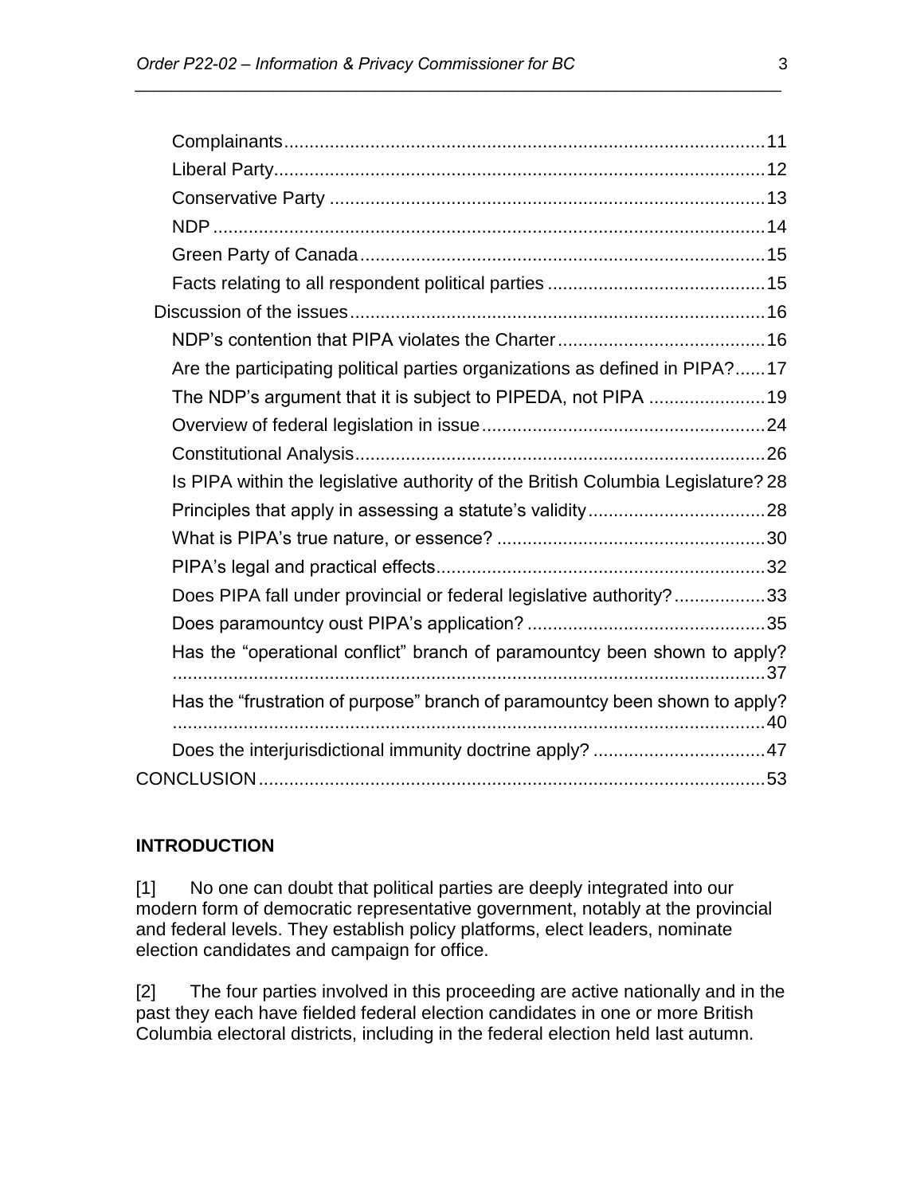Complainants ............................................................................................... 11
Liberal Party ................................................................................................. 12
Conservative Party ...................................................................................... 13
NDP ............................................................................................................. 14
Green Party of Canada ................................................................................ 15
Facts relating to all respondent political parties ........................................... 15
Discussion of the issues .................................................................................. 16
NDP's contention that PIPA violates the Charter ......................................... 16
Are the participating political parties organizations as defined in PIPA? ...... 17
The NDP's argument that it is subject to PIPEDA, not PIPA ....................... 19
Overview of federal legislation in issue ........................................................ 24
Constitutional Analysis ................................................................................. 26
Is PIPA within the legislative authority of the British Columbia Legislature? 28
Principles that apply in assessing a statute's validity ................................... 28
What is PIPA's true nature, or essence? ..................................................... 30
PIPA's legal and practical effects ................................................................. 32
Does PIPA fall under provincial or federal legislative authority? .................. 33
Does paramountcy oust PIPA's application? ............................................... 35
Has the "operational conflict" branch of paramountcy been shown to apply? ..................................................................................................................... 37
Has the "frustration of purpose" branch of paramountcy been shown to apply? ..................................................................................................................... 40
Does the interjurisdictional immunity doctrine apply? .................................. 47
CONCLUSION .................................................................................................... 53

## INTRODUCTION

[1] No one can doubt that political parties are deeply integrated into our modern form of democratic representative government, notably at the provincial and federal levels. They establish policy platforms, elect leaders, nominate election candidates and campaign for office.

[2] The four parties involved in this proceeding are active nationally and in the past they each have fielded federal election candidates in one or more British Columbia electoral districts, including in the federal election held last autumn.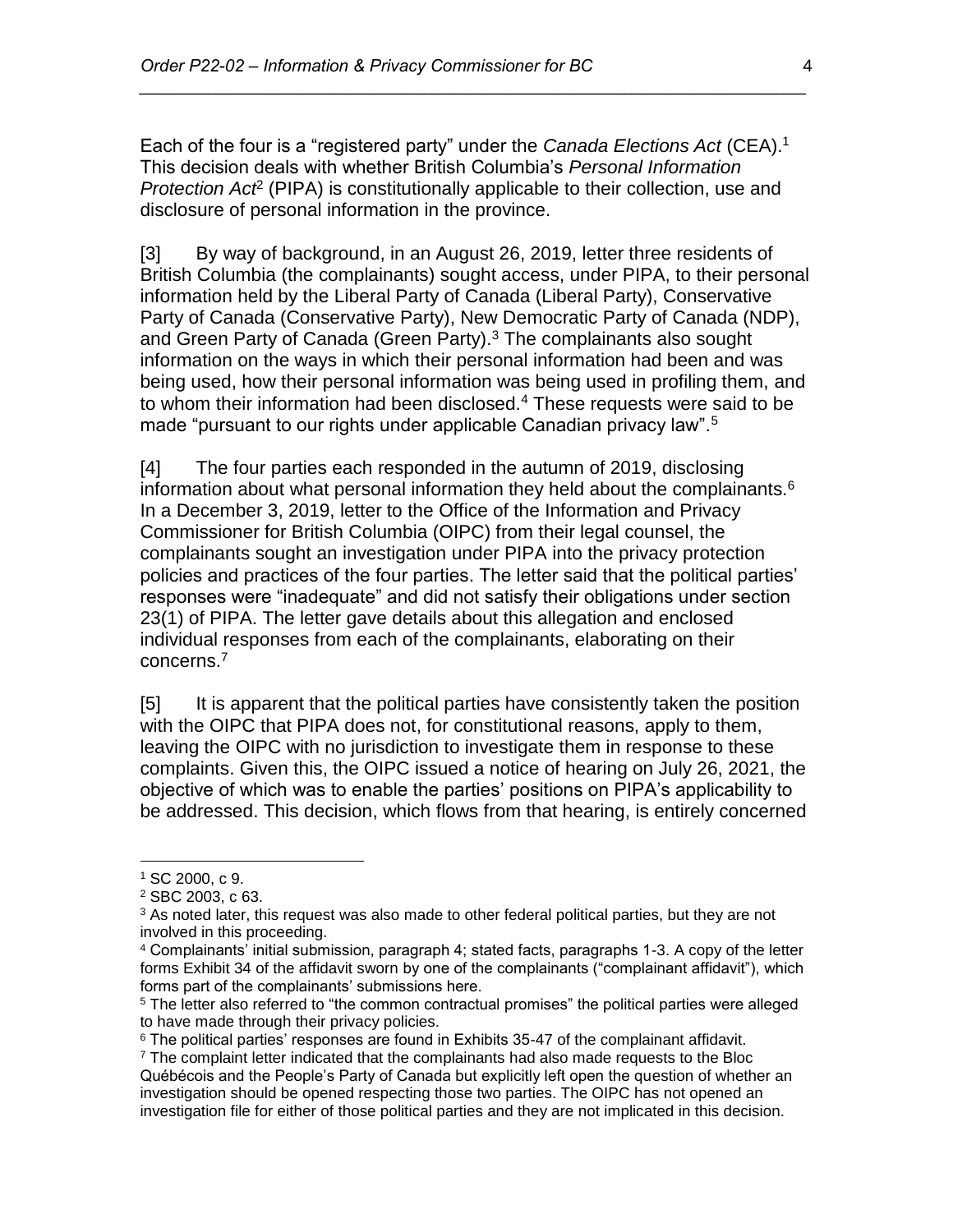Each of the four is a "registered party" under the *Canada Elections Act* (CEA).[1] This decision deals with whether British Columbia's *Personal Information Protection Act*[2] (PIPA) is constitutionally applicable to their collection, use and disclosure of personal information in the province.

[3] By way of background, in an August 26, 2019, letter three residents of British Columbia (the complainants) sought access, under PIPA, to their personal information held by the Liberal Party of Canada (Liberal Party), Conservative Party of Canada (Conservative Party), New Democratic Party of Canada (NDP), and Green Party of Canada (Green Party).[3] The complainants also sought information on the ways in which their personal information had been and was being used, how their personal information was being used in profiling them, and to whom their information had been disclosed.[4] These requests were said to be made "pursuant to our rights under applicable Canadian privacy law".[5]

[4] The four parties each responded in the autumn of 2019, disclosing information about what personal information they held about the complainants.[6] In a December 3, 2019, letter to the Office of the Information and Privacy Commissioner for British Columbia (OIPC) from their legal counsel, the complainants sought an investigation under PIPA into the privacy protection policies and practices of the four parties. The letter said that the political parties' responses were "inadequate" and did not satisfy their obligations under section 23(1) of PIPA. The letter gave details about this allegation and enclosed individual responses from each of the complainants, elaborating on their concerns.[7]

[5] It is apparent that the political parties have consistently taken the position with the OIPC that PIPA does not, for constitutional reasons, apply to them, leaving the OIPC with no jurisdiction to investigate them in response to these complaints. Given this, the OIPC issued a notice of hearing on July 26, 2021, the objective of which was to enable the parties' positions on PIPA's applicability to be addressed. This decision, which flows from that hearing, is entirely concerned

---

[1] SC 2000, c 9.

[2] SBC 2003, c 63.

[3] As noted later, this request was also made to other federal political parties, but they are not involved in this proceeding.

[4] Complainants' initial submission, paragraph 4; stated facts, paragraphs 1-3. A copy of the letter forms Exhibit 34 of the affidavit sworn by one of the complainants ("complainant affidavit"), which forms part of the complainants' submissions here.

[5] The letter also referred to "the common contractual promises" the political parties were alleged to have made through their privacy policies.

[6] The political parties' responses are found in Exhibits 35-47 of the complainant affidavit.

[7] The complaint letter indicated that the complainants had also made requests to the Bloc Québécois and the People's Party of Canada but explicitly left open the question of whether an investigation should be opened respecting those two parties. The OIPC has not opened an investigation file for either of those political parties and they are not implicated in this decision.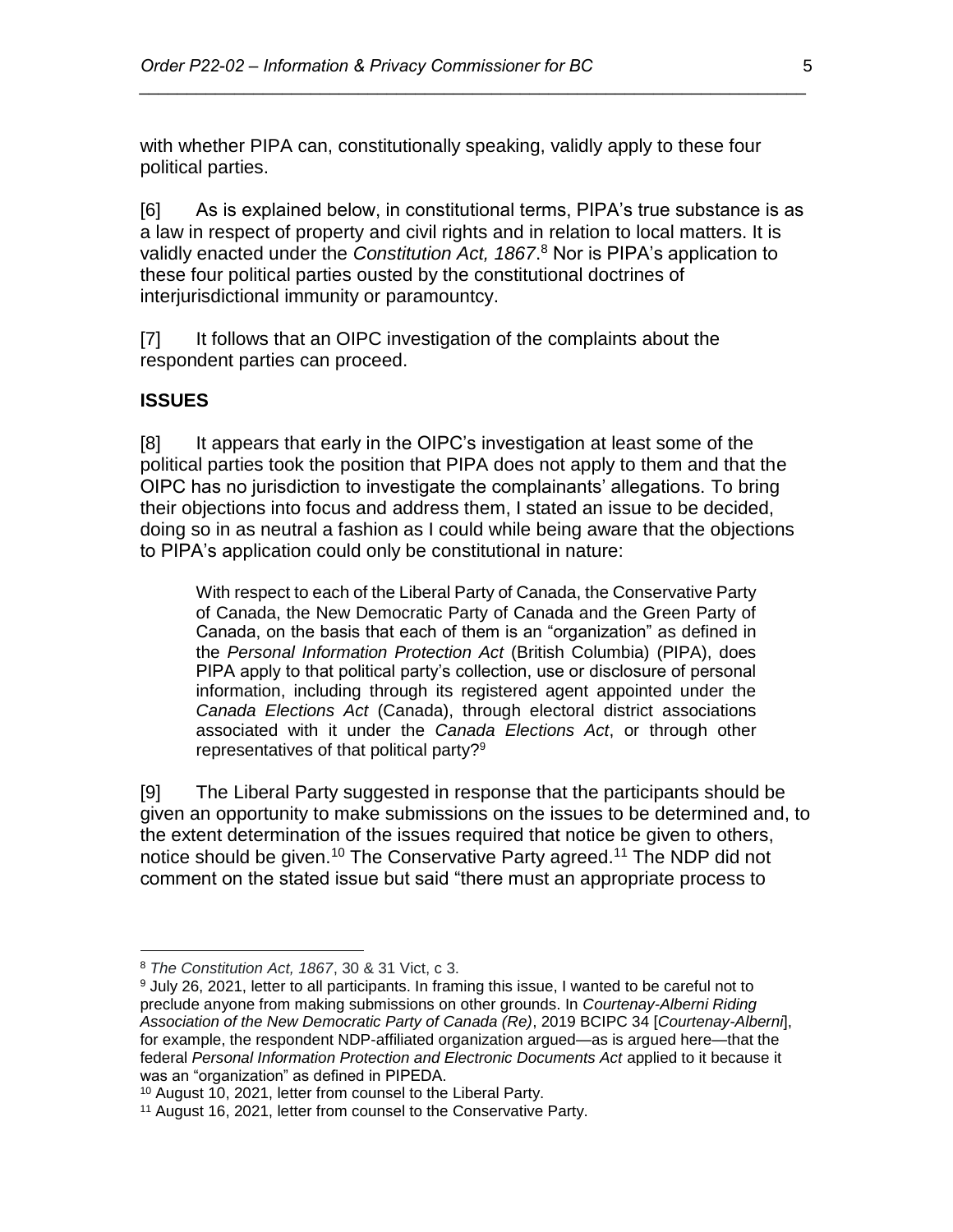with whether PIPA can, constitutionally speaking, validly apply to these four political parties.

[6] As is explained below, in constitutional terms, PIPA's true substance is as a law in respect of property and civil rights and in relation to local matters. It is validly enacted under the *Constitution Act, 1867*.[8] Nor is PIPA's application to these four political parties ousted by the constitutional doctrines of interjurisdictional immunity or paramountcy.

[7] It follows that an OIPC investigation of the complaints about the respondent parties can proceed.

## ISSUES

[8] It appears that early in the OIPC's investigation at least some of the political parties took the position that PIPA does not apply to them and that the OIPC has no jurisdiction to investigate the complainants' allegations. To bring their objections into focus and address them, I stated an issue to be decided, doing so in as neutral a fashion as I could while being aware that the objections to PIPA's application could only be constitutional in nature:

> With respect to each of the Liberal Party of Canada, the Conservative Party of Canada, the New Democratic Party of Canada and the Green Party of Canada, on the basis that each of them is an "organization" as defined in the *Personal Information Protection Act* (British Columbia) (PIPA), does PIPA apply to that political party's collection, use or disclosure of personal information, including through its registered agent appointed under the *Canada Elections Act* (Canada), through electoral district associations associated with it under the *Canada Elections Act*, or through other representatives of that political party?[9]

[9] The Liberal Party suggested in response that the participants should be given an opportunity to make submissions on the issues to be determined and, to the extent determination of the issues required that notice be given to others, notice should be given.[10] The Conservative Party agreed.[11] The NDP did not comment on the stated issue but said "there must an appropriate process to

---

[8] *The Constitution Act, 1867*, 30 & 31 Vict, c 3.

[9] July 26, 2021, letter to all participants. In framing this issue, I wanted to be careful not to preclude anyone from making submissions on other grounds. In *Courtenay-Alberni Riding Association of the New Democratic Party of Canada (Re)*, 2019 BCIPC 34 [*Courtenay-Alberni*], for example, the respondent NDP-affiliated organization argued—as is argued here—that the federal *Personal Information Protection and Electronic Documents Act* applied to it because it was an "organization" as defined in PIPEDA.

[10] August 10, 2021, letter from counsel to the Liberal Party.

[11] August 16, 2021, letter from counsel to the Conservative Party.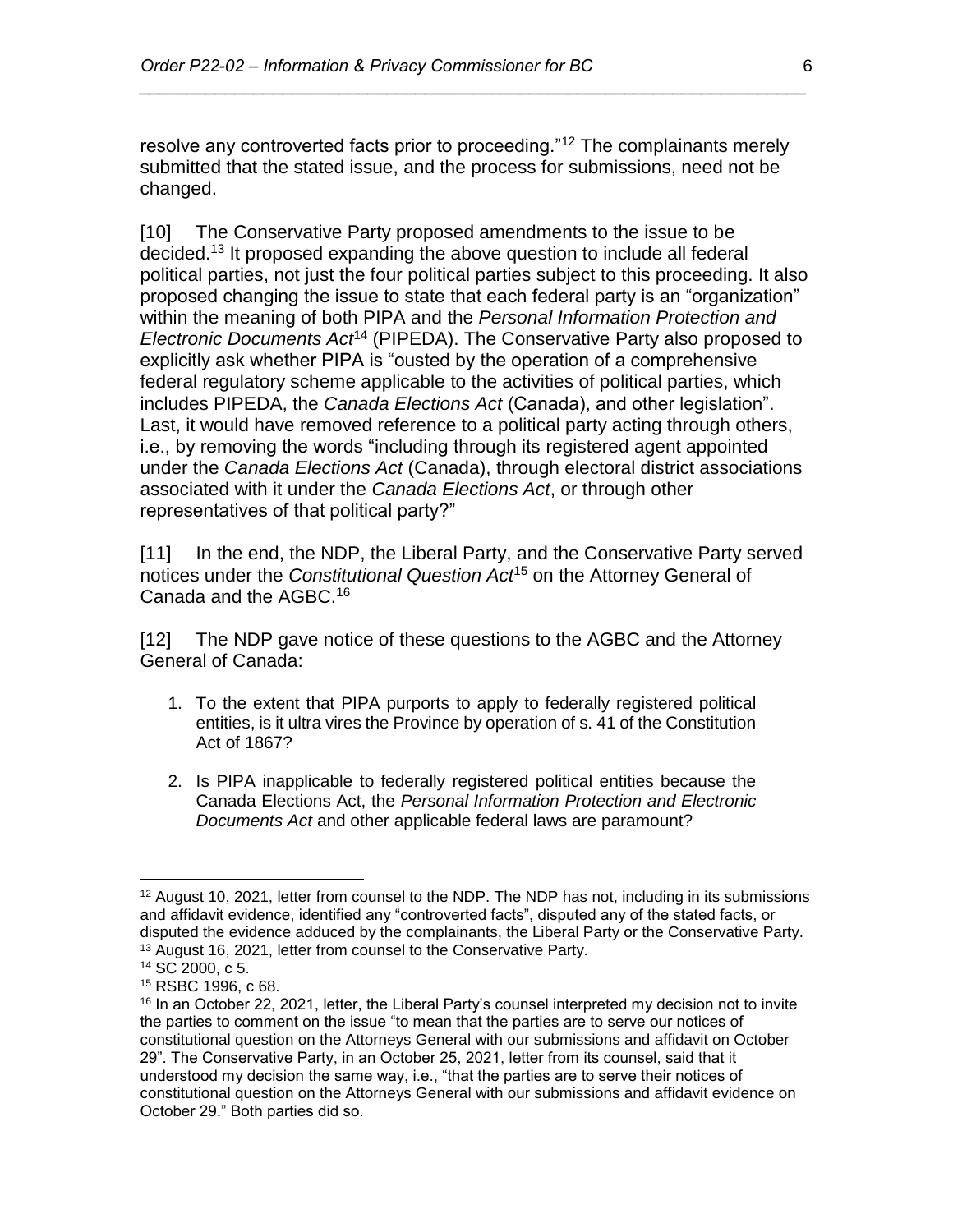resolve any controverted facts prior to proceeding."[12] The complainants merely submitted that the stated issue, and the process for submissions, need not be changed.

[10] The Conservative Party proposed amendments to the issue to be decided.[13] It proposed expanding the above question to include all federal political parties, not just the four political parties subject to this proceeding. It also proposed changing the issue to state that each federal party is an "organization" within the meaning of both PIPA and the *Personal Information Protection and Electronic Documents Act*[14] (PIPEDA). The Conservative Party also proposed to explicitly ask whether PIPA is "ousted by the operation of a comprehensive federal regulatory scheme applicable to the activities of political parties, which includes PIPEDA, the *Canada Elections Act* (Canada), and other legislation". Last, it would have removed reference to a political party acting through others, i.e., by removing the words "including through its registered agent appointed under the *Canada Elections Act* (Canada), through electoral district associations associated with it under the *Canada Elections Act*, or through other representatives of that political party?"

[11] In the end, the NDP, the Liberal Party, and the Conservative Party served notices under the *Constitutional Question Act*[15] on the Attorney General of Canada and the AGBC.[16]

[12] The NDP gave notice of these questions to the AGBC and the Attorney General of Canada:

1. To the extent that PIPA purports to apply to federally registered political entities, is it ultra vires the Province by operation of s. 41 of the Constitution Act of 1867?

2. Is PIPA inapplicable to federally registered political entities because the Canada Elections Act, the *Personal Information Protection and Electronic Documents Act* and other applicable federal laws are paramount?

---

[12] August 10, 2021, letter from counsel to the NDP. The NDP has not, including in its submissions and affidavit evidence, identified any "controverted facts", disputed any of the stated facts, or disputed the evidence adduced by the complainants, the Liberal Party or the Conservative Party.

[13] August 16, 2021, letter from counsel to the Conservative Party.

[14] SC 2000, c 5.

[15] RSBC 1996, c 68.

[16] In an October 22, 2021, letter, the Liberal Party's counsel interpreted my decision not to invite the parties to comment on the issue "to mean that the parties are to serve our notices of constitutional question on the Attorneys General with our submissions and affidavit on October 29". The Conservative Party, in an October 25, 2021, letter from its counsel, said that it understood my decision the same way, i.e., "that the parties are to serve their notices of constitutional question on the Attorneys General with our submissions and affidavit evidence on October 29." Both parties did so.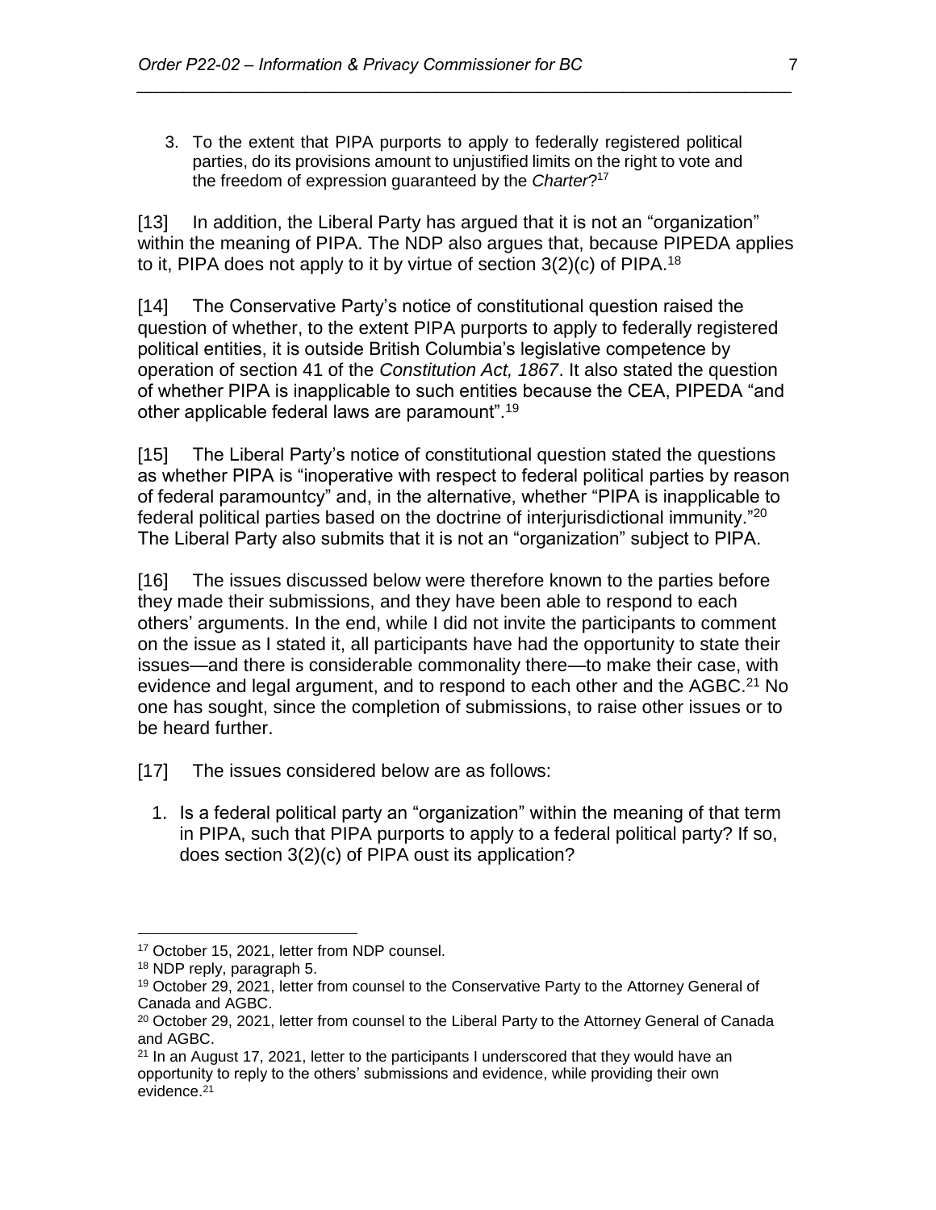3. To the extent that PIPA purports to apply to federally registered political parties, do its provisions amount to unjustified limits on the right to vote and the freedom of expression guaranteed by the *Charter*?[17]

[13] In addition, the Liberal Party has argued that it is not an "organization" within the meaning of PIPA. The NDP also argues that, because PIPEDA applies to it, PIPA does not apply to it by virtue of section 3(2)(c) of PIPA.[18]

[14] The Conservative Party's notice of constitutional question raised the question of whether, to the extent PIPA purports to apply to federally registered political entities, it is outside British Columbia's legislative competence by operation of section 41 of the *Constitution Act, 1867*. It also stated the question of whether PIPA is inapplicable to such entities because the CEA, PIPEDA "and other applicable federal laws are paramount".[19]

[15] The Liberal Party's notice of constitutional question stated the questions as whether PIPA is "inoperative with respect to federal political parties by reason of federal paramountcy" and, in the alternative, whether "PIPA is inapplicable to federal political parties based on the doctrine of interjurisdictional immunity."[20] The Liberal Party also submits that it is not an "organization" subject to PIPA.

[16] The issues discussed below were therefore known to the parties before they made their submissions, and they have been able to respond to each others' arguments. In the end, while I did not invite the participants to comment on the issue as I stated it, all participants have had the opportunity to state their issues—and there is considerable commonality there—to make their case, with evidence and legal argument, and to respond to each other and the AGBC.[21] No one has sought, since the completion of submissions, to raise other issues or to be heard further.

[17] The issues considered below are as follows:

1. Is a federal political party an "organization" within the meaning of that term in PIPA, such that PIPA purports to apply to a federal political party? If so, does section 3(2)(c) of PIPA oust its application?

---

[17] October 15, 2021, letter from NDP counsel.

[18] NDP reply, paragraph 5.

[19] October 29, 2021, letter from counsel to the Conservative Party to the Attorney General of Canada and AGBC.

[20] October 29, 2021, letter from counsel to the Liberal Party to the Attorney General of Canada and AGBC.

[21] In an August 17, 2021, letter to the participants I underscored that they would have an opportunity to reply to the others' submissions and evidence, while providing their own evidence.[21]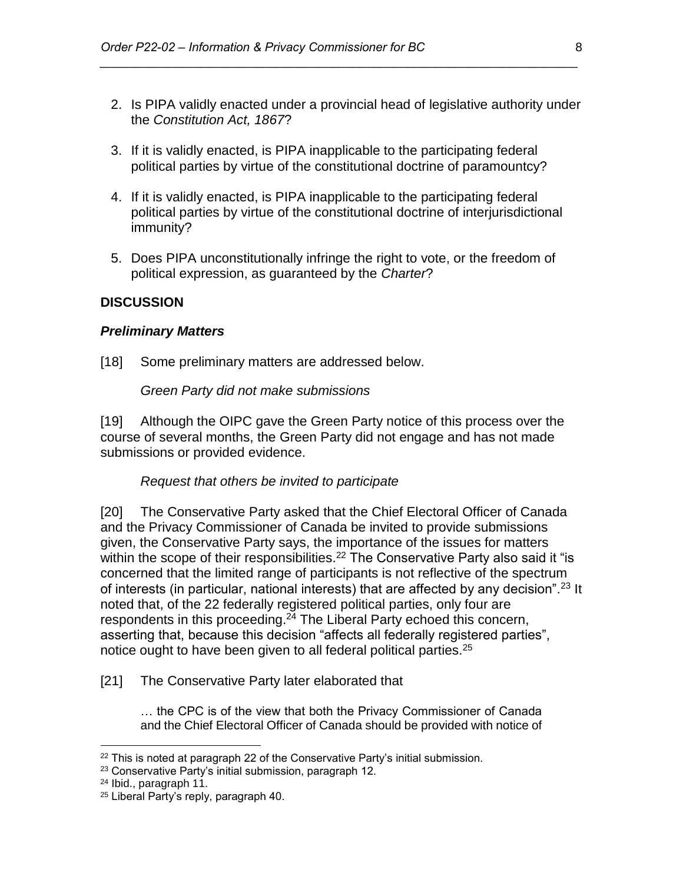2. Is PIPA validly enacted under a provincial head of legislative authority under the *Constitution Act, 1867*?

3. If it is validly enacted, is PIPA inapplicable to the participating federal political parties by virtue of the constitutional doctrine of paramountcy?

4. If it is validly enacted, is PIPA inapplicable to the participating federal political parties by virtue of the constitutional doctrine of interjurisdictional immunity?

5. Does PIPA unconstitutionally infringe the right to vote, or the freedom of political expression, as guaranteed by the *Charter*?

## DISCUSSION

### *Preliminary Matters*

[18] Some preliminary matters are addressed below.

*Green Party did not make submissions*

[19] Although the OIPC gave the Green Party notice of this process over the course of several months, the Green Party did not engage and has not made submissions or provided evidence.

*Request that others be invited to participate*

[20] The Conservative Party asked that the Chief Electoral Officer of Canada and the Privacy Commissioner of Canada be invited to provide submissions given, the Conservative Party says, the importance of the issues for matters within the scope of their responsibilities.[22] The Conservative Party also said it "is concerned that the limited range of participants is not reflective of the spectrum of interests (in particular, national interests) that are affected by any decision".[23] It noted that, of the 22 federally registered political parties, only four are respondents in this proceeding.[24] The Liberal Party echoed this concern, asserting that, because this decision "affects all federally registered parties", notice ought to have been given to all federal political parties.[25]

[21] The Conservative Party later elaborated that

> … the CPC is of the view that both the Privacy Commissioner of Canada and the Chief Electoral Officer of Canada should be provided with notice of

---

[22] This is noted at paragraph 22 of the Conservative Party's initial submission.

[23] Conservative Party's initial submission, paragraph 12.

[24] Ibid., paragraph 11.

[25] Liberal Party's reply, paragraph 40.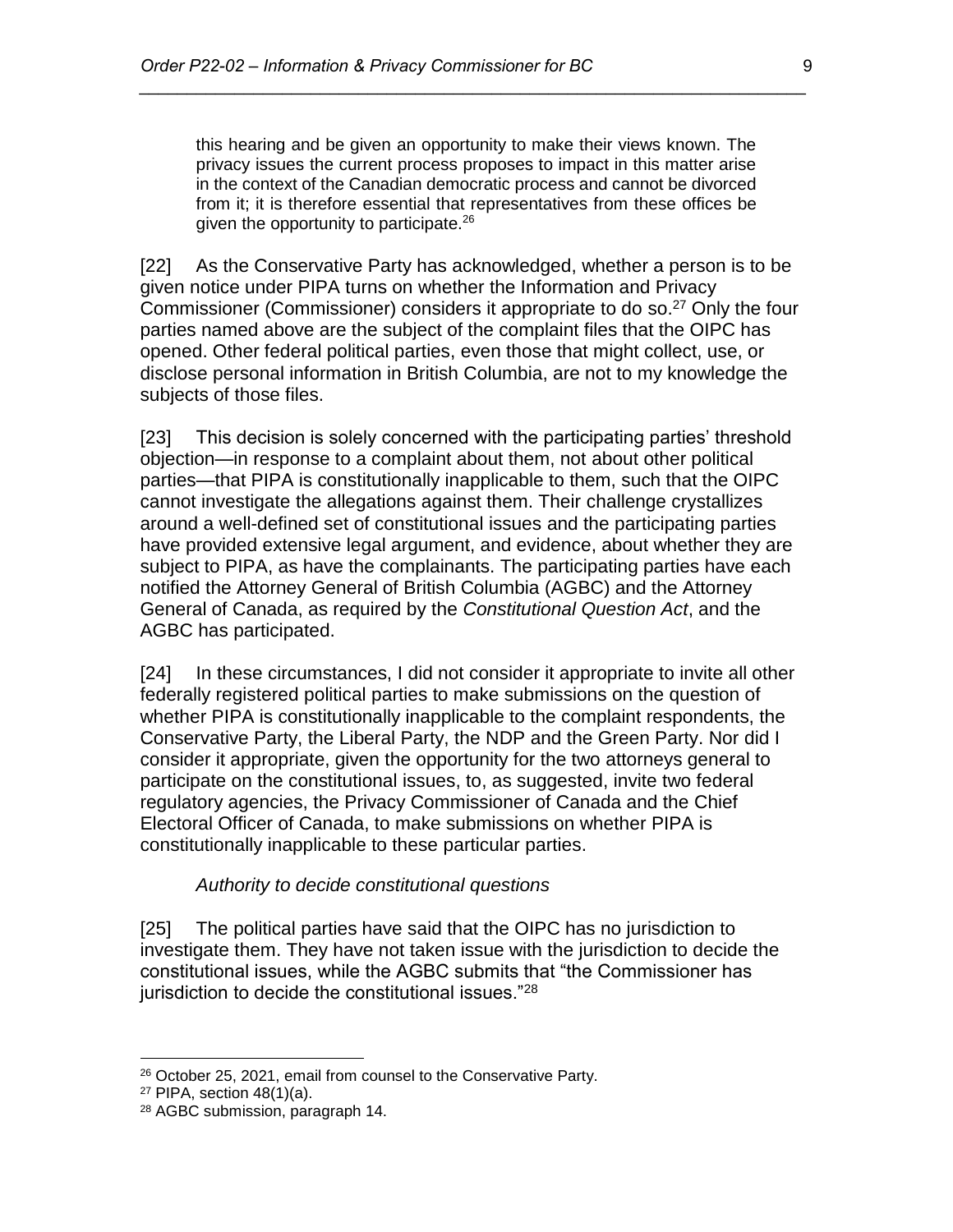> this hearing and be given an opportunity to make their views known. The privacy issues the current process proposes to impact in this matter arise in the context of the Canadian democratic process and cannot be divorced from it; it is therefore essential that representatives from these offices be given the opportunity to participate.[26]

[22] As the Conservative Party has acknowledged, whether a person is to be given notice under PIPA turns on whether the Information and Privacy Commissioner (Commissioner) considers it appropriate to do so.[27] Only the four parties named above are the subject of the complaint files that the OIPC has opened. Other federal political parties, even those that might collect, use, or disclose personal information in British Columbia, are not to my knowledge the subjects of those files.

[23] This decision is solely concerned with the participating parties' threshold objection—in response to a complaint about them, not about other political parties—that PIPA is constitutionally inapplicable to them, such that the OIPC cannot investigate the allegations against them. Their challenge crystallizes around a well-defined set of constitutional issues and the participating parties have provided extensive legal argument, and evidence, about whether they are subject to PIPA, as have the complainants. The participating parties have each notified the Attorney General of British Columbia (AGBC) and the Attorney General of Canada, as required by the *Constitutional Question Act*, and the AGBC has participated.

[24] In these circumstances, I did not consider it appropriate to invite all other federally registered political parties to make submissions on the question of whether PIPA is constitutionally inapplicable to the complaint respondents, the Conservative Party, the Liberal Party, the NDP and the Green Party. Nor did I consider it appropriate, given the opportunity for the two attorneys general to participate on the constitutional issues, to, as suggested, invite two federal regulatory agencies, the Privacy Commissioner of Canada and the Chief Electoral Officer of Canada, to make submissions on whether PIPA is constitutionally inapplicable to these particular parties.

*Authority to decide constitutional questions*

[25] The political parties have said that the OIPC has no jurisdiction to investigate them. They have not taken issue with the jurisdiction to decide the constitutional issues, while the AGBC submits that "the Commissioner has jurisdiction to decide the constitutional issues."[28]

---

[26] October 25, 2021, email from counsel to the Conservative Party.

[27] PIPA, section 48(1)(a).

[28] AGBC submission, paragraph 14.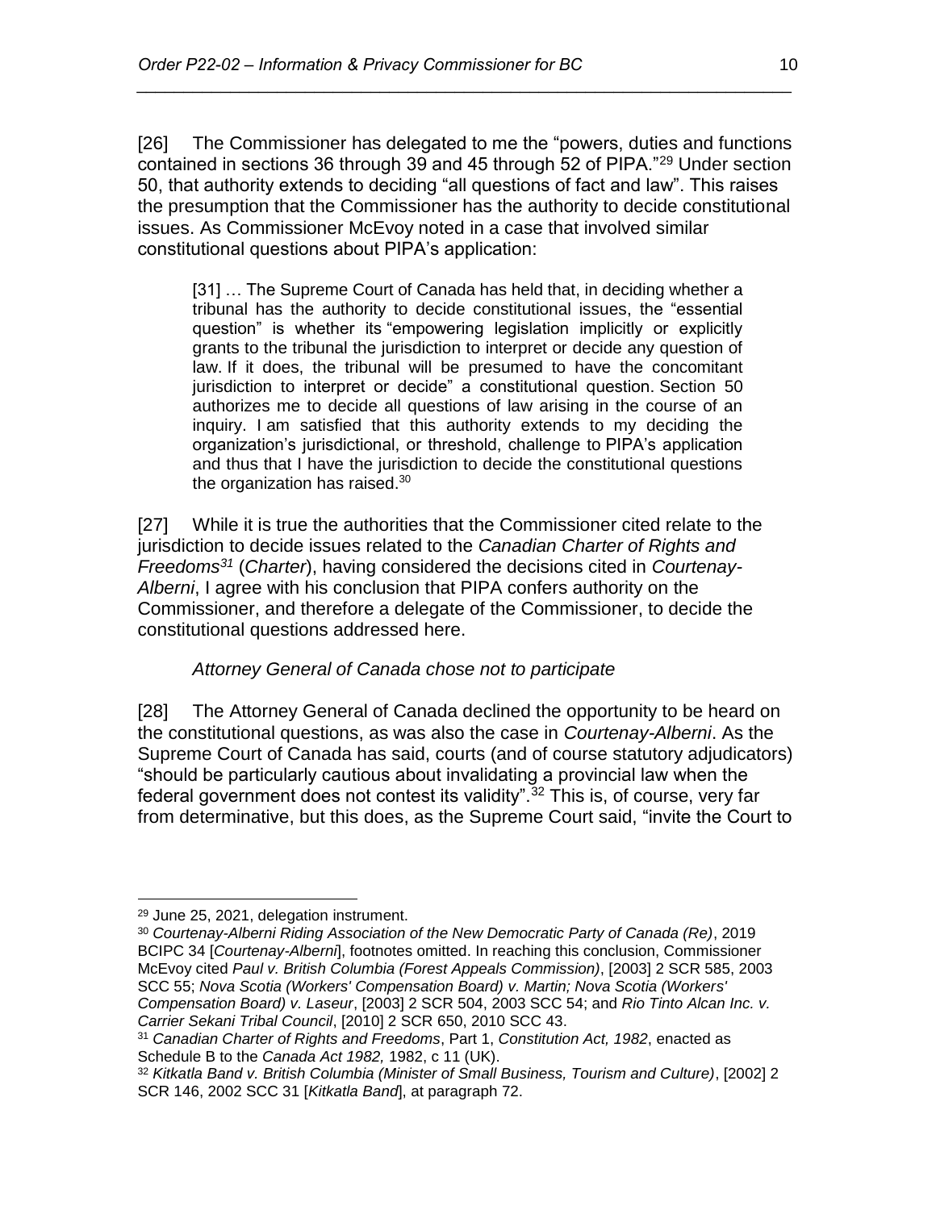[26] The Commissioner has delegated to me the "powers, duties and functions contained in sections 36 through 39 and 45 through 52 of PIPA."[29] Under section 50, that authority extends to deciding "all questions of fact and law". This raises the presumption that the Commissioner has the authority to decide constitutional issues. As Commissioner McEvoy noted in a case that involved similar constitutional questions about PIPA's application:

> [31] … The Supreme Court of Canada has held that, in deciding whether a tribunal has the authority to decide constitutional issues, the "essential question" is whether its "empowering legislation implicitly or explicitly grants to the tribunal the jurisdiction to interpret or decide any question of law. If it does, the tribunal will be presumed to have the concomitant jurisdiction to interpret or decide" a constitutional question. Section 50 authorizes me to decide all questions of law arising in the course of an inquiry. I am satisfied that this authority extends to my deciding the organization's jurisdictional, or threshold, challenge to PIPA's application and thus that I have the jurisdiction to decide the constitutional questions the organization has raised.[30]

[27] While it is true the authorities that the Commissioner cited relate to the jurisdiction to decide issues related to the *Canadian Charter of Rights and Freedoms*[31] (*Charter*), having considered the decisions cited in *Courtenay-Alberni*, I agree with his conclusion that PIPA confers authority on the Commissioner, and therefore a delegate of the Commissioner, to decide the constitutional questions addressed here.

*Attorney General of Canada chose not to participate*

[28] The Attorney General of Canada declined the opportunity to be heard on the constitutional questions, as was also the case in *Courtenay-Alberni*. As the Supreme Court of Canada has said, courts (and of course statutory adjudicators) "should be particularly cautious about invalidating a provincial law when the federal government does not contest its validity".[32] This is, of course, very far from determinative, but this does, as the Supreme Court said, "invite the Court to

---

[29] June 25, 2021, delegation instrument.

[30] *Courtenay-Alberni Riding Association of the New Democratic Party of Canada (Re)*, 2019 BCIPC 34 [*Courtenay-Alberni*], footnotes omitted. In reaching this conclusion, Commissioner McEvoy cited *Paul v. British Columbia (Forest Appeals Commission)*, [2003] 2 SCR 585, 2003 SCC 55; *Nova Scotia (Workers' Compensation Board) v. Martin; Nova Scotia (Workers' Compensation Board) v. Laseur*, [2003] 2 SCR 504, 2003 SCC 54; and *Rio Tinto Alcan Inc. v. Carrier Sekani Tribal Council*, [2010] 2 SCR 650, 2010 SCC 43.

[31] *Canadian Charter of Rights and Freedoms*, Part 1, *Constitution Act, 1982*, enacted as Schedule B to the *Canada Act 1982,* 1982, c 11 (UK).

[32] *Kitkatla Band v. British Columbia (Minister of Small Business, Tourism and Culture)*, [2002] 2 SCR 146, 2002 SCC 31 [*Kitkatla Band*], at paragraph 72.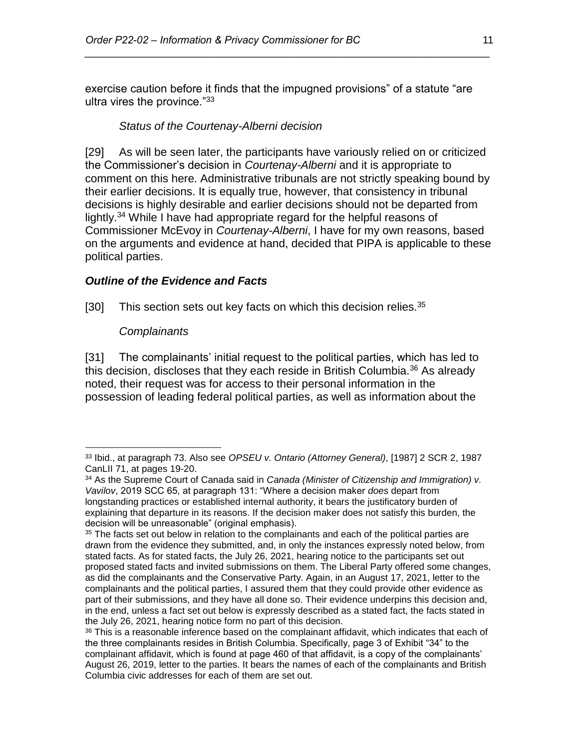exercise caution before it finds that the impugned provisions" of a statute "are ultra vires the province."[33]

*Status of the Courtenay-Alberni decision*

[29] As will be seen later, the participants have variously relied on or criticized the Commissioner's decision in *Courtenay-Alberni* and it is appropriate to comment on this here. Administrative tribunals are not strictly speaking bound by their earlier decisions. It is equally true, however, that consistency in tribunal decisions is highly desirable and earlier decisions should not be departed from lightly.[34] While I have had appropriate regard for the helpful reasons of Commissioner McEvoy in *Courtenay-Alberni*, I have for my own reasons, based on the arguments and evidence at hand, decided that PIPA is applicable to these political parties.

### *Outline of the Evidence and Facts*

[30] This section sets out key facts on which this decision relies.[35]

*Complainants*

[31] The complainants' initial request to the political parties, which has led to this decision, discloses that they each reside in British Columbia.[36] As already noted, their request was for access to their personal information in the possession of leading federal political parties, as well as information about the

---

[33] Ibid., at paragraph 73. Also see *OPSEU v. Ontario (Attorney General)*, [1987] 2 SCR 2, 1987 CanLII 71, at pages 19-20.

[34] As the Supreme Court of Canada said in *Canada (Minister of Citizenship and Immigration) v. Vavilov*, 2019 SCC 65, at paragraph 131: "Where a decision maker *does* depart from longstanding practices or established internal authority, it bears the justificatory burden of explaining that departure in its reasons. If the decision maker does not satisfy this burden, the decision will be unreasonable" (original emphasis).

[35] The facts set out below in relation to the complainants and each of the political parties are drawn from the evidence they submitted, and, in only the instances expressly noted below, from stated facts. As for stated facts, the July 26, 2021, hearing notice to the participants set out proposed stated facts and invited submissions on them. The Liberal Party offered some changes, as did the complainants and the Conservative Party. Again, in an August 17, 2021, letter to the complainants and the political parties, I assured them that they could provide other evidence as part of their submissions, and they have all done so. Their evidence underpins this decision and, in the end, unless a fact set out below is expressly described as a stated fact, the facts stated in the July 26, 2021, hearing notice form no part of this decision.

[36] This is a reasonable inference based on the complainant affidavit, which indicates that each of the three complainants resides in British Columbia. Specifically, page 3 of Exhibit "34" to the complainant affidavit, which is found at page 460 of that affidavit, is a copy of the complainants' August 26, 2019, letter to the parties. It bears the names of each of the complainants and British Columbia civic addresses for each of them are set out.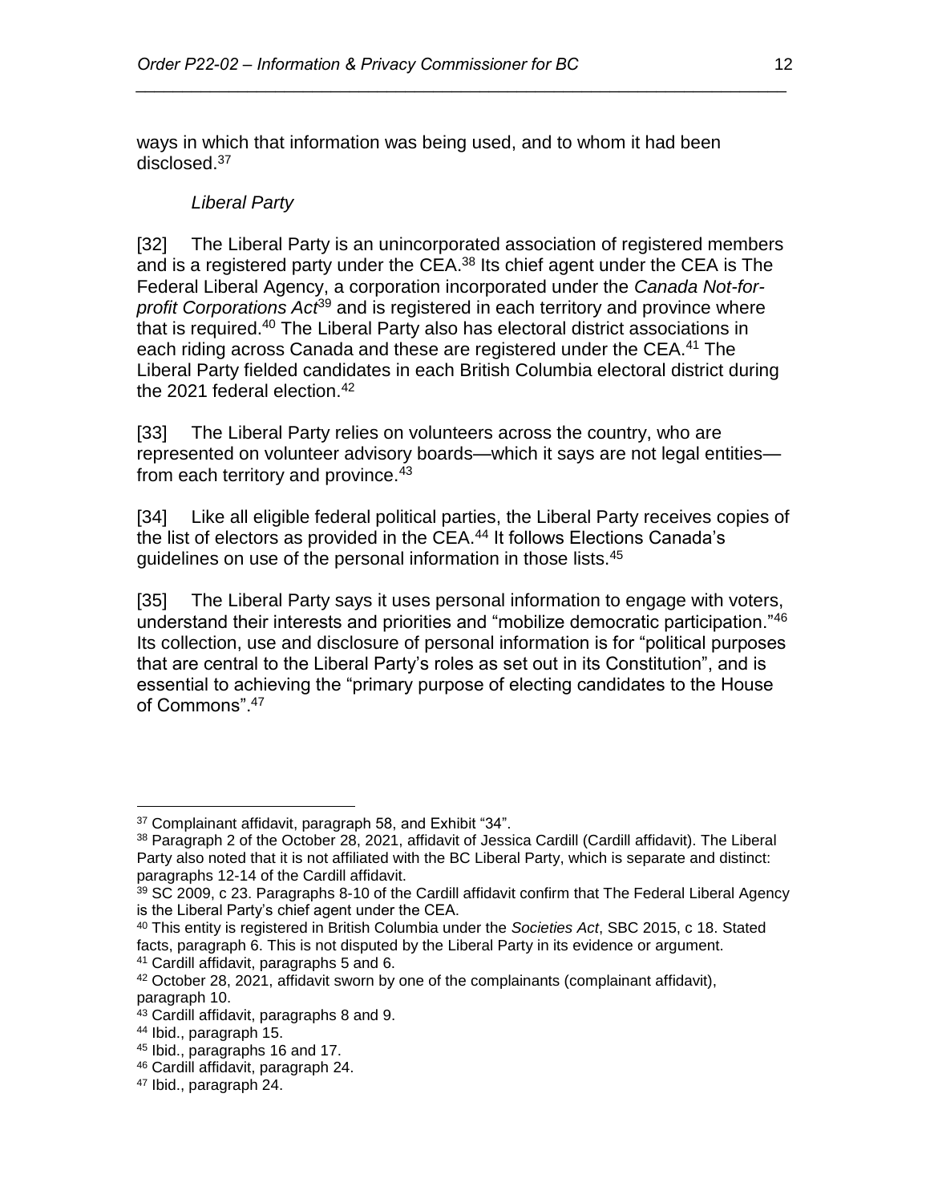ways in which that information was being used, and to whom it had been disclosed.[37]

*Liberal Party*

[32] The Liberal Party is an unincorporated association of registered members and is a registered party under the CEA.[38] Its chief agent under the CEA is The Federal Liberal Agency, a corporation incorporated under the *Canada Not-for-profit Corporations Act*[39] and is registered in each territory and province where that is required.[40] The Liberal Party also has electoral district associations in each riding across Canada and these are registered under the CEA.[41] The Liberal Party fielded candidates in each British Columbia electoral district during the 2021 federal election.[42]

[33] The Liberal Party relies on volunteers across the country, who are represented on volunteer advisory boards—which it says are not legal entities—from each territory and province.[43]

[34] Like all eligible federal political parties, the Liberal Party receives copies of the list of electors as provided in the CEA.[44] It follows Elections Canada's guidelines on use of the personal information in those lists.[45]

[35] The Liberal Party says it uses personal information to engage with voters, understand their interests and priorities and "mobilize democratic participation."[46] Its collection, use and disclosure of personal information is for "political purposes that are central to the Liberal Party's roles as set out in its Constitution", and is essential to achieving the "primary purpose of electing candidates to the House of Commons".[47]

---

[37] Complainant affidavit, paragraph 58, and Exhibit "34".

[38] Paragraph 2 of the October 28, 2021, affidavit of Jessica Cardill (Cardill affidavit). The Liberal Party also noted that it is not affiliated with the BC Liberal Party, which is separate and distinct: paragraphs 12-14 of the Cardill affidavit.

[39] SC 2009, c 23. Paragraphs 8-10 of the Cardill affidavit confirm that The Federal Liberal Agency is the Liberal Party's chief agent under the CEA.

[40] This entity is registered in British Columbia under the *Societies Act*, SBC 2015, c 18. Stated facts, paragraph 6. This is not disputed by the Liberal Party in its evidence or argument.

[41] Cardill affidavit, paragraphs 5 and 6.

[42] October 28, 2021, affidavit sworn by one of the complainants (complainant affidavit), paragraph 10.

[43] Cardill affidavit, paragraphs 8 and 9.

[44] Ibid., paragraph 15.

[45] Ibid., paragraphs 16 and 17.

[46] Cardill affidavit, paragraph 24.

[47] Ibid., paragraph 24.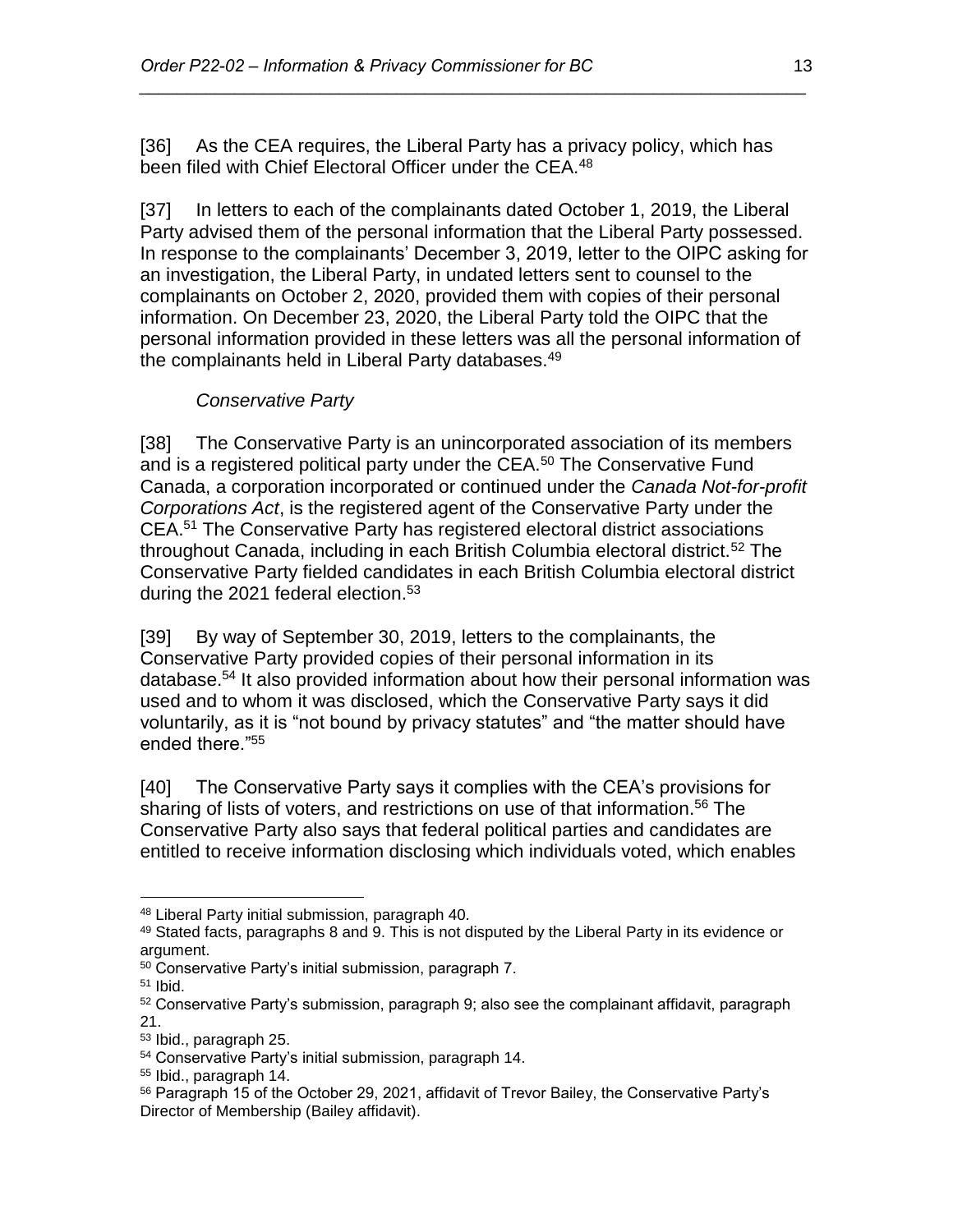[36] As the CEA requires, the Liberal Party has a privacy policy, which has been filed with Chief Electoral Officer under the CEA.[48]

[37] In letters to each of the complainants dated October 1, 2019, the Liberal Party advised them of the personal information that the Liberal Party possessed. In response to the complainants' December 3, 2019, letter to the OIPC asking for an investigation, the Liberal Party, in undated letters sent to counsel to the complainants on October 2, 2020, provided them with copies of their personal information. On December 23, 2020, the Liberal Party told the OIPC that the personal information provided in these letters was all the personal information of the complainants held in Liberal Party databases.[49]

*Conservative Party*

[38] The Conservative Party is an unincorporated association of its members and is a registered political party under the CEA.[50] The Conservative Fund Canada, a corporation incorporated or continued under the *Canada Not-for-profit Corporations Act*, is the registered agent of the Conservative Party under the CEA.[51] The Conservative Party has registered electoral district associations throughout Canada, including in each British Columbia electoral district.[52] The Conservative Party fielded candidates in each British Columbia electoral district during the 2021 federal election.[53]

[39] By way of September 30, 2019, letters to the complainants, the Conservative Party provided copies of their personal information in its database.[54] It also provided information about how their personal information was used and to whom it was disclosed, which the Conservative Party says it did voluntarily, as it is "not bound by privacy statutes" and "the matter should have ended there."[55]

[40] The Conservative Party says it complies with the CEA's provisions for sharing of lists of voters, and restrictions on use of that information.[56] The Conservative Party also says that federal political parties and candidates are entitled to receive information disclosing which individuals voted, which enables

---

[48] Liberal Party initial submission, paragraph 40.

[49] Stated facts, paragraphs 8 and 9. This is not disputed by the Liberal Party in its evidence or argument.

[50] Conservative Party's initial submission, paragraph 7.

[51] Ibid.

[52] Conservative Party's submission, paragraph 9; also see the complainant affidavit, paragraph 21.

[53] Ibid., paragraph 25.

[54] Conservative Party's initial submission, paragraph 14.

[55] Ibid., paragraph 14.

[56] Paragraph 15 of the October 29, 2021, affidavit of Trevor Bailey, the Conservative Party's Director of Membership (Bailey affidavit).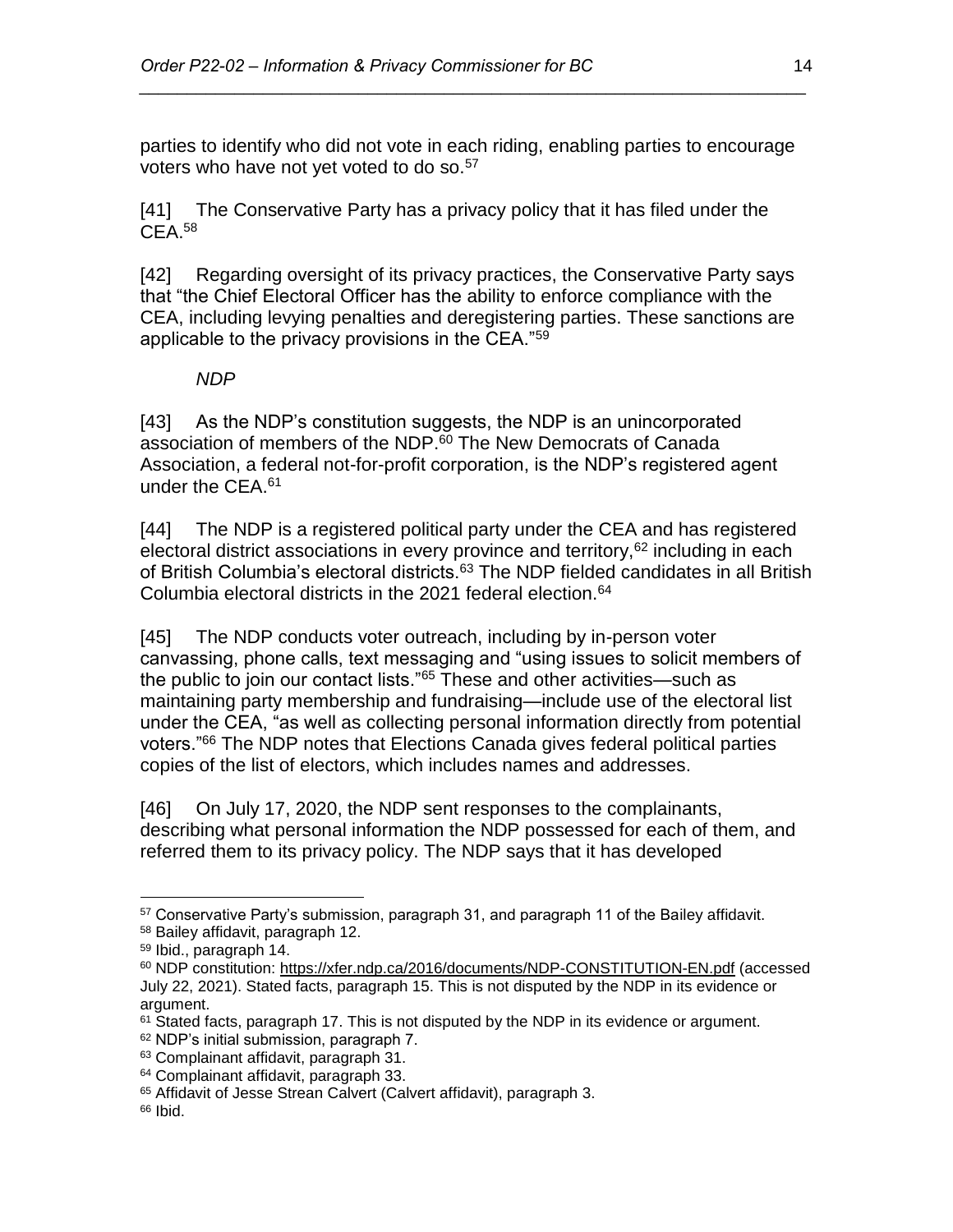parties to identify who did not vote in each riding, enabling parties to encourage voters who have not yet voted to do so.[57]

[41] The Conservative Party has a privacy policy that it has filed under the CEA.[58]

[42] Regarding oversight of its privacy practices, the Conservative Party says that "the Chief Electoral Officer has the ability to enforce compliance with the CEA, including levying penalties and deregistering parties. These sanctions are applicable to the privacy provisions in the CEA."[59]

*NDP*

[43] As the NDP's constitution suggests, the NDP is an unincorporated association of members of the NDP.[60] The New Democrats of Canada Association, a federal not-for-profit corporation, is the NDP's registered agent under the CEA.[61]

[44] The NDP is a registered political party under the CEA and has registered electoral district associations in every province and territory,[62] including in each of British Columbia's electoral districts.[63] The NDP fielded candidates in all British Columbia electoral districts in the 2021 federal election.[64]

[45] The NDP conducts voter outreach, including by in-person voter canvassing, phone calls, text messaging and "using issues to solicit members of the public to join our contact lists."[65] These and other activities—such as maintaining party membership and fundraising—include use of the electoral list under the CEA, "as well as collecting personal information directly from potential voters."[66] The NDP notes that Elections Canada gives federal political parties copies of the list of electors, which includes names and addresses.

[46] On July 17, 2020, the NDP sent responses to the complainants, describing what personal information the NDP possessed for each of them, and referred them to its privacy policy. The NDP says that it has developed

---

[57] Conservative Party's submission, paragraph 31, and paragraph 11 of the Bailey affidavit.

[58] Bailey affidavit, paragraph 12.

[59] Ibid., paragraph 14.

[60] NDP constitution: https://xfer.ndp.ca/2016/documents/NDP-CONSTITUTION-EN.pdf (accessed July 22, 2021). Stated facts, paragraph 15. This is not disputed by the NDP in its evidence or argument.

[61] Stated facts, paragraph 17. This is not disputed by the NDP in its evidence or argument.

[62] NDP's initial submission, paragraph 7.

[63] Complainant affidavit, paragraph 31.

[64] Complainant affidavit, paragraph 33.

[65] Affidavit of Jesse Strean Calvert (Calvert affidavit), paragraph 3.

[66] Ibid.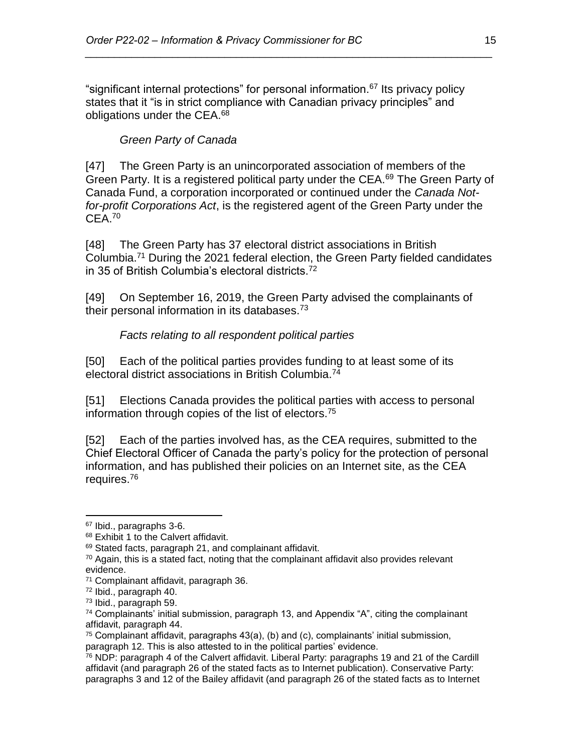"significant internal protections" for personal information.[67] Its privacy policy states that it "is in strict compliance with Canadian privacy principles" and obligations under the CEA.[68]

*Green Party of Canada*

[47] The Green Party is an unincorporated association of members of the Green Party. It is a registered political party under the CEA.[69] The Green Party of Canada Fund, a corporation incorporated or continued under the *Canada Not-for-profit Corporations Act*, is the registered agent of the Green Party under the CEA.[70]

[48] The Green Party has 37 electoral district associations in British Columbia.[71] During the 2021 federal election, the Green Party fielded candidates in 35 of British Columbia's electoral districts.[72]

[49] On September 16, 2019, the Green Party advised the complainants of their personal information in its databases.[73]

*Facts relating to all respondent political parties*

[50] Each of the political parties provides funding to at least some of its electoral district associations in British Columbia.[74]

[51] Elections Canada provides the political parties with access to personal information through copies of the list of electors.[75]

[52] Each of the parties involved has, as the CEA requires, submitted to the Chief Electoral Officer of Canada the party's policy for the protection of personal information, and has published their policies on an Internet site, as the CEA requires.[76]

---

[67] Ibid., paragraphs 3-6.

[68] Exhibit 1 to the Calvert affidavit.

[69] Stated facts, paragraph 21, and complainant affidavit.

[70] Again, this is a stated fact, noting that the complainant affidavit also provides relevant evidence.

[71] Complainant affidavit, paragraph 36.

[72] Ibid., paragraph 40.

[73] Ibid., paragraph 59.

[74] Complainants' initial submission, paragraph 13, and Appendix "A", citing the complainant affidavit, paragraph 44.

[75] Complainant affidavit, paragraphs 43(a), (b) and (c), complainants' initial submission, paragraph 12. This is also attested to in the political parties' evidence.

[76] NDP: paragraph 4 of the Calvert affidavit. Liberal Party: paragraphs 19 and 21 of the Cardill affidavit (and paragraph 26 of the stated facts as to Internet publication). Conservative Party: paragraphs 3 and 12 of the Bailey affidavit (and paragraph 26 of the stated facts as to Internet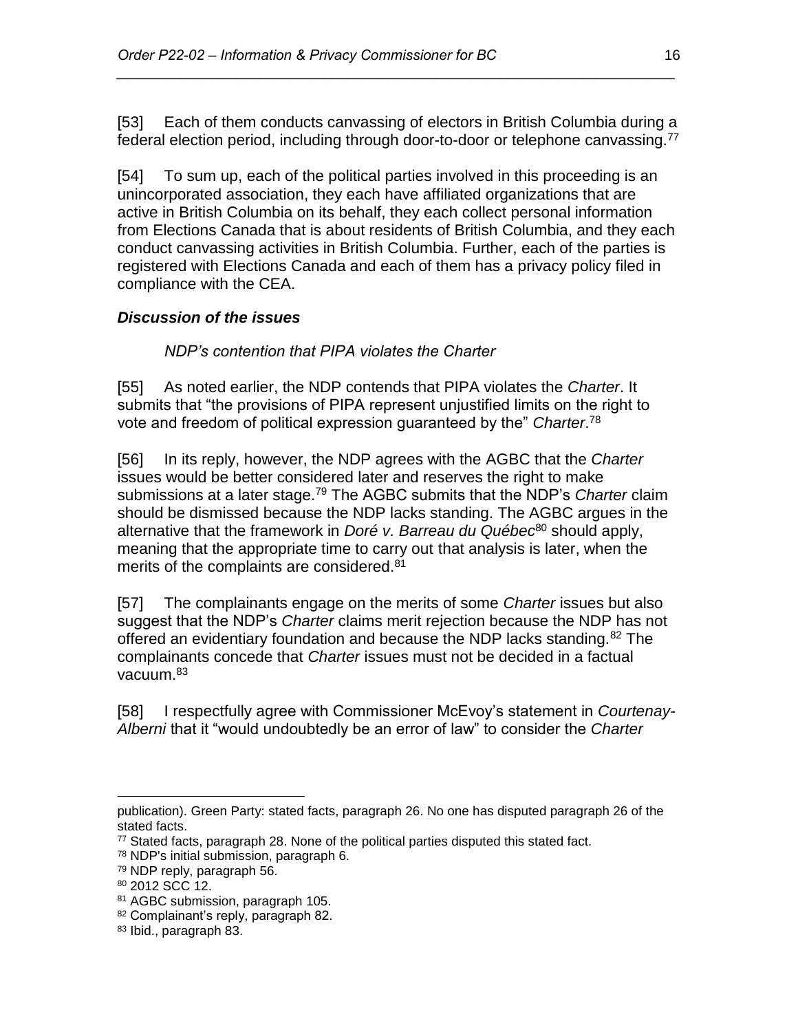[53] Each of them conducts canvassing of electors in British Columbia during a federal election period, including through door-to-door or telephone canvassing.[77]

[54] To sum up, each of the political parties involved in this proceeding is an unincorporated association, they each have affiliated organizations that are active in British Columbia on its behalf, they each collect personal information from Elections Canada that is about residents of British Columbia, and they each conduct canvassing activities in British Columbia. Further, each of the parties is registered with Elections Canada and each of them has a privacy policy filed in compliance with the CEA.

### ***Discussion of the issues***

*NDP's contention that PIPA violates the Charter*

[55] As noted earlier, the NDP contends that PIPA violates the *Charter*. It submits that "the provisions of PIPA represent unjustified limits on the right to vote and freedom of political expression guaranteed by the" *Charter*.[78]

[56] In its reply, however, the NDP agrees with the AGBC that the *Charter* issues would be better considered later and reserves the right to make submissions at a later stage.[79] The AGBC submits that the NDP's *Charter* claim should be dismissed because the NDP lacks standing. The AGBC argues in the alternative that the framework in *Doré v. Barreau du Québec*[80] should apply, meaning that the appropriate time to carry out that analysis is later, when the merits of the complaints are considered.[81]

[57] The complainants engage on the merits of some *Charter* issues but also suggest that the NDP's *Charter* claims merit rejection because the NDP has not offered an evidentiary foundation and because the NDP lacks standing.[82] The complainants concede that *Charter* issues must not be decided in a factual vacuum.[83]

[58] I respectfully agree with Commissioner McEvoy's statement in *Courtenay-Alberni* that it "would undoubtedly be an error of law" to consider the *Charter*

---

publication). Green Party: stated facts, paragraph 26. No one has disputed paragraph 26 of the stated facts.

[77] Stated facts, paragraph 28. None of the political parties disputed this stated fact.

[78] NDP's initial submission, paragraph 6.

[79] NDP reply, paragraph 56.

[80] 2012 SCC 12.

[81] AGBC submission, paragraph 105.

[82] Complainant's reply, paragraph 82.

[83] Ibid., paragraph 83.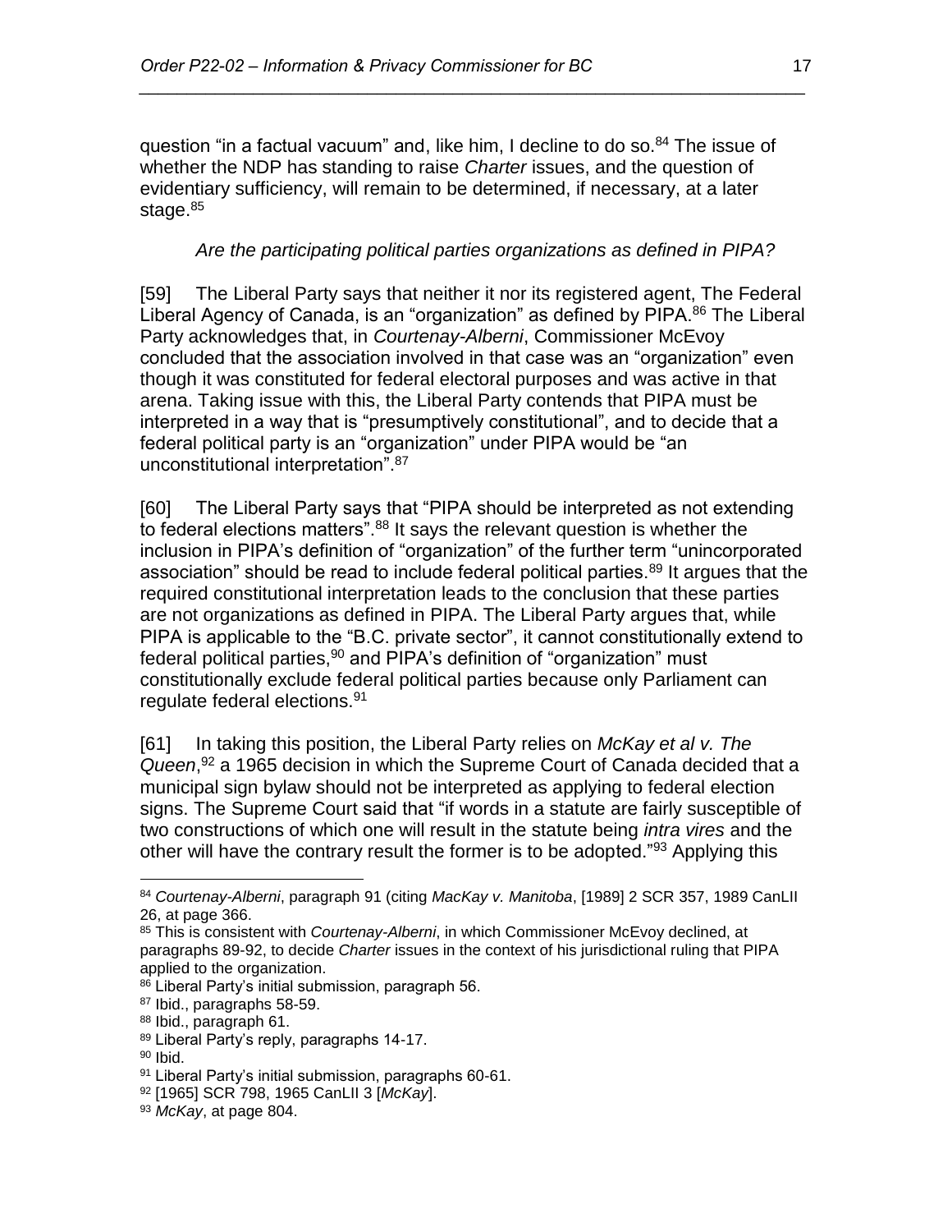question "in a factual vacuum" and, like him, I decline to do so.[84] The issue of whether the NDP has standing to raise *Charter* issues, and the question of evidentiary sufficiency, will remain to be determined, if necessary, at a later stage.[85]

*Are the participating political parties organizations as defined in PIPA?*

[59] The Liberal Party says that neither it nor its registered agent, The Federal Liberal Agency of Canada, is an "organization" as defined by PIPA.[86] The Liberal Party acknowledges that, in *Courtenay-Alberni*, Commissioner McEvoy concluded that the association involved in that case was an "organization" even though it was constituted for federal electoral purposes and was active in that arena. Taking issue with this, the Liberal Party contends that PIPA must be interpreted in a way that is "presumptively constitutional", and to decide that a federal political party is an "organization" under PIPA would be "an unconstitutional interpretation".[87]

[60] The Liberal Party says that "PIPA should be interpreted as not extending to federal elections matters".[88] It says the relevant question is whether the inclusion in PIPA's definition of "organization" of the further term "unincorporated association" should be read to include federal political parties.[89] It argues that the required constitutional interpretation leads to the conclusion that these parties are not organizations as defined in PIPA. The Liberal Party argues that, while PIPA is applicable to the "B.C. private sector", it cannot constitutionally extend to federal political parties,[90] and PIPA's definition of "organization" must constitutionally exclude federal political parties because only Parliament can regulate federal elections.[91]

[61] In taking this position, the Liberal Party relies on *McKay et al v. The Queen*,[92] a 1965 decision in which the Supreme Court of Canada decided that a municipal sign bylaw should not be interpreted as applying to federal election signs. The Supreme Court said that "if words in a statute are fairly susceptible of two constructions of which one will result in the statute being *intra vires* and the other will have the contrary result the former is to be adopted."[93] Applying this

---

[84] *Courtenay-Alberni*, paragraph 91 (citing *MacKay v. Manitoba*, [1989] 2 SCR 357, 1989 CanLII 26, at page 366.

[85] This is consistent with *Courtenay-Alberni*, in which Commissioner McEvoy declined, at paragraphs 89-92, to decide *Charter* issues in the context of his jurisdictional ruling that PIPA applied to the organization.

[86] Liberal Party's initial submission, paragraph 56.

[87] Ibid., paragraphs 58-59.

[88] Ibid., paragraph 61.

[89] Liberal Party's reply, paragraphs 14-17.

[90] Ibid.

[91] Liberal Party's initial submission, paragraphs 60-61.

[92] [1965] SCR 798, 1965 CanLII 3 [*McKay*].

[93] *McKay*, at page 804.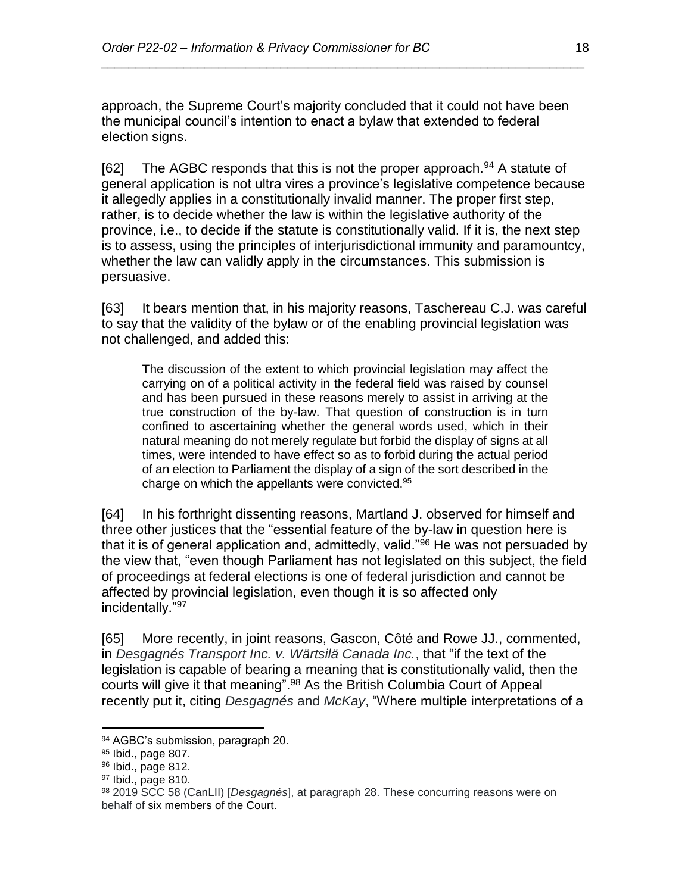approach, the Supreme Court's majority concluded that it could not have been the municipal council's intention to enact a bylaw that extended to federal election signs.

[62] The AGBC responds that this is not the proper approach.[94] A statute of general application is not ultra vires a province's legislative competence because it allegedly applies in a constitutionally invalid manner. The proper first step, rather, is to decide whether the law is within the legislative authority of the province, i.e., to decide if the statute is constitutionally valid. If it is, the next step is to assess, using the principles of interjurisdictional immunity and paramountcy, whether the law can validly apply in the circumstances. This submission is persuasive.

[63] It bears mention that, in his majority reasons, Taschereau C.J. was careful to say that the validity of the bylaw or of the enabling provincial legislation was not challenged, and added this:

> The discussion of the extent to which provincial legislation may affect the carrying on of a political activity in the federal field was raised by counsel and has been pursued in these reasons merely to assist in arriving at the true construction of the by-law. That question of construction is in turn confined to ascertaining whether the general words used, which in their natural meaning do not merely regulate but forbid the display of signs at all times, were intended to have effect so as to forbid during the actual period of an election to Parliament the display of a sign of the sort described in the charge on which the appellants were convicted.[95]

[64] In his forthright dissenting reasons, Martland J. observed for himself and three other justices that the "essential feature of the by-law in question here is that it is of general application and, admittedly, valid."[96] He was not persuaded by the view that, "even though Parliament has not legislated on this subject, the field of proceedings at federal elections is one of federal jurisdiction and cannot be affected by provincial legislation, even though it is so affected only incidentally."[97]

[65] More recently, in joint reasons, Gascon, Côté and Rowe JJ., commented, in *Desgagnés Transport Inc. v. Wärtsilä Canada Inc.*, that "if the text of the legislation is capable of bearing a meaning that is constitutionally valid, then the courts will give it that meaning".[98] As the British Columbia Court of Appeal recently put it, citing *Desgagnés* and *McKay*, "Where multiple interpretations of a

---

[94] AGBC's submission, paragraph 20.

[95] Ibid., page 807.

[96] Ibid., page 812.

[97] Ibid., page 810.

[98] 2019 SCC 58 (CanLII) [*Desgagnés*], at paragraph 28. These concurring reasons were on behalf of six members of the Court.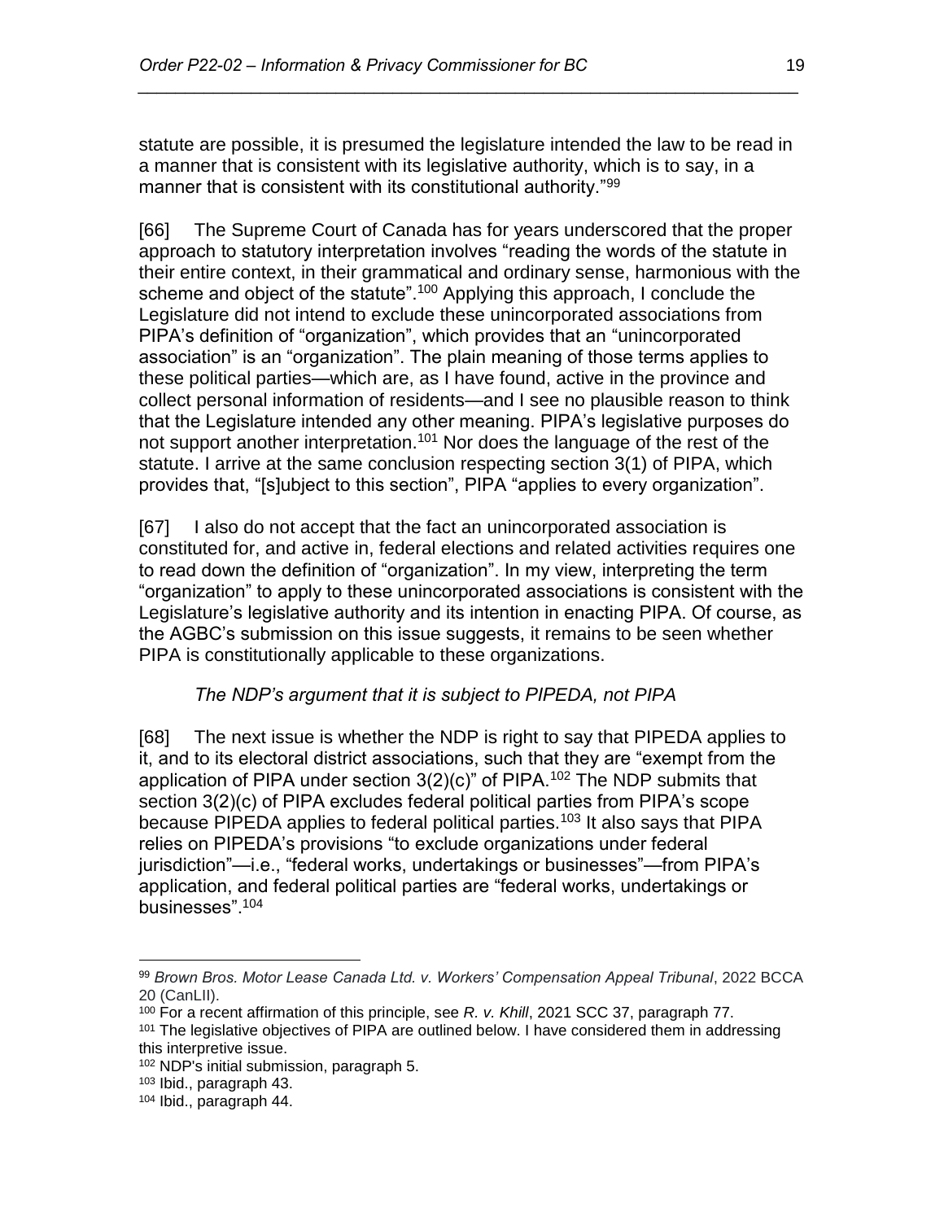statute are possible, it is presumed the legislature intended the law to be read in a manner that is consistent with its legislative authority, which is to say, in a manner that is consistent with its constitutional authority."[99]

[66] The Supreme Court of Canada has for years underscored that the proper approach to statutory interpretation involves "reading the words of the statute in their entire context, in their grammatical and ordinary sense, harmonious with the scheme and object of the statute".[100] Applying this approach, I conclude the Legislature did not intend to exclude these unincorporated associations from PIPA's definition of "organization", which provides that an "unincorporated association" is an "organization". The plain meaning of those terms applies to these political parties—which are, as I have found, active in the province and collect personal information of residents—and I see no plausible reason to think that the Legislature intended any other meaning. PIPA's legislative purposes do not support another interpretation.[101] Nor does the language of the rest of the statute. I arrive at the same conclusion respecting section 3(1) of PIPA, which provides that, "[s]ubject to this section", PIPA "applies to every organization".

[67] I also do not accept that the fact an unincorporated association is constituted for, and active in, federal elections and related activities requires one to read down the definition of "organization". In my view, interpreting the term "organization" to apply to these unincorporated associations is consistent with the Legislature's legislative authority and its intention in enacting PIPA. Of course, as the AGBC's submission on this issue suggests, it remains to be seen whether PIPA is constitutionally applicable to these organizations.

*The NDP's argument that it is subject to PIPEDA, not PIPA*

[68] The next issue is whether the NDP is right to say that PIPEDA applies to it, and to its electoral district associations, such that they are "exempt from the application of PIPA under section 3(2)(c)" of PIPA.[102] The NDP submits that section 3(2)(c) of PIPA excludes federal political parties from PIPA's scope because PIPEDA applies to federal political parties.[103] It also says that PIPA relies on PIPEDA's provisions "to exclude organizations under federal jurisdiction"—i.e., "federal works, undertakings or businesses"—from PIPA's application, and federal political parties are "federal works, undertakings or businesses".[104]

---

[99] *Brown Bros. Motor Lease Canada Ltd. v. Workers' Compensation Appeal Tribunal*, 2022 BCCA 20 (CanLII).

[100] For a recent affirmation of this principle, see *R. v. Khill*, 2021 SCC 37, paragraph 77.

[101] The legislative objectives of PIPA are outlined below. I have considered them in addressing this interpretive issue.

[102] NDP's initial submission, paragraph 5.

[103] Ibid., paragraph 43.

[104] Ibid., paragraph 44.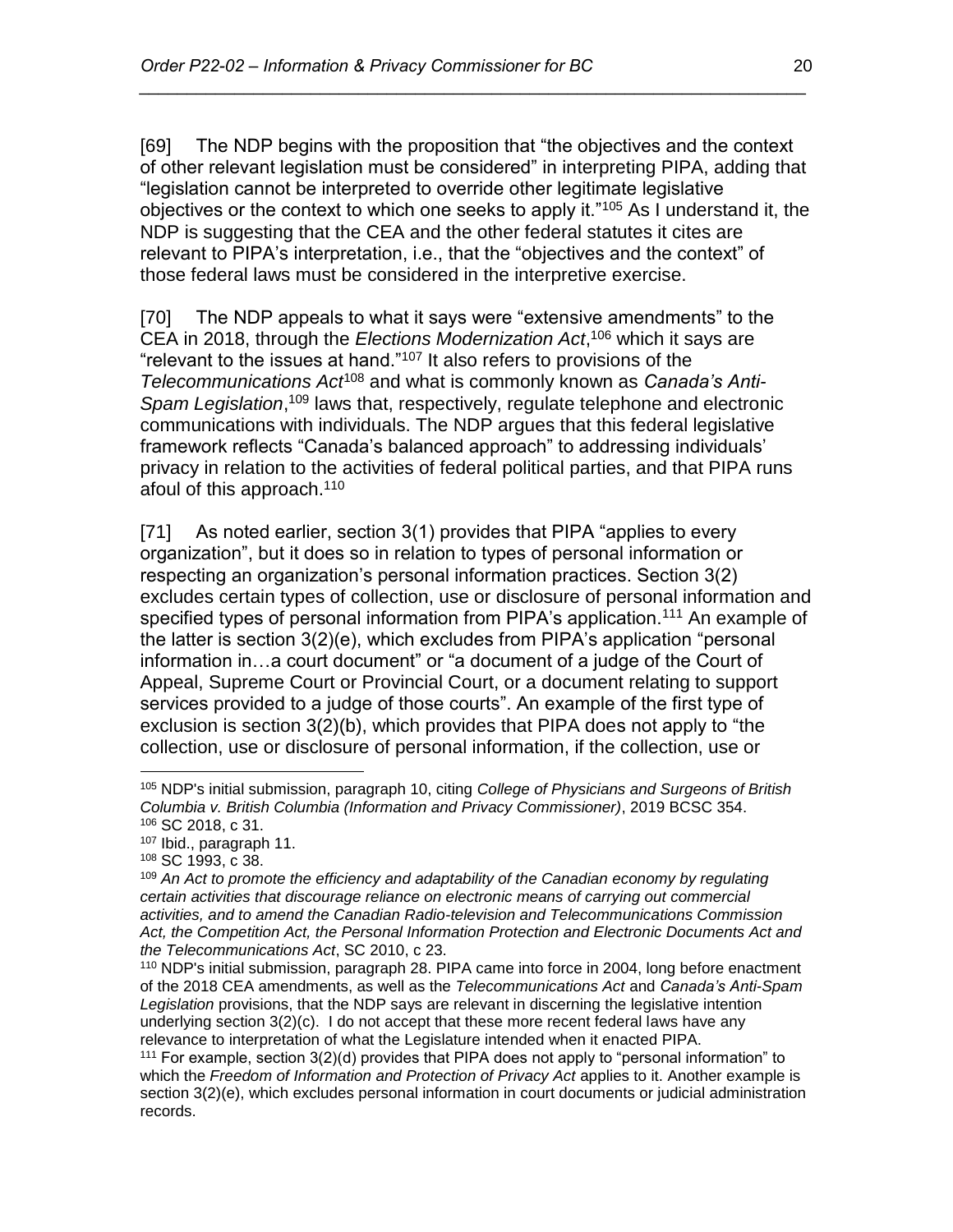[69] The NDP begins with the proposition that "the objectives and the context of other relevant legislation must be considered" in interpreting PIPA, adding that "legislation cannot be interpreted to override other legitimate legislative objectives or the context to which one seeks to apply it."[105] As I understand it, the NDP is suggesting that the CEA and the other federal statutes it cites are relevant to PIPA's interpretation, i.e., that the "objectives and the context" of those federal laws must be considered in the interpretive exercise.

[70] The NDP appeals to what it says were "extensive amendments" to the CEA in 2018, through the *Elections Modernization Act*,[106] which it says are "relevant to the issues at hand."[107] It also refers to provisions of the *Telecommunications Act*[108] and what is commonly known as *Canada's Anti-Spam Legislation*,[109] laws that, respectively, regulate telephone and electronic communications with individuals. The NDP argues that this federal legislative framework reflects "Canada's balanced approach" to addressing individuals' privacy in relation to the activities of federal political parties, and that PIPA runs afoul of this approach.[110]

[71] As noted earlier, section 3(1) provides that PIPA "applies to every organization", but it does so in relation to types of personal information or respecting an organization's personal information practices. Section 3(2) excludes certain types of collection, use or disclosure of personal information and specified types of personal information from PIPA's application.[111] An example of the latter is section 3(2)(e), which excludes from PIPA's application "personal information in…a court document" or "a document of a judge of the Court of Appeal, Supreme Court or Provincial Court, or a document relating to support services provided to a judge of those courts". An example of the first type of exclusion is section 3(2)(b), which provides that PIPA does not apply to "the collection, use or disclosure of personal information, if the collection, use or

---

[105] NDP's initial submission, paragraph 10, citing *College of Physicians and Surgeons of British Columbia v. British Columbia (Information and Privacy Commissioner)*, 2019 BCSC 354.

[106] SC 2018, c 31.

[107] Ibid., paragraph 11.

[108] SC 1993, c 38.

[109] *An Act to promote the efficiency and adaptability of the Canadian economy by regulating certain activities that discourage reliance on electronic means of carrying out commercial activities, and to amend the Canadian Radio-television and Telecommunications Commission Act, the Competition Act, the Personal Information Protection and Electronic Documents Act and the Telecommunications Act*, SC 2010, c 23.

[110] NDP's initial submission, paragraph 28. PIPA came into force in 2004, long before enactment of the 2018 CEA amendments, as well as the *Telecommunications Act* and *Canada's Anti-Spam Legislation* provisions, that the NDP says are relevant in discerning the legislative intention underlying section 3(2)(c). I do not accept that these more recent federal laws have any relevance to interpretation of what the Legislature intended when it enacted PIPA.

[111] For example, section 3(2)(d) provides that PIPA does not apply to "personal information" to which the *Freedom of Information and Protection of Privacy Act* applies to it. Another example is section 3(2)(e), which excludes personal information in court documents or judicial administration records.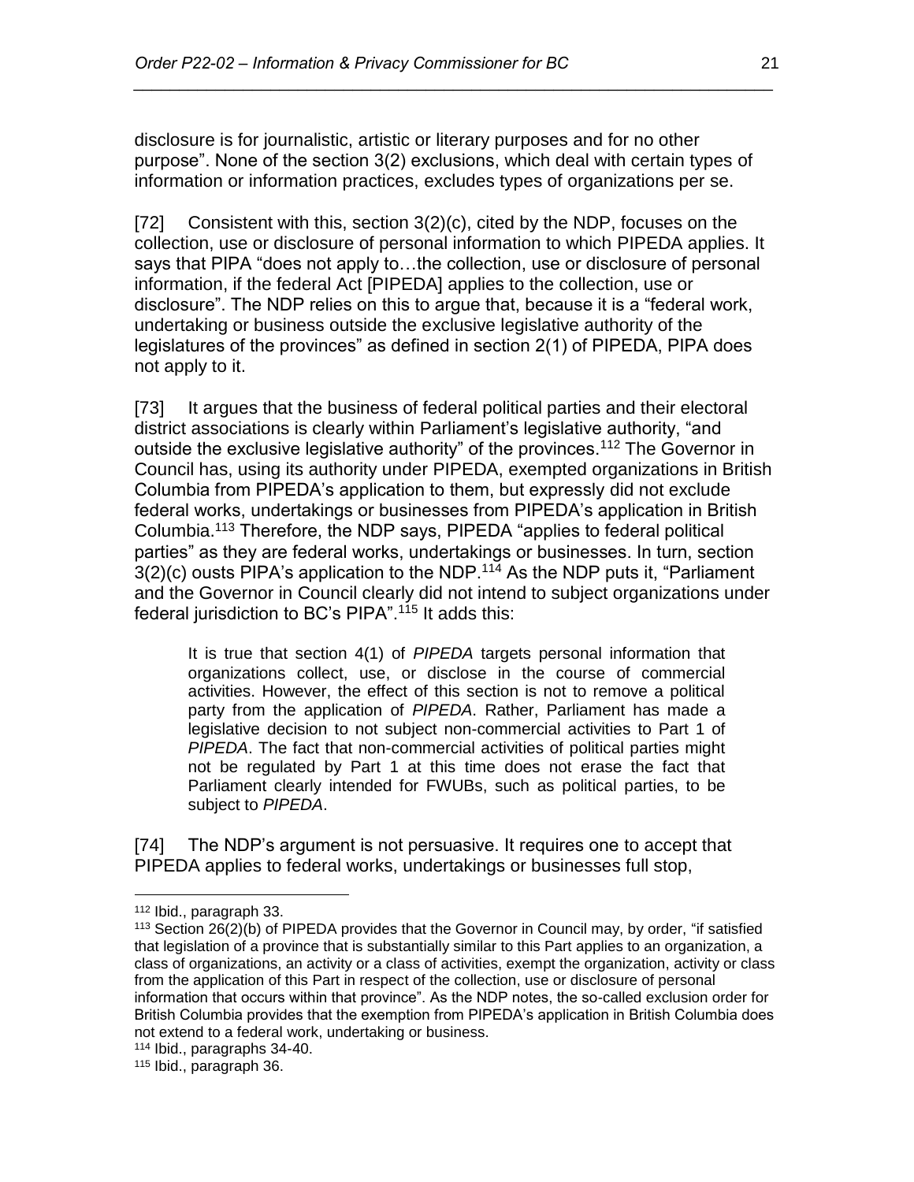disclosure is for journalistic, artistic or literary purposes and for no other purpose". None of the section 3(2) exclusions, which deal with certain types of information or information practices, excludes types of organizations per se.

[72] Consistent with this, section 3(2)(c), cited by the NDP, focuses on the collection, use or disclosure of personal information to which PIPEDA applies. It says that PIPA "does not apply to…the collection, use or disclosure of personal information, if the federal Act [PIPEDA] applies to the collection, use or disclosure". The NDP relies on this to argue that, because it is a "federal work, undertaking or business outside the exclusive legislative authority of the legislatures of the provinces" as defined in section 2(1) of PIPEDA, PIPA does not apply to it.

[73] It argues that the business of federal political parties and their electoral district associations is clearly within Parliament's legislative authority, "and outside the exclusive legislative authority" of the provinces.[112] The Governor in Council has, using its authority under PIPEDA, exempted organizations in British Columbia from PIPEDA's application to them, but expressly did not exclude federal works, undertakings or businesses from PIPEDA's application in British Columbia.[113] Therefore, the NDP says, PIPEDA "applies to federal political parties" as they are federal works, undertakings or businesses. In turn, section 3(2)(c) ousts PIPA's application to the NDP.[114] As the NDP puts it, "Parliament and the Governor in Council clearly did not intend to subject organizations under federal jurisdiction to BC's PIPA".[115] It adds this:

> It is true that section 4(1) of *PIPEDA* targets personal information that organizations collect, use, or disclose in the course of commercial activities. However, the effect of this section is not to remove a political party from the application of *PIPEDA*. Rather, Parliament has made a legislative decision to not subject non-commercial activities to Part 1 of *PIPEDA*. The fact that non-commercial activities of political parties might not be regulated by Part 1 at this time does not erase the fact that Parliament clearly intended for FWUBs, such as political parties, to be subject to *PIPEDA*.

[74] The NDP's argument is not persuasive. It requires one to accept that PIPEDA applies to federal works, undertakings or businesses full stop,

---

[112] Ibid., paragraph 33.

[113] Section 26(2)(b) of PIPEDA provides that the Governor in Council may, by order, "if satisfied that legislation of a province that is substantially similar to this Part applies to an organization, a class of organizations, an activity or a class of activities, exempt the organization, activity or class from the application of this Part in respect of the collection, use or disclosure of personal information that occurs within that province". As the NDP notes, the so-called exclusion order for British Columbia provides that the exemption from PIPEDA's application in British Columbia does not extend to a federal work, undertaking or business.

[114] Ibid., paragraphs 34-40.

[115] Ibid., paragraph 36.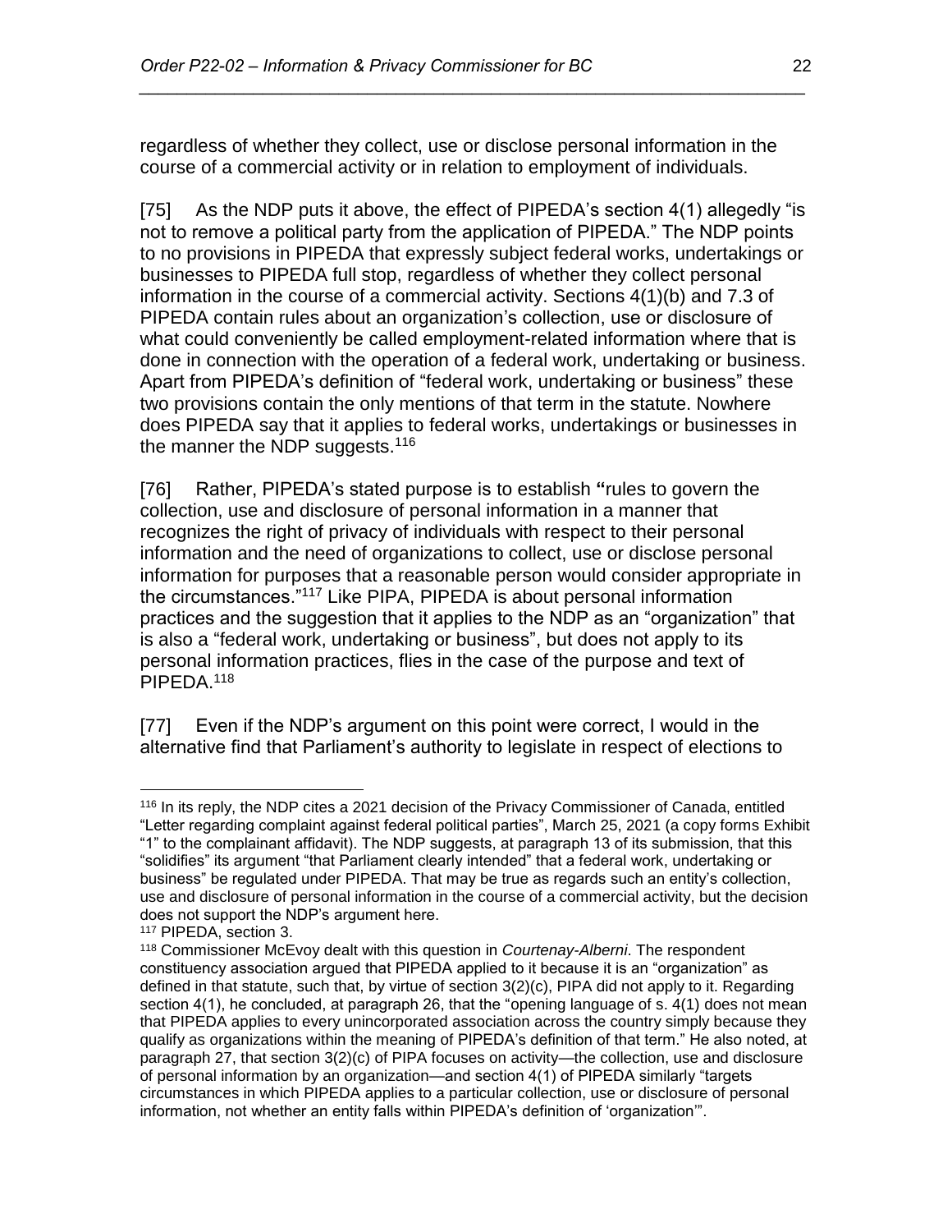regardless of whether they collect, use or disclose personal information in the course of a commercial activity or in relation to employment of individuals.

[75] As the NDP puts it above, the effect of PIPEDA's section 4(1) allegedly "is not to remove a political party from the application of PIPEDA." The NDP points to no provisions in PIPEDA that expressly subject federal works, undertakings or businesses to PIPEDA full stop, regardless of whether they collect personal information in the course of a commercial activity. Sections 4(1)(b) and 7.3 of PIPEDA contain rules about an organization's collection, use or disclosure of what could conveniently be called employment-related information where that is done in connection with the operation of a federal work, undertaking or business. Apart from PIPEDA's definition of "federal work, undertaking or business" these two provisions contain the only mentions of that term in the statute. Nowhere does PIPEDA say that it applies to federal works, undertakings or businesses in the manner the NDP suggests.[116]

[76] Rather, PIPEDA's stated purpose is to establish **"**rules to govern the collection, use and disclosure of personal information in a manner that recognizes the right of privacy of individuals with respect to their personal information and the need of organizations to collect, use or disclose personal information for purposes that a reasonable person would consider appropriate in the circumstances."[117] Like PIPA, PIPEDA is about personal information practices and the suggestion that it applies to the NDP as an "organization" that is also a "federal work, undertaking or business", but does not apply to its personal information practices, flies in the case of the purpose and text of PIPEDA.[118]

[77] Even if the NDP's argument on this point were correct, I would in the alternative find that Parliament's authority to legislate in respect of elections to

---

[116] In its reply, the NDP cites a 2021 decision of the Privacy Commissioner of Canada, entitled "Letter regarding complaint against federal political parties", March 25, 2021 (a copy forms Exhibit "1" to the complainant affidavit). The NDP suggests, at paragraph 13 of its submission, that this "solidifies" its argument "that Parliament clearly intended" that a federal work, undertaking or business" be regulated under PIPEDA. That may be true as regards such an entity's collection, use and disclosure of personal information in the course of a commercial activity, but the decision does not support the NDP's argument here.

[117] PIPEDA, section 3.

[118] Commissioner McEvoy dealt with this question in *Courtenay-Alberni*. The respondent constituency association argued that PIPEDA applied to it because it is an "organization" as defined in that statute, such that, by virtue of section 3(2)(c), PIPA did not apply to it. Regarding section 4(1), he concluded, at paragraph 26, that the "opening language of s. 4(1) does not mean that PIPEDA applies to every unincorporated association across the country simply because they qualify as organizations within the meaning of PIPEDA's definition of that term." He also noted, at paragraph 27, that section 3(2)(c) of PIPA focuses on activity—the collection, use and disclosure of personal information by an organization—and section 4(1) of PIPEDA similarly "targets circumstances in which PIPEDA applies to a particular collection, use or disclosure of personal information, not whether an entity falls within PIPEDA's definition of 'organization'".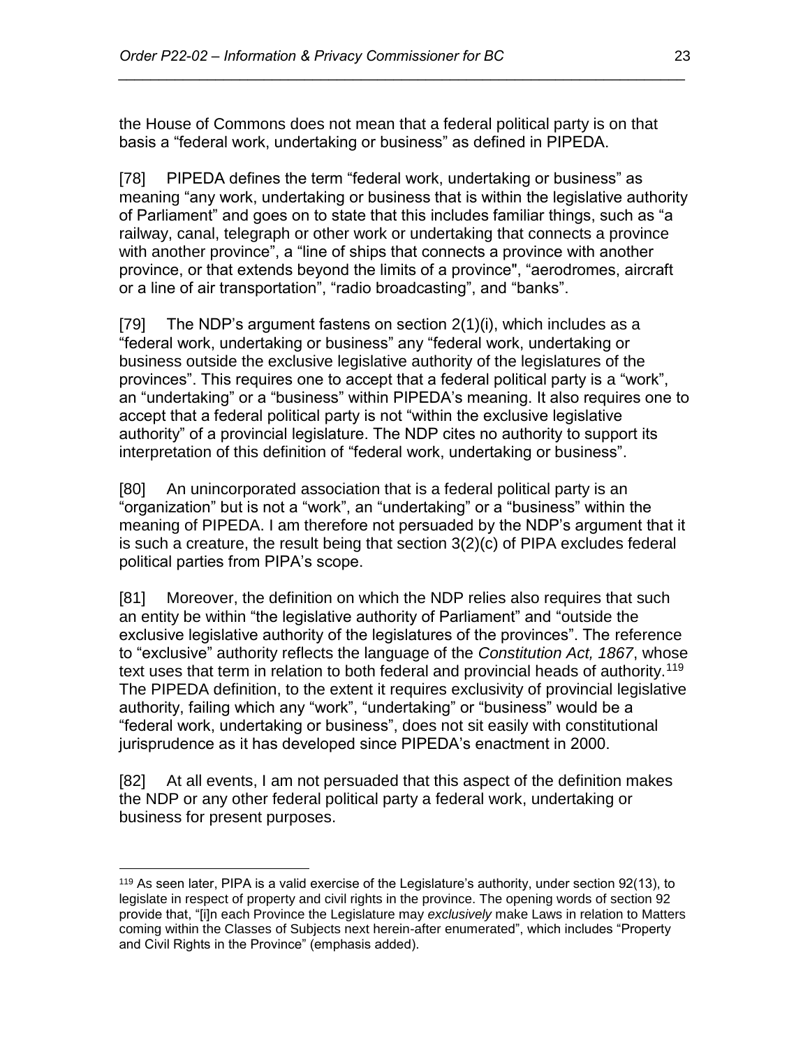the House of Commons does not mean that a federal political party is on that basis a "federal work, undertaking or business" as defined in PIPEDA.

[78] PIPEDA defines the term "federal work, undertaking or business" as meaning "any work, undertaking or business that is within the legislative authority of Parliament" and goes on to state that this includes familiar things, such as "a railway, canal, telegraph or other work or undertaking that connects a province with another province", a "line of ships that connects a province with another province, or that extends beyond the limits of a province", "aerodromes, aircraft or a line of air transportation", "radio broadcasting", and "banks".

[79] The NDP's argument fastens on section 2(1)(i), which includes as a "federal work, undertaking or business" any "federal work, undertaking or business outside the exclusive legislative authority of the legislatures of the provinces". This requires one to accept that a federal political party is a "work", an "undertaking" or a "business" within PIPEDA's meaning. It also requires one to accept that a federal political party is not "within the exclusive legislative authority" of a provincial legislature. The NDP cites no authority to support its interpretation of this definition of "federal work, undertaking or business".

[80] An unincorporated association that is a federal political party is an "organization" but is not a "work", an "undertaking" or a "business" within the meaning of PIPEDA. I am therefore not persuaded by the NDP's argument that it is such a creature, the result being that section 3(2)(c) of PIPA excludes federal political parties from PIPA's scope.

[81] Moreover, the definition on which the NDP relies also requires that such an entity be within "the legislative authority of Parliament" and "outside the exclusive legislative authority of the legislatures of the provinces". The reference to "exclusive" authority reflects the language of the *Constitution Act, 1867*, whose text uses that term in relation to both federal and provincial heads of authority.[119] The PIPEDA definition, to the extent it requires exclusivity of provincial legislative authority, failing which any "work", "undertaking" or "business" would be a "federal work, undertaking or business", does not sit easily with constitutional jurisprudence as it has developed since PIPEDA's enactment in 2000.

[82] At all events, I am not persuaded that this aspect of the definition makes the NDP or any other federal political party a federal work, undertaking or business for present purposes.

---

[119] As seen later, PIPA is a valid exercise of the Legislature's authority, under section 92(13), to legislate in respect of property and civil rights in the province. The opening words of section 92 provide that, "[i]n each Province the Legislature may *exclusively* make Laws in relation to Matters coming within the Classes of Subjects next herein-after enumerated", which includes "Property and Civil Rights in the Province" (emphasis added).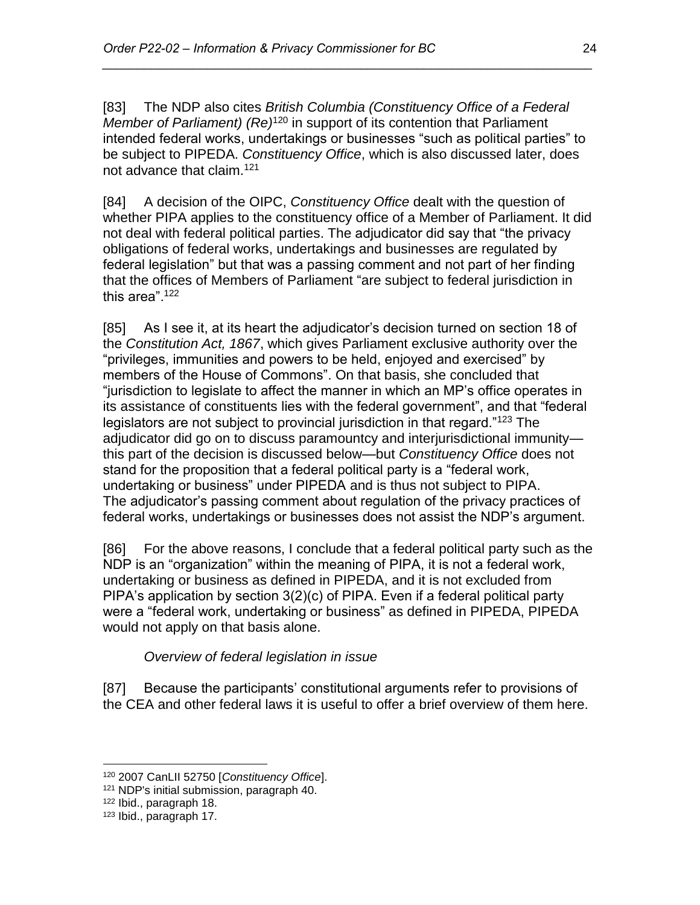[83] The NDP also cites *British Columbia (Constituency Office of a Federal Member of Parliament) (Re)*[120] in support of its contention that Parliament intended federal works, undertakings or businesses "such as political parties" to be subject to PIPEDA. *Constituency Office*, which is also discussed later, does not advance that claim.[121]

[84] A decision of the OIPC, *Constituency Office* dealt with the question of whether PIPA applies to the constituency office of a Member of Parliament. It did not deal with federal political parties. The adjudicator did say that "the privacy obligations of federal works, undertakings and businesses are regulated by federal legislation" but that was a passing comment and not part of her finding that the offices of Members of Parliament "are subject to federal jurisdiction in this area".[122]

[85] As I see it, at its heart the adjudicator's decision turned on section 18 of the *Constitution Act, 1867*, which gives Parliament exclusive authority over the "privileges, immunities and powers to be held, enjoyed and exercised" by members of the House of Commons". On that basis, she concluded that "jurisdiction to legislate to affect the manner in which an MP's office operates in its assistance of constituents lies with the federal government", and that "federal legislators are not subject to provincial jurisdiction in that regard."[123] The adjudicator did go on to discuss paramountcy and interjurisdictional immunity—this part of the decision is discussed below—but *Constituency Office* does not stand for the proposition that a federal political party is a "federal work, undertaking or business" under PIPEDA and is thus not subject to PIPA. The adjudicator's passing comment about regulation of the privacy practices of federal works, undertakings or businesses does not assist the NDP's argument.

[86] For the above reasons, I conclude that a federal political party such as the NDP is an "organization" within the meaning of PIPA, it is not a federal work, undertaking or business as defined in PIPEDA, and it is not excluded from PIPA's application by section 3(2)(c) of PIPA. Even if a federal political party were a "federal work, undertaking or business" as defined in PIPEDA, PIPEDA would not apply on that basis alone.

*Overview of federal legislation in issue*

[87] Because the participants' constitutional arguments refer to provisions of the CEA and other federal laws it is useful to offer a brief overview of them here.

---

[120] 2007 CanLII 52750 [*Constituency Office*].
[121] NDP's initial submission, paragraph 40.
[122] Ibid., paragraph 18.
[123] Ibid., paragraph 17.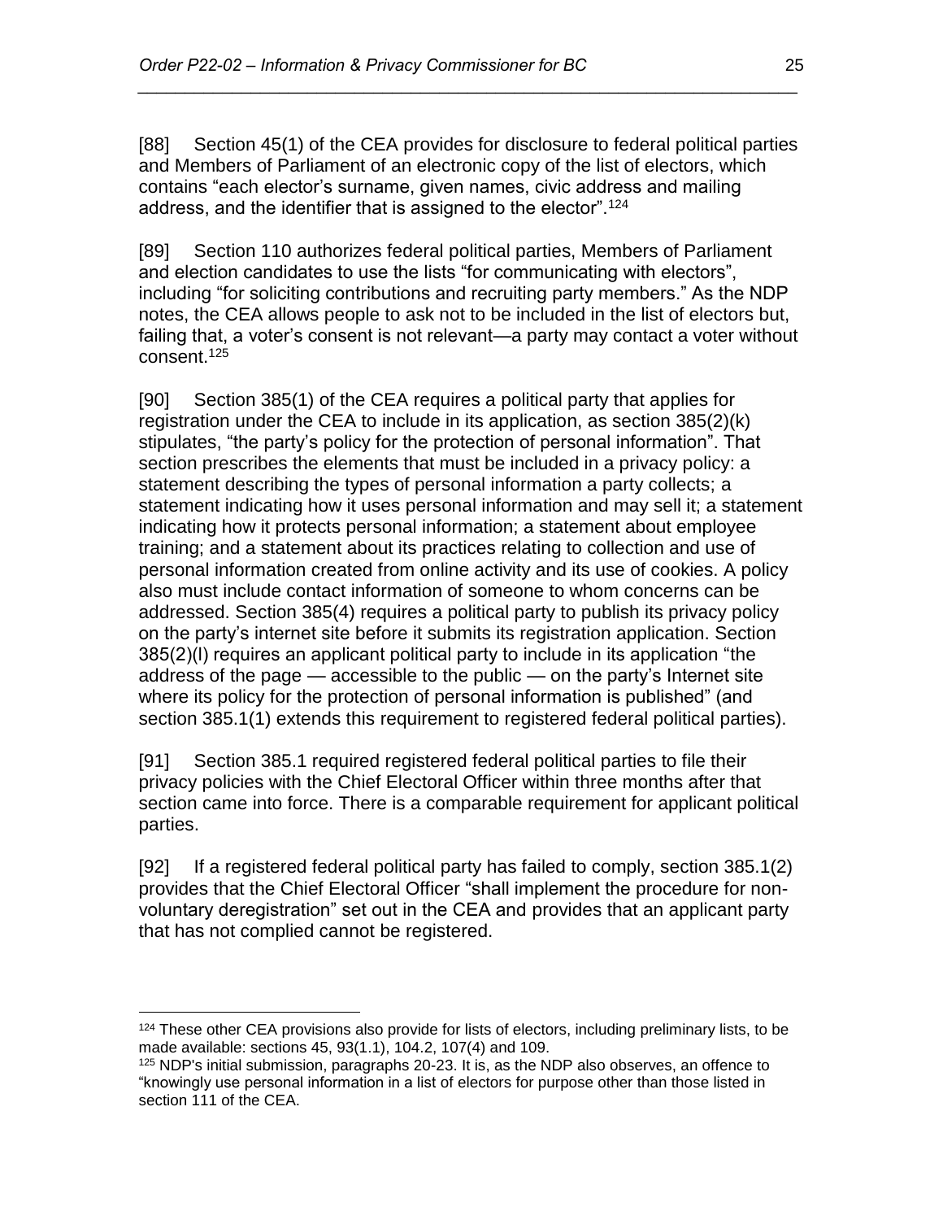[88] Section 45(1) of the CEA provides for disclosure to federal political parties and Members of Parliament of an electronic copy of the list of electors, which contains "each elector's surname, given names, civic address and mailing address, and the identifier that is assigned to the elector".[124]

[89] Section 110 authorizes federal political parties, Members of Parliament and election candidates to use the lists "for communicating with electors", including "for soliciting contributions and recruiting party members." As the NDP notes, the CEA allows people to ask not to be included in the list of electors but, failing that, a voter's consent is not relevant—a party may contact a voter without consent.[125]

[90] Section 385(1) of the CEA requires a political party that applies for registration under the CEA to include in its application, as section 385(2)(k) stipulates, "the party's policy for the protection of personal information". That section prescribes the elements that must be included in a privacy policy: a statement describing the types of personal information a party collects; a statement indicating how it uses personal information and may sell it; a statement indicating how it protects personal information; a statement about employee training; and a statement about its practices relating to collection and use of personal information created from online activity and its use of cookies. A policy also must include contact information of someone to whom concerns can be addressed. Section 385(4) requires a political party to publish its privacy policy on the party's internet site before it submits its registration application. Section 385(2)(l) requires an applicant political party to include in its application "the address of the page — accessible to the public — on the party's Internet site where its policy for the protection of personal information is published" (and section 385.1(1) extends this requirement to registered federal political parties).

[91] Section 385.1 required registered federal political parties to file their privacy policies with the Chief Electoral Officer within three months after that section came into force. There is a comparable requirement for applicant political parties.

[92] If a registered federal political party has failed to comply, section 385.1(2) provides that the Chief Electoral Officer "shall implement the procedure for non-voluntary deregistration" set out in the CEA and provides that an applicant party that has not complied cannot be registered.

---

[124] These other CEA provisions also provide for lists of electors, including preliminary lists, to be made available: sections 45, 93(1.1), 104.2, 107(4) and 109.

[125] NDP's initial submission, paragraphs 20-23. It is, as the NDP also observes, an offence to "knowingly use personal information in a list of electors for purpose other than those listed in section 111 of the CEA.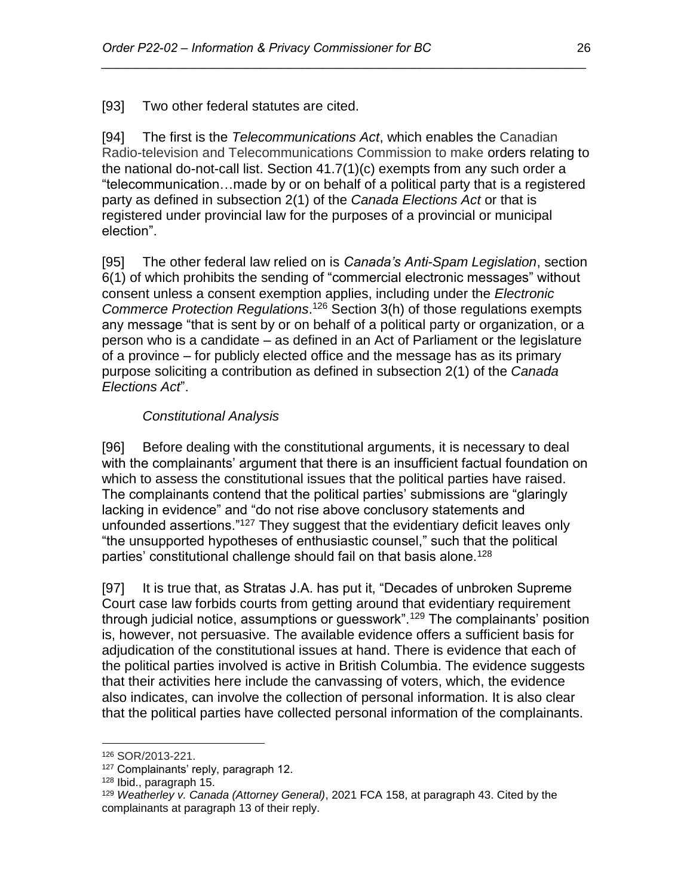[93] Two other federal statutes are cited.

[94] The first is the *Telecommunications Act*, which enables the Canadian Radio-television and Telecommunications Commission to make orders relating to the national do-not-call list. Section 41.7(1)(c) exempts from any such order a "telecommunication…made by or on behalf of a political party that is a registered party as defined in subsection 2(1) of the *Canada Elections Act* or that is registered under provincial law for the purposes of a provincial or municipal election".

[95] The other federal law relied on is *Canada's Anti-Spam Legislation*, section 6(1) of which prohibits the sending of "commercial electronic messages" without consent unless a consent exemption applies, including under the *Electronic Commerce Protection Regulations*.[126] Section 3(h) of those regulations exempts any message "that is sent by or on behalf of a political party or organization, or a person who is a candidate – as defined in an Act of Parliament or the legislature of a province – for publicly elected office and the message has as its primary purpose soliciting a contribution as defined in subsection 2(1) of the *Canada Elections Act*".

### *Constitutional Analysis*

[96] Before dealing with the constitutional arguments, it is necessary to deal with the complainants' argument that there is an insufficient factual foundation on which to assess the constitutional issues that the political parties have raised. The complainants contend that the political parties' submissions are "glaringly lacking in evidence" and "do not rise above conclusory statements and unfounded assertions."[127] They suggest that the evidentiary deficit leaves only "the unsupported hypotheses of enthusiastic counsel," such that the political parties' constitutional challenge should fail on that basis alone.[128]

[97] It is true that, as Stratas J.A. has put it, "Decades of unbroken Supreme Court case law forbids courts from getting around that evidentiary requirement through judicial notice, assumptions or guesswork".[129] The complainants' position is, however, not persuasive. The available evidence offers a sufficient basis for adjudication of the constitutional issues at hand. There is evidence that each of the political parties involved is active in British Columbia. The evidence suggests that their activities here include the canvassing of voters, which, the evidence also indicates, can involve the collection of personal information. It is also clear that the political parties have collected personal information of the complainants.

---

[126] SOR/2013-221.

[127] Complainants' reply, paragraph 12.

[128] Ibid., paragraph 15.

[129] *Weatherley v. Canada (Attorney General)*, 2021 FCA 158, at paragraph 43. Cited by the complainants at paragraph 13 of their reply.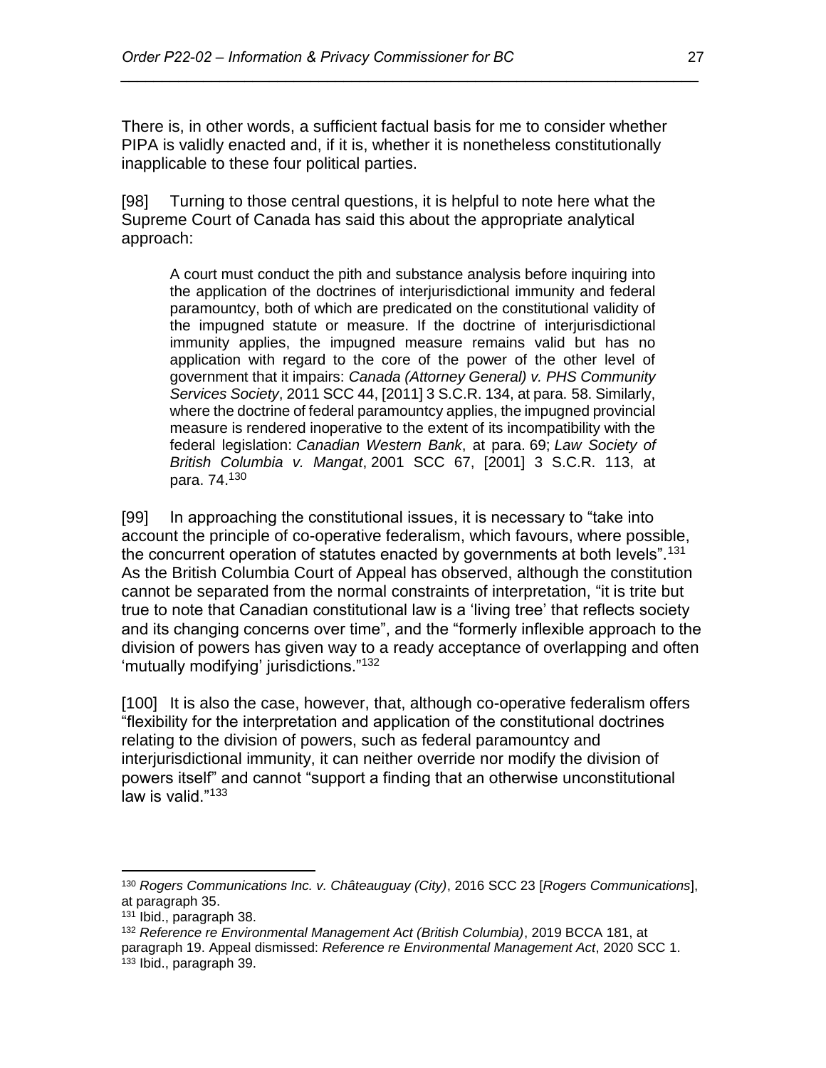There is, in other words, a sufficient factual basis for me to consider whether PIPA is validly enacted and, if it is, whether it is nonetheless constitutionally inapplicable to these four political parties.

[98] Turning to those central questions, it is helpful to note here what the Supreme Court of Canada has said this about the appropriate analytical approach:

> A court must conduct the pith and substance analysis before inquiring into the application of the doctrines of interjurisdictional immunity and federal paramountcy, both of which are predicated on the constitutional validity of the impugned statute or measure. If the doctrine of interjurisdictional immunity applies, the impugned measure remains valid but has no application with regard to the core of the power of the other level of government that it impairs: *Canada (Attorney General) v. PHS Community Services Society*, 2011 SCC 44, [2011] 3 S.C.R. 134, at para. 58. Similarly, where the doctrine of federal paramountcy applies, the impugned provincial measure is rendered inoperative to the extent of its incompatibility with the federal legislation: *Canadian Western Bank*, at para. 69; *Law Society of British Columbia v. Mangat*, 2001 SCC 67, [2001] 3 S.C.R. 113, at para. 74.[130]

[99] In approaching the constitutional issues, it is necessary to "take into account the principle of co-operative federalism, which favours, where possible, the concurrent operation of statutes enacted by governments at both levels".[131] As the British Columbia Court of Appeal has observed, although the constitution cannot be separated from the normal constraints of interpretation, "it is trite but true to note that Canadian constitutional law is a 'living tree' that reflects society and its changing concerns over time", and the "formerly inflexible approach to the division of powers has given way to a ready acceptance of overlapping and often 'mutually modifying' jurisdictions."[132]

[100] It is also the case, however, that, although co-operative federalism offers "flexibility for the interpretation and application of the constitutional doctrines relating to the division of powers, such as federal paramountcy and interjurisdictional immunity, it can neither override nor modify the division of powers itself" and cannot "support a finding that an otherwise unconstitutional law is valid."[133]

---

[130] *Rogers Communications Inc. v. Châteauguay (City)*, 2016 SCC 23 [*Rogers Communications*], at paragraph 35.

[131] Ibid., paragraph 38.

[132] *Reference re Environmental Management Act (British Columbia)*, 2019 BCCA 181, at paragraph 19. Appeal dismissed: *Reference re Environmental Management Act*, 2020 SCC 1.

[133] Ibid., paragraph 39.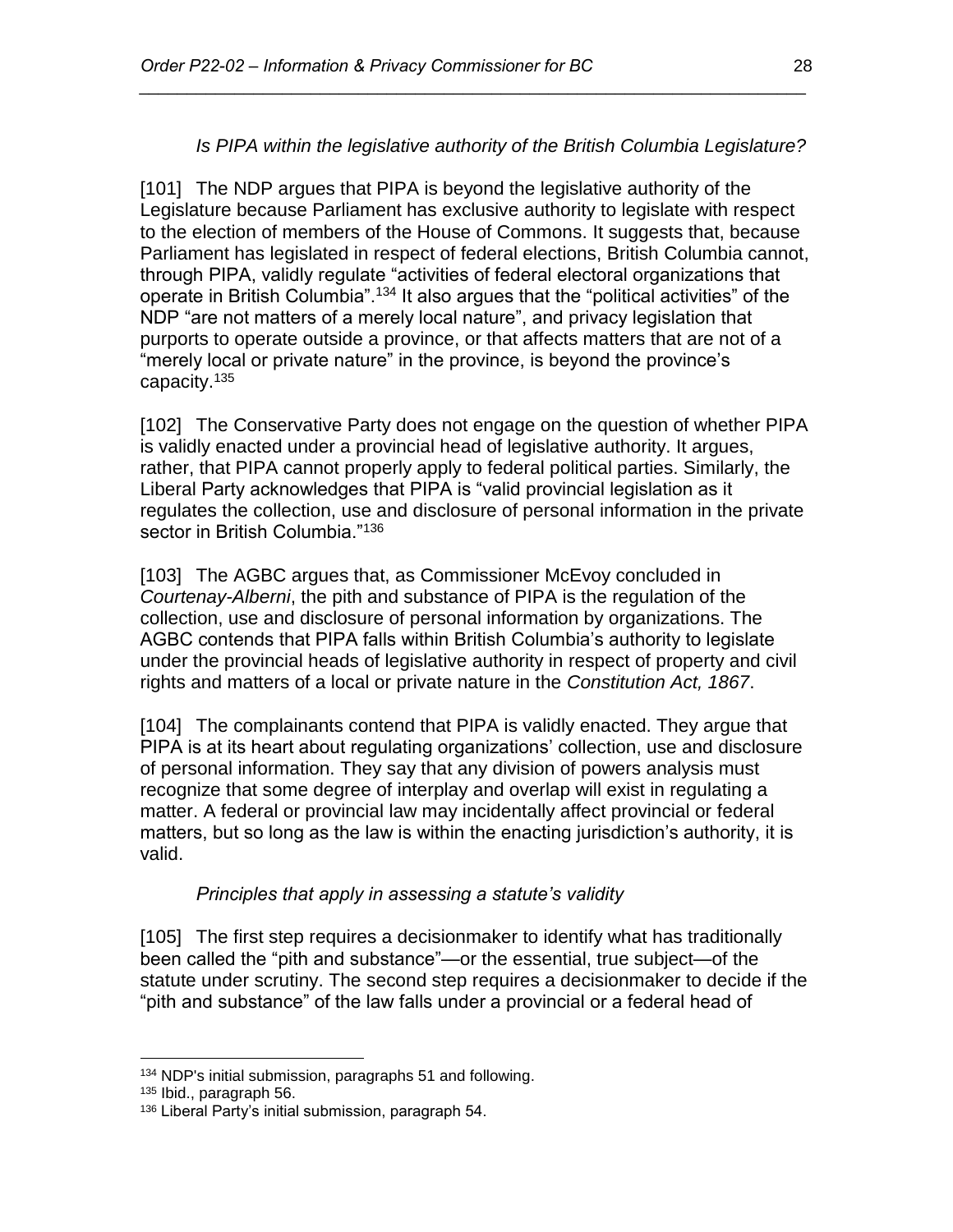*Is PIPA within the legislative authority of the British Columbia Legislature?*

[101] The NDP argues that PIPA is beyond the legislative authority of the Legislature because Parliament has exclusive authority to legislate with respect to the election of members of the House of Commons. It suggests that, because Parliament has legislated in respect of federal elections, British Columbia cannot, through PIPA, validly regulate "activities of federal electoral organizations that operate in British Columbia".[134] It also argues that the "political activities" of the NDP "are not matters of a merely local nature", and privacy legislation that purports to operate outside a province, or that affects matters that are not of a "merely local or private nature" in the province, is beyond the province's capacity.[135]

[102] The Conservative Party does not engage on the question of whether PIPA is validly enacted under a provincial head of legislative authority. It argues, rather, that PIPA cannot properly apply to federal political parties. Similarly, the Liberal Party acknowledges that PIPA is "valid provincial legislation as it regulates the collection, use and disclosure of personal information in the private sector in British Columbia."[136]

[103] The AGBC argues that, as Commissioner McEvoy concluded in *Courtenay-Alberni*, the pith and substance of PIPA is the regulation of the collection, use and disclosure of personal information by organizations. The AGBC contends that PIPA falls within British Columbia's authority to legislate under the provincial heads of legislative authority in respect of property and civil rights and matters of a local or private nature in the *Constitution Act, 1867*.

[104] The complainants contend that PIPA is validly enacted. They argue that PIPA is at its heart about regulating organizations' collection, use and disclosure of personal information. They say that any division of powers analysis must recognize that some degree of interplay and overlap will exist in regulating a matter. A federal or provincial law may incidentally affect provincial or federal matters, but so long as the law is within the enacting jurisdiction's authority, it is valid.

*Principles that apply in assessing a statute's validity*

[105] The first step requires a decisionmaker to identify what has traditionally been called the "pith and substance"—or the essential, true subject—of the statute under scrutiny. The second step requires a decisionmaker to decide if the "pith and substance" of the law falls under a provincial or a federal head of

---

[134] NDP's initial submission, paragraphs 51 and following.

[135] Ibid., paragraph 56.

[136] Liberal Party's initial submission, paragraph 54.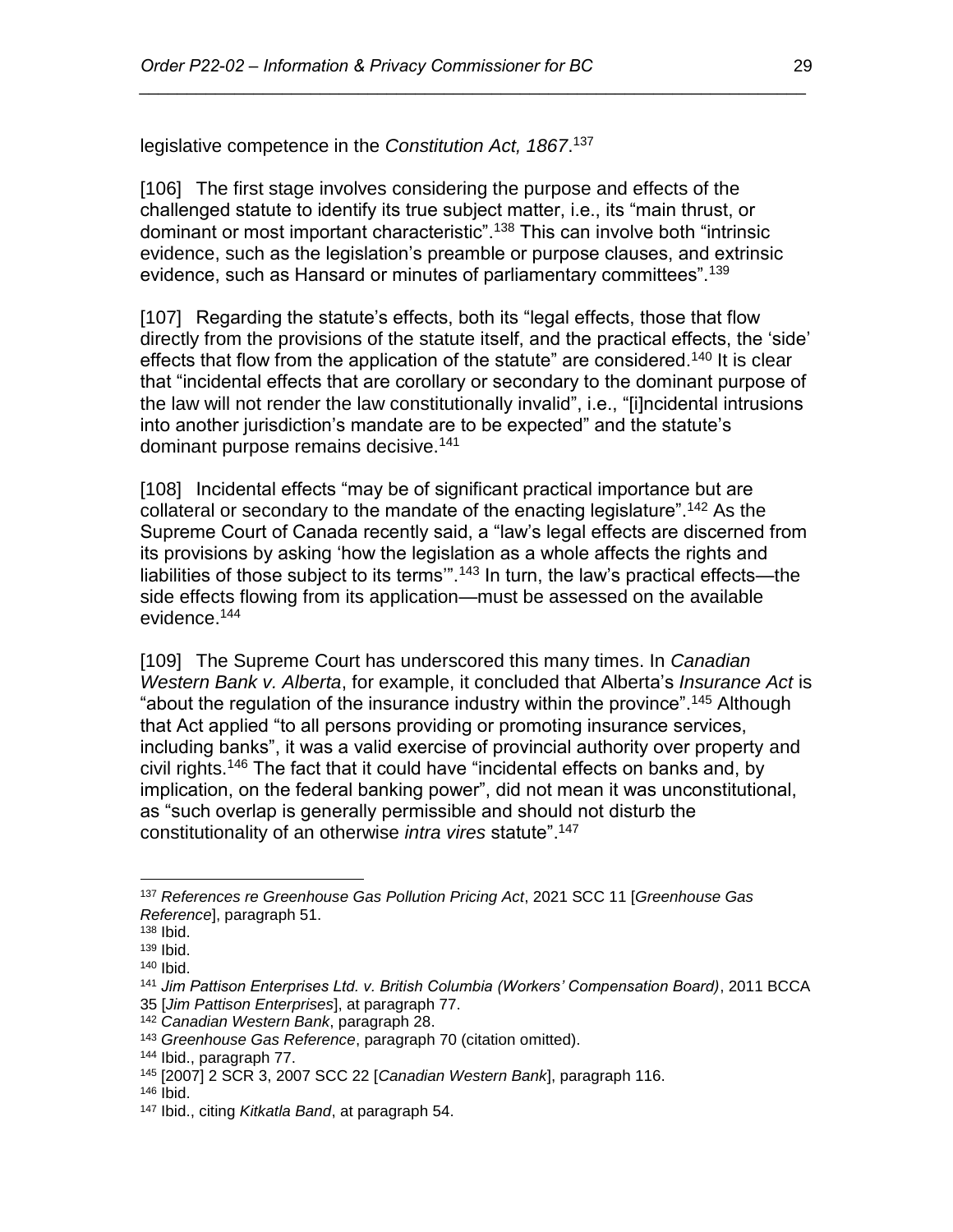legislative competence in the *Constitution Act, 1867*.[137]

[106] The first stage involves considering the purpose and effects of the challenged statute to identify its true subject matter, i.e., its "main thrust, or dominant or most important characteristic".[138] This can involve both "intrinsic evidence, such as the legislation's preamble or purpose clauses, and extrinsic evidence, such as Hansard or minutes of parliamentary committees".[139]

[107] Regarding the statute's effects, both its "legal effects, those that flow directly from the provisions of the statute itself, and the practical effects, the 'side' effects that flow from the application of the statute" are considered.[140] It is clear that "incidental effects that are corollary or secondary to the dominant purpose of the law will not render the law constitutionally invalid", i.e., "[i]ncidental intrusions into another jurisdiction's mandate are to be expected" and the statute's dominant purpose remains decisive.[141]

[108] Incidental effects "may be of significant practical importance but are collateral or secondary to the mandate of the enacting legislature".[142] As the Supreme Court of Canada recently said, a "law's legal effects are discerned from its provisions by asking 'how the legislation as a whole affects the rights and liabilities of those subject to its terms'".[143] In turn, the law's practical effects—the side effects flowing from its application—must be assessed on the available evidence.[144]

[109] The Supreme Court has underscored this many times. In *Canadian Western Bank v. Alberta*, for example, it concluded that Alberta's *Insurance Act* is "about the regulation of the insurance industry within the province".[145] Although that Act applied "to all persons providing or promoting insurance services, including banks", it was a valid exercise of provincial authority over property and civil rights.[146] The fact that it could have "incidental effects on banks and, by implication, on the federal banking power", did not mean it was unconstitutional, as "such overlap is generally permissible and should not disturb the constitutionality of an otherwise *intra vires* statute".[147]

---

[137] *References re Greenhouse Gas Pollution Pricing Act*, 2021 SCC 11 [*Greenhouse Gas Reference*], paragraph 51.

[138] Ibid.

[139] Ibid.

[140] Ibid.

[141] *Jim Pattison Enterprises Ltd. v. British Columbia (Workers' Compensation Board)*, 2011 BCCA 35 [*Jim Pattison Enterprises*], at paragraph 77.

[142] *Canadian Western Bank*, paragraph 28.

[143] *Greenhouse Gas Reference*, paragraph 70 (citation omitted).

[144] Ibid., paragraph 77.

[145] [2007] 2 SCR 3, 2007 SCC 22 [*Canadian Western Bank*], paragraph 116.

[146] Ibid.

[147] Ibid., citing *Kitkatla Band*, at paragraph 54.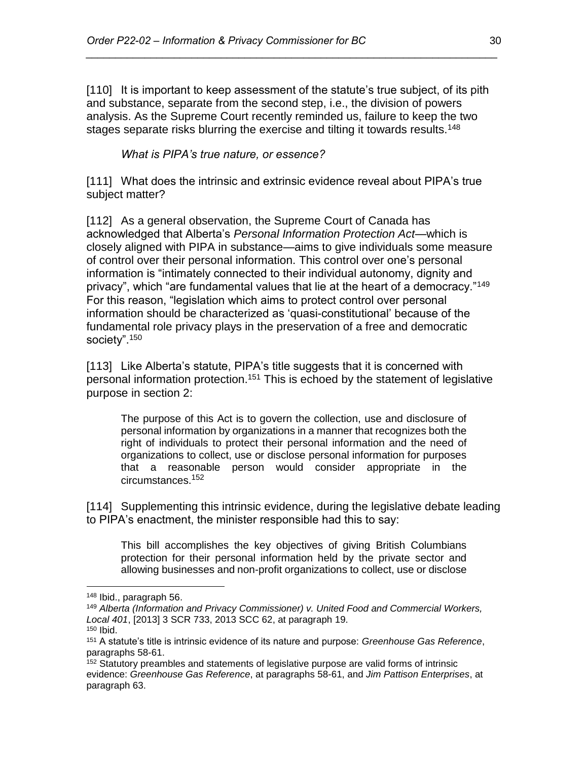[110] It is important to keep assessment of the statute's true subject, of its pith and substance, separate from the second step, i.e., the division of powers analysis. As the Supreme Court recently reminded us, failure to keep the two stages separate risks blurring the exercise and tilting it towards results.[148]

*What is PIPA's true nature, or essence?*

[111] What does the intrinsic and extrinsic evidence reveal about PIPA's true subject matter?

[112] As a general observation, the Supreme Court of Canada has acknowledged that Alberta's *Personal Information Protection Act*—which is closely aligned with PIPA in substance—aims to give individuals some measure of control over their personal information. This control over one's personal information is "intimately connected to their individual autonomy, dignity and privacy", which "are fundamental values that lie at the heart of a democracy."[149] For this reason, "legislation which aims to protect control over personal information should be characterized as 'quasi-constitutional' because of the fundamental role privacy plays in the preservation of a free and democratic society".[150]

[113] Like Alberta's statute, PIPA's title suggests that it is concerned with personal information protection.[151] This is echoed by the statement of legislative purpose in section 2:

> The purpose of this Act is to govern the collection, use and disclosure of personal information by organizations in a manner that recognizes both the right of individuals to protect their personal information and the need of organizations to collect, use or disclose personal information for purposes that a reasonable person would consider appropriate in the circumstances.[152]

[114] Supplementing this intrinsic evidence, during the legislative debate leading to PIPA's enactment, the minister responsible had this to say:

> This bill accomplishes the key objectives of giving British Columbians protection for their personal information held by the private sector and allowing businesses and non-profit organizations to collect, use or disclose

---

[148] Ibid., paragraph 56.

[149] *Alberta (Information and Privacy Commissioner) v. United Food and Commercial Workers, Local 401*, [2013] 3 SCR 733, 2013 SCC 62, at paragraph 19.

[150] Ibid.

[151] A statute's title is intrinsic evidence of its nature and purpose: *Greenhouse Gas Reference*, paragraphs 58-61.

[152] Statutory preambles and statements of legislative purpose are valid forms of intrinsic evidence: *Greenhouse Gas Reference*, at paragraphs 58-61, and *Jim Pattison Enterprises*, at paragraph 63.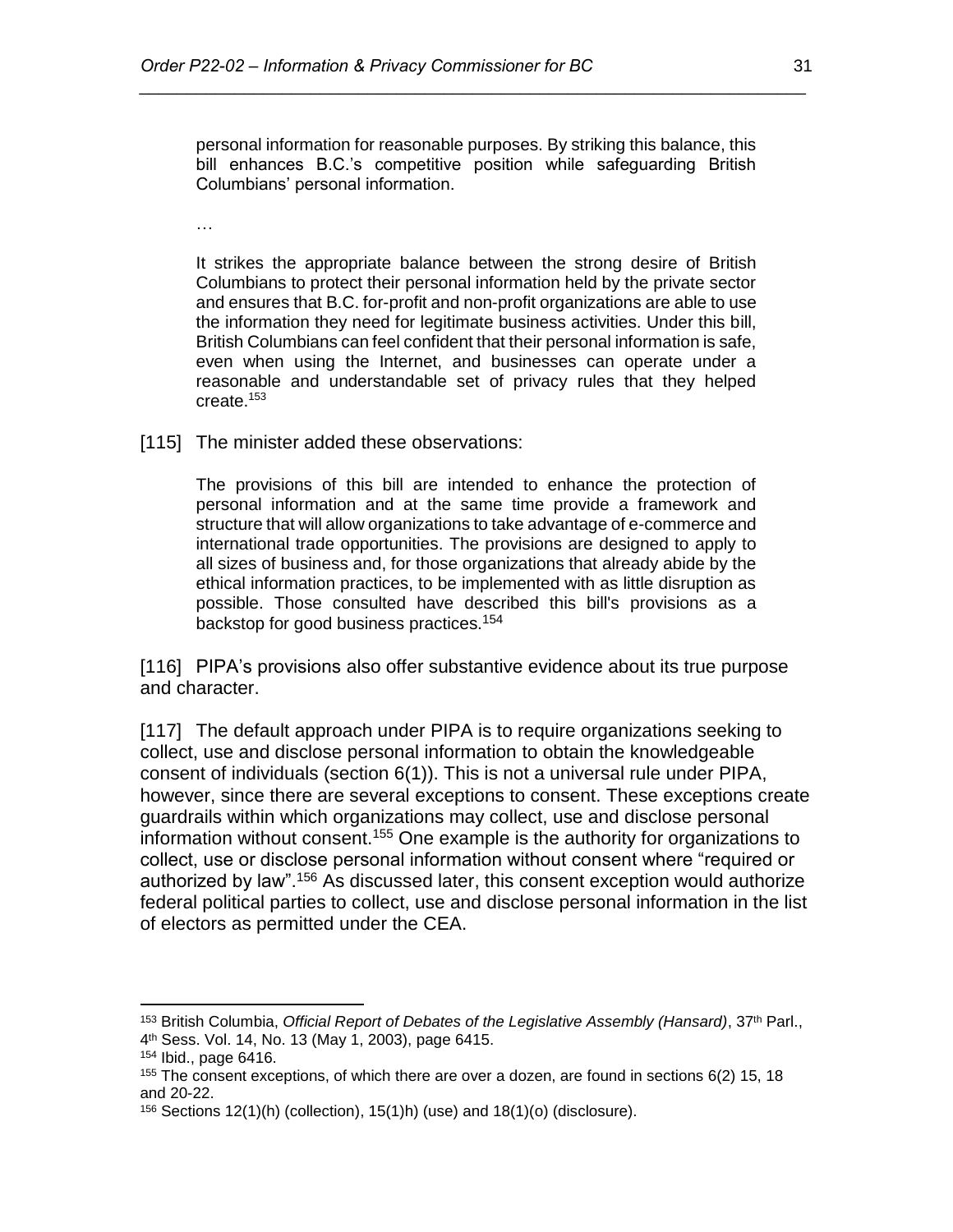> personal information for reasonable purposes. By striking this balance, this bill enhances B.C.'s competitive position while safeguarding British Columbians' personal information.
>
> …
>
> It strikes the appropriate balance between the strong desire of British Columbians to protect their personal information held by the private sector and ensures that B.C. for-profit and non-profit organizations are able to use the information they need for legitimate business activities. Under this bill, British Columbians can feel confident that their personal information is safe, even when using the Internet, and businesses can operate under a reasonable and understandable set of privacy rules that they helped create.[153]

[115] The minister added these observations:

> The provisions of this bill are intended to enhance the protection of personal information and at the same time provide a framework and structure that will allow organizations to take advantage of e-commerce and international trade opportunities. The provisions are designed to apply to all sizes of business and, for those organizations that already abide by the ethical information practices, to be implemented with as little disruption as possible. Those consulted have described this bill's provisions as a backstop for good business practices.[154]

[116] PIPA's provisions also offer substantive evidence about its true purpose and character.

[117] The default approach under PIPA is to require organizations seeking to collect, use and disclose personal information to obtain the knowledgeable consent of individuals (section 6(1)). This is not a universal rule under PIPA, however, since there are several exceptions to consent. These exceptions create guardrails within which organizations may collect, use and disclose personal information without consent.[155] One example is the authority for organizations to collect, use or disclose personal information without consent where "required or authorized by law".[156] As discussed later, this consent exception would authorize federal political parties to collect, use and disclose personal information in the list of electors as permitted under the CEA.

---

[153] British Columbia, *Official Report of Debates of the Legislative Assembly (Hansard)*, 37th Parl., 4th Sess. Vol. 14, No. 13 (May 1, 2003), page 6415.

[154] Ibid., page 6416.

[155] The consent exceptions, of which there are over a dozen, are found in sections 6(2) 15, 18 and 20-22.

[156] Sections 12(1)(h) (collection), 15(1)h) (use) and 18(1)(o) (disclosure).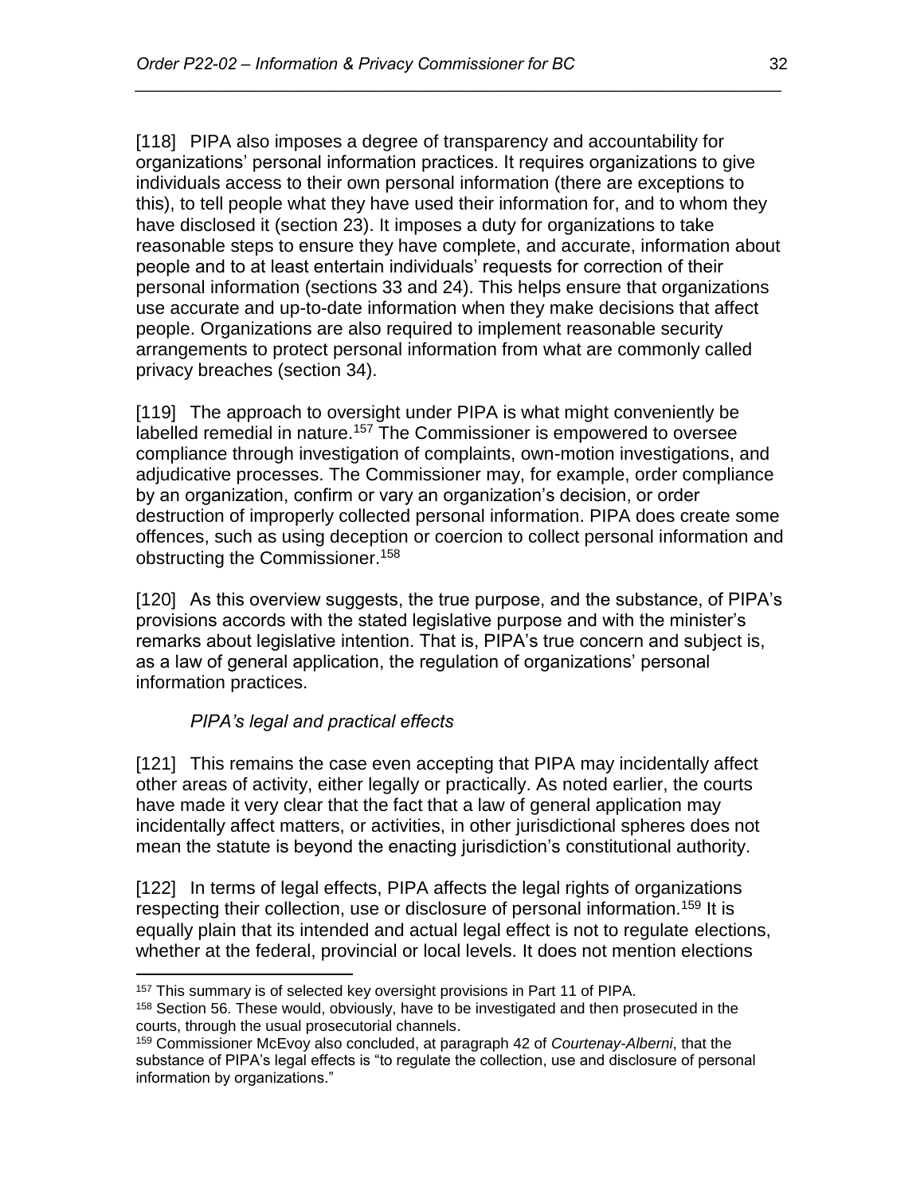[118] PIPA also imposes a degree of transparency and accountability for organizations' personal information practices. It requires organizations to give individuals access to their own personal information (there are exceptions to this), to tell people what they have used their information for, and to whom they have disclosed it (section 23). It imposes a duty for organizations to take reasonable steps to ensure they have complete, and accurate, information about people and to at least entertain individuals' requests for correction of their personal information (sections 33 and 24). This helps ensure that organizations use accurate and up-to-date information when they make decisions that affect people. Organizations are also required to implement reasonable security arrangements to protect personal information from what are commonly called privacy breaches (section 34).

[119] The approach to oversight under PIPA is what might conveniently be labelled remedial in nature.[157] The Commissioner is empowered to oversee compliance through investigation of complaints, own-motion investigations, and adjudicative processes. The Commissioner may, for example, order compliance by an organization, confirm or vary an organization's decision, or order destruction of improperly collected personal information. PIPA does create some offences, such as using deception or coercion to collect personal information and obstructing the Commissioner.[158]

[120] As this overview suggests, the true purpose, and the substance, of PIPA's provisions accords with the stated legislative purpose and with the minister's remarks about legislative intention. That is, PIPA's true concern and subject is, as a law of general application, the regulation of organizations' personal information practices.

*PIPA's legal and practical effects*

[121] This remains the case even accepting that PIPA may incidentally affect other areas of activity, either legally or practically. As noted earlier, the courts have made it very clear that the fact that a law of general application may incidentally affect matters, or activities, in other jurisdictional spheres does not mean the statute is beyond the enacting jurisdiction's constitutional authority.

[122] In terms of legal effects, PIPA affects the legal rights of organizations respecting their collection, use or disclosure of personal information.[159] It is equally plain that its intended and actual legal effect is not to regulate elections, whether at the federal, provincial or local levels. It does not mention elections

---

[157] This summary is of selected key oversight provisions in Part 11 of PIPA.

[158] Section 56. These would, obviously, have to be investigated and then prosecuted in the courts, through the usual prosecutorial channels.

[159] Commissioner McEvoy also concluded, at paragraph 42 of *Courtenay-Alberni*, that the substance of PIPA's legal effects is "to regulate the collection, use and disclosure of personal information by organizations."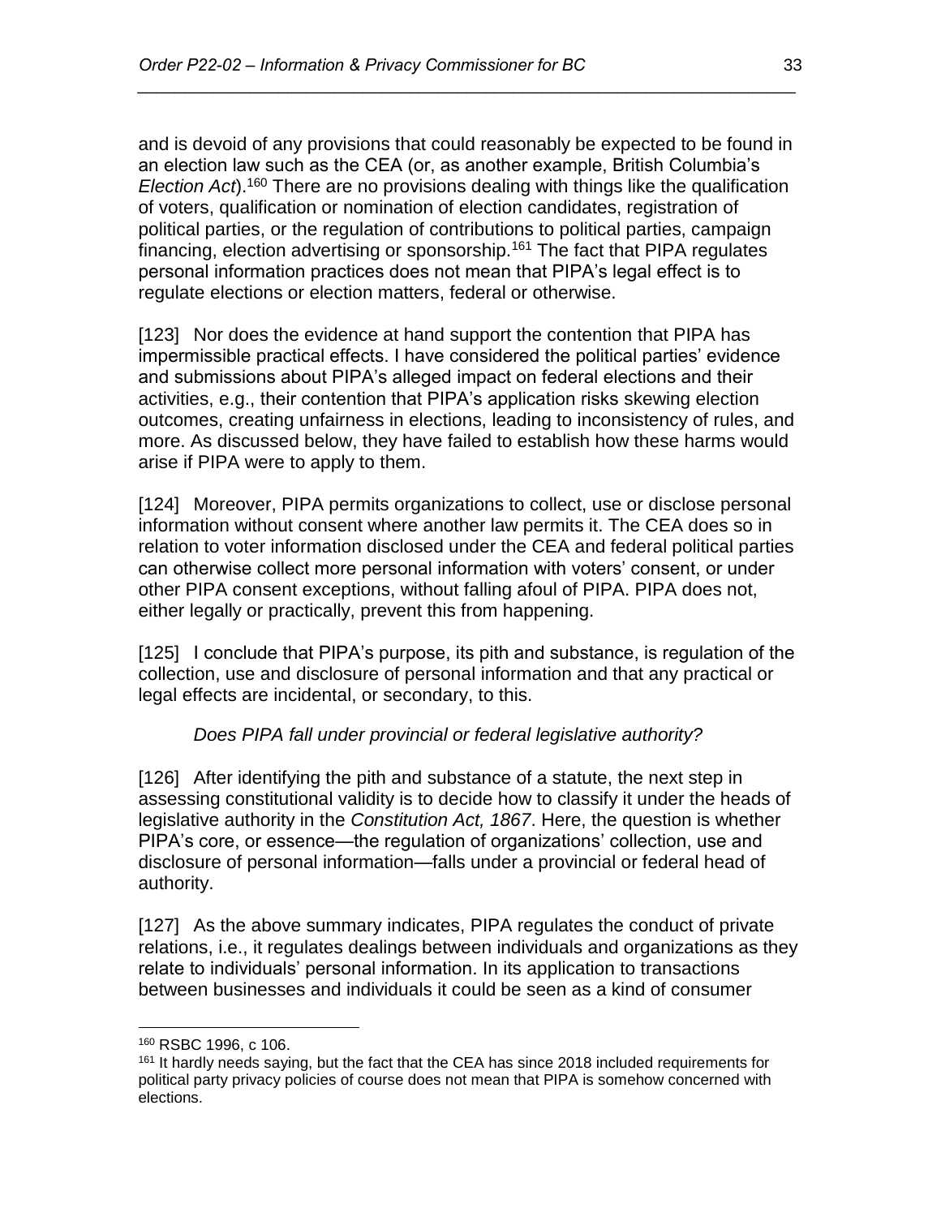and is devoid of any provisions that could reasonably be expected to be found in an election law such as the CEA (or, as another example, British Columbia's *Election Act*).[160] There are no provisions dealing with things like the qualification of voters, qualification or nomination of election candidates, registration of political parties, or the regulation of contributions to political parties, campaign financing, election advertising or sponsorship.[161] The fact that PIPA regulates personal information practices does not mean that PIPA's legal effect is to regulate elections or election matters, federal or otherwise.

[123] Nor does the evidence at hand support the contention that PIPA has impermissible practical effects. I have considered the political parties' evidence and submissions about PIPA's alleged impact on federal elections and their activities, e.g., their contention that PIPA's application risks skewing election outcomes, creating unfairness in elections, leading to inconsistency of rules, and more. As discussed below, they have failed to establish how these harms would arise if PIPA were to apply to them.

[124] Moreover, PIPA permits organizations to collect, use or disclose personal information without consent where another law permits it. The CEA does so in relation to voter information disclosed under the CEA and federal political parties can otherwise collect more personal information with voters' consent, or under other PIPA consent exceptions, without falling afoul of PIPA. PIPA does not, either legally or practically, prevent this from happening.

[125] I conclude that PIPA's purpose, its pith and substance, is regulation of the collection, use and disclosure of personal information and that any practical or legal effects are incidental, or secondary, to this.

*Does PIPA fall under provincial or federal legislative authority?*

[126] After identifying the pith and substance of a statute, the next step in assessing constitutional validity is to decide how to classify it under the heads of legislative authority in the *Constitution Act, 1867*. Here, the question is whether PIPA's core, or essence—the regulation of organizations' collection, use and disclosure of personal information—falls under a provincial or federal head of authority.

[127] As the above summary indicates, PIPA regulates the conduct of private relations, i.e., it regulates dealings between individuals and organizations as they relate to individuals' personal information. In its application to transactions between businesses and individuals it could be seen as a kind of consumer

---

[160] RSBC 1996, c 106.

[161] It hardly needs saying, but the fact that the CEA has since 2018 included requirements for political party privacy policies of course does not mean that PIPA is somehow concerned with elections.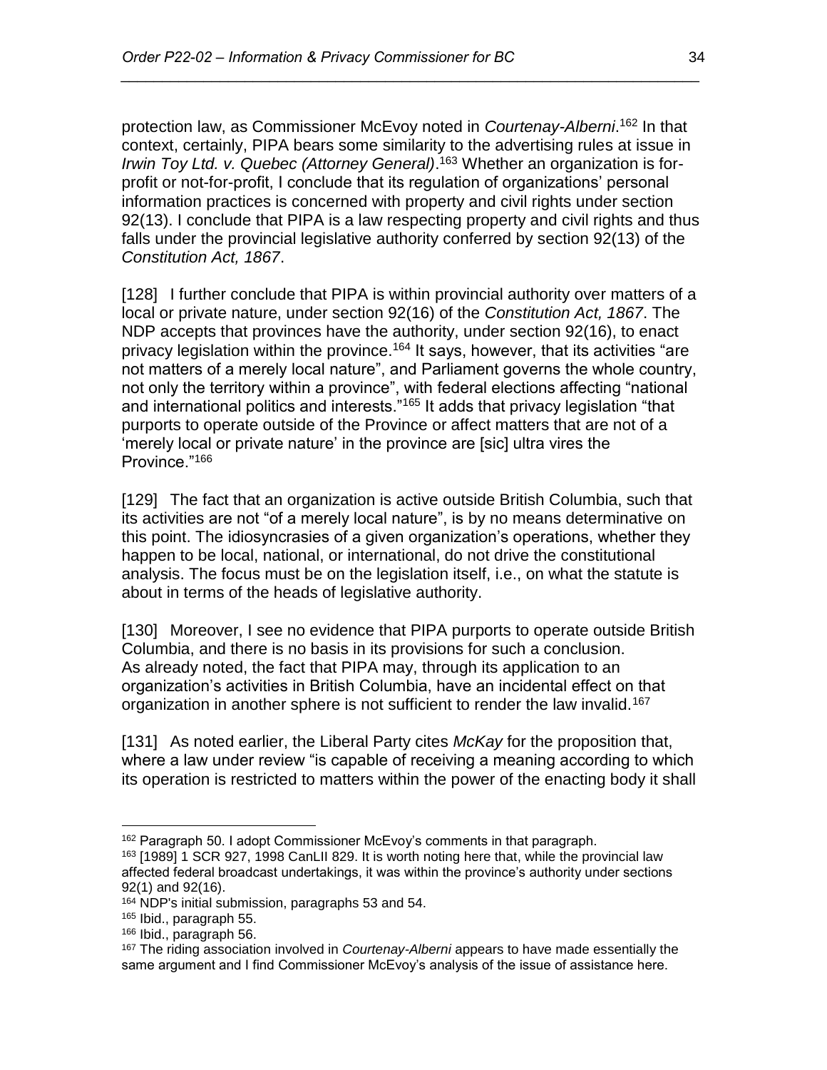protection law, as Commissioner McEvoy noted in *Courtenay-Alberni*.[162] In that context, certainly, PIPA bears some similarity to the advertising rules at issue in *Irwin Toy Ltd. v. Quebec (Attorney General)*.[163] Whether an organization is for-profit or not-for-profit, I conclude that its regulation of organizations' personal information practices is concerned with property and civil rights under section 92(13). I conclude that PIPA is a law respecting property and civil rights and thus falls under the provincial legislative authority conferred by section 92(13) of the *Constitution Act, 1867*.

[128] I further conclude that PIPA is within provincial authority over matters of a local or private nature, under section 92(16) of the *Constitution Act, 1867*. The NDP accepts that provinces have the authority, under section 92(16), to enact privacy legislation within the province.[164] It says, however, that its activities "are not matters of a merely local nature", and Parliament governs the whole country, not only the territory within a province", with federal elections affecting "national and international politics and interests."[165] It adds that privacy legislation "that purports to operate outside of the Province or affect matters that are not of a 'merely local or private nature' in the province are [sic] ultra vires the Province."[166]

[129] The fact that an organization is active outside British Columbia, such that its activities are not "of a merely local nature", is by no means determinative on this point. The idiosyncrasies of a given organization's operations, whether they happen to be local, national, or international, do not drive the constitutional analysis. The focus must be on the legislation itself, i.e., on what the statute is about in terms of the heads of legislative authority.

[130] Moreover, I see no evidence that PIPA purports to operate outside British Columbia, and there is no basis in its provisions for such a conclusion. As already noted, the fact that PIPA may, through its application to an organization's activities in British Columbia, have an incidental effect on that organization in another sphere is not sufficient to render the law invalid.[167]

[131] As noted earlier, the Liberal Party cites *McKay* for the proposition that, where a law under review "is capable of receiving a meaning according to which its operation is restricted to matters within the power of the enacting body it shall

---

[162] Paragraph 50. I adopt Commissioner McEvoy's comments in that paragraph.

[163] [1989] 1 SCR 927, 1998 CanLII 829. It is worth noting here that, while the provincial law affected federal broadcast undertakings, it was within the province's authority under sections 92(1) and 92(16).

[164] NDP's initial submission, paragraphs 53 and 54.

[165] Ibid., paragraph 55.

[166] Ibid., paragraph 56.

[167] The riding association involved in *Courtenay-Alberni* appears to have made essentially the same argument and I find Commissioner McEvoy's analysis of the issue of assistance here.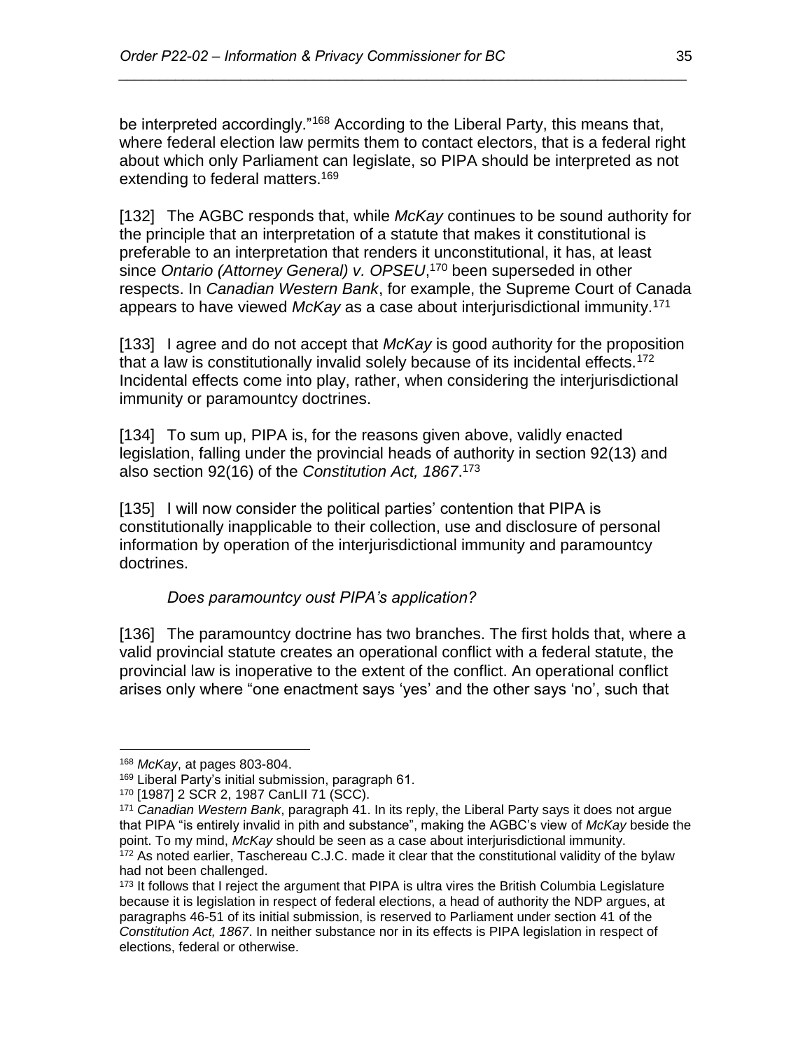be interpreted accordingly."[168] According to the Liberal Party, this means that, where federal election law permits them to contact electors, that is a federal right about which only Parliament can legislate, so PIPA should be interpreted as not extending to federal matters.[169]

[132] The AGBC responds that, while *McKay* continues to be sound authority for the principle that an interpretation of a statute that makes it constitutional is preferable to an interpretation that renders it unconstitutional, it has, at least since *Ontario (Attorney General) v. OPSEU*,[170] been superseded in other respects. In *Canadian Western Bank*, for example, the Supreme Court of Canada appears to have viewed *McKay* as a case about interjurisdictional immunity.[171]

[133] I agree and do not accept that *McKay* is good authority for the proposition that a law is constitutionally invalid solely because of its incidental effects.[172] Incidental effects come into play, rather, when considering the interjurisdictional immunity or paramountcy doctrines.

[134] To sum up, PIPA is, for the reasons given above, validly enacted legislation, falling under the provincial heads of authority in section 92(13) and also section 92(16) of the *Constitution Act, 1867*.[173]

[135] I will now consider the political parties' contention that PIPA is constitutionally inapplicable to their collection, use and disclosure of personal information by operation of the interjurisdictional immunity and paramountcy doctrines.

*Does paramountcy oust PIPA's application?*

[136] The paramountcy doctrine has two branches. The first holds that, where a valid provincial statute creates an operational conflict with a federal statute, the provincial law is inoperative to the extent of the conflict. An operational conflict arises only where "one enactment says 'yes' and the other says 'no', such that

---

[168] *McKay*, at pages 803-804.

[169] Liberal Party's initial submission, paragraph 61.

[170] [1987] 2 SCR 2, 1987 CanLII 71 (SCC).

[171] *Canadian Western Bank*, paragraph 41. In its reply, the Liberal Party says it does not argue that PIPA "is entirely invalid in pith and substance", making the AGBC's view of *McKay* beside the point. To my mind, *McKay* should be seen as a case about interjurisdictional immunity.

[172] As noted earlier, Taschereau C.J.C. made it clear that the constitutional validity of the bylaw had not been challenged.

[173] It follows that I reject the argument that PIPA is ultra vires the British Columbia Legislature because it is legislation in respect of federal elections, a head of authority the NDP argues, at paragraphs 46-51 of its initial submission, is reserved to Parliament under section 41 of the *Constitution Act, 1867*. In neither substance nor in its effects is PIPA legislation in respect of elections, federal or otherwise.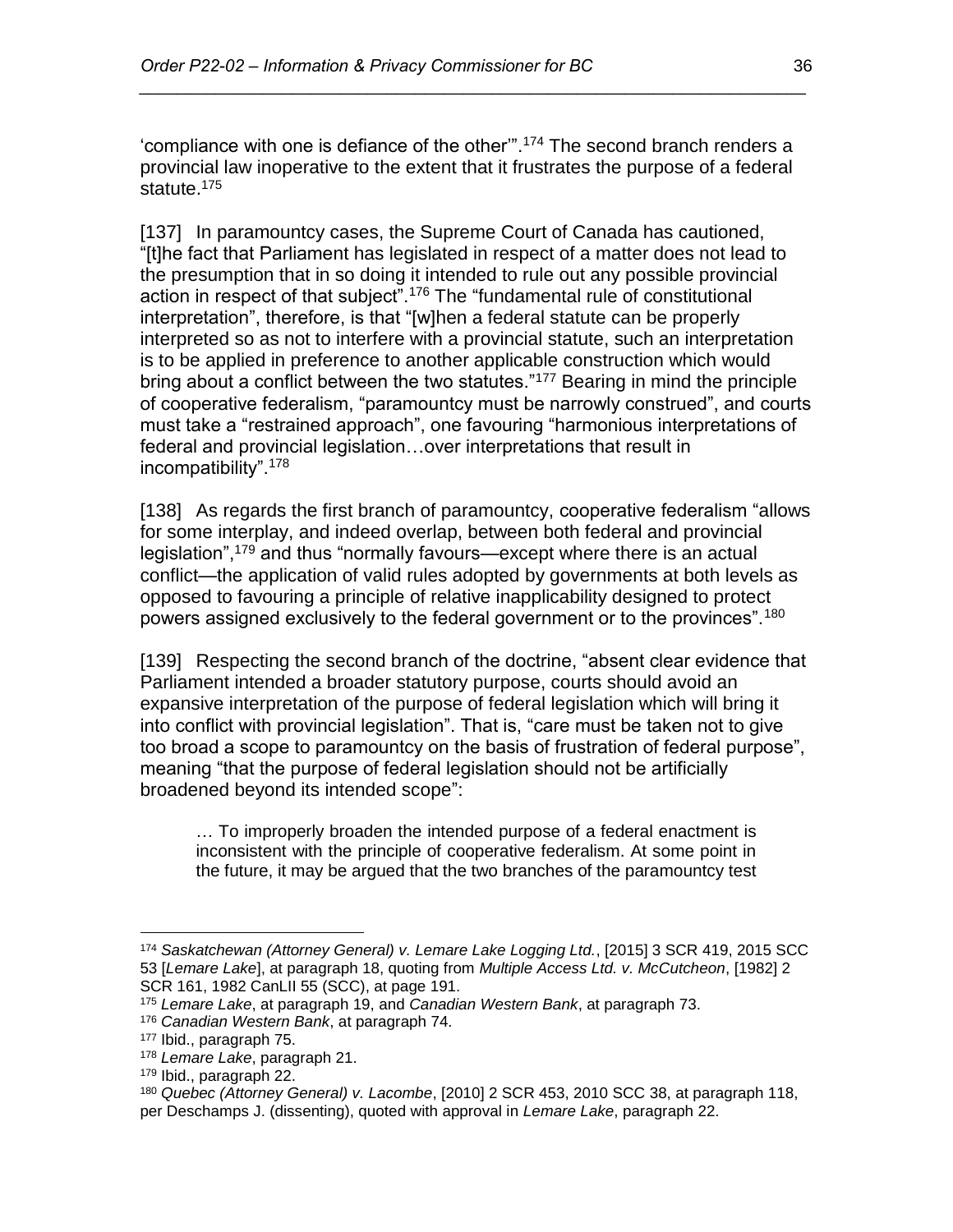'compliance with one is defiance of the other'".[174] The second branch renders a provincial law inoperative to the extent that it frustrates the purpose of a federal statute.[175]

[137] In paramountcy cases, the Supreme Court of Canada has cautioned, "[t]he fact that Parliament has legislated in respect of a matter does not lead to the presumption that in so doing it intended to rule out any possible provincial action in respect of that subject".[176] The "fundamental rule of constitutional interpretation", therefore, is that "[w]hen a federal statute can be properly interpreted so as not to interfere with a provincial statute, such an interpretation is to be applied in preference to another applicable construction which would bring about a conflict between the two statutes."[177] Bearing in mind the principle of cooperative federalism, "paramountcy must be narrowly construed", and courts must take a "restrained approach", one favouring "harmonious interpretations of federal and provincial legislation…over interpretations that result in incompatibility".[178]

[138] As regards the first branch of paramountcy, cooperative federalism "allows for some interplay, and indeed overlap, between both federal and provincial legislation",[179] and thus "normally favours—except where there is an actual conflict—the application of valid rules adopted by governments at both levels as opposed to favouring a principle of relative inapplicability designed to protect powers assigned exclusively to the federal government or to the provinces".[180]

[139] Respecting the second branch of the doctrine, "absent clear evidence that Parliament intended a broader statutory purpose, courts should avoid an expansive interpretation of the purpose of federal legislation which will bring it into conflict with provincial legislation". That is, "care must be taken not to give too broad a scope to paramountcy on the basis of frustration of federal purpose", meaning "that the purpose of federal legislation should not be artificially broadened beyond its intended scope":

> … To improperly broaden the intended purpose of a federal enactment is inconsistent with the principle of cooperative federalism. At some point in the future, it may be argued that the two branches of the paramountcy test

---

[174] *Saskatchewan (Attorney General) v. Lemare Lake Logging Ltd.*, [2015] 3 SCR 419, 2015 SCC 53 [*Lemare Lake*], at paragraph 18, quoting from *Multiple Access Ltd. v. McCutcheon*, [1982] 2 SCR 161, 1982 CanLII 55 (SCC), at page 191.

[175] *Lemare Lake*, at paragraph 19, and *Canadian Western Bank*, at paragraph 73.

[176] *Canadian Western Bank*, at paragraph 74.

[177] Ibid., paragraph 75.

[178] *Lemare Lake*, paragraph 21.

[179] Ibid., paragraph 22.

[180] *Quebec (Attorney General) v. Lacombe*, [2010] 2 SCR 453, 2010 SCC 38, at paragraph 118, per Deschamps J. (dissenting), quoted with approval in *Lemare Lake*, paragraph 22.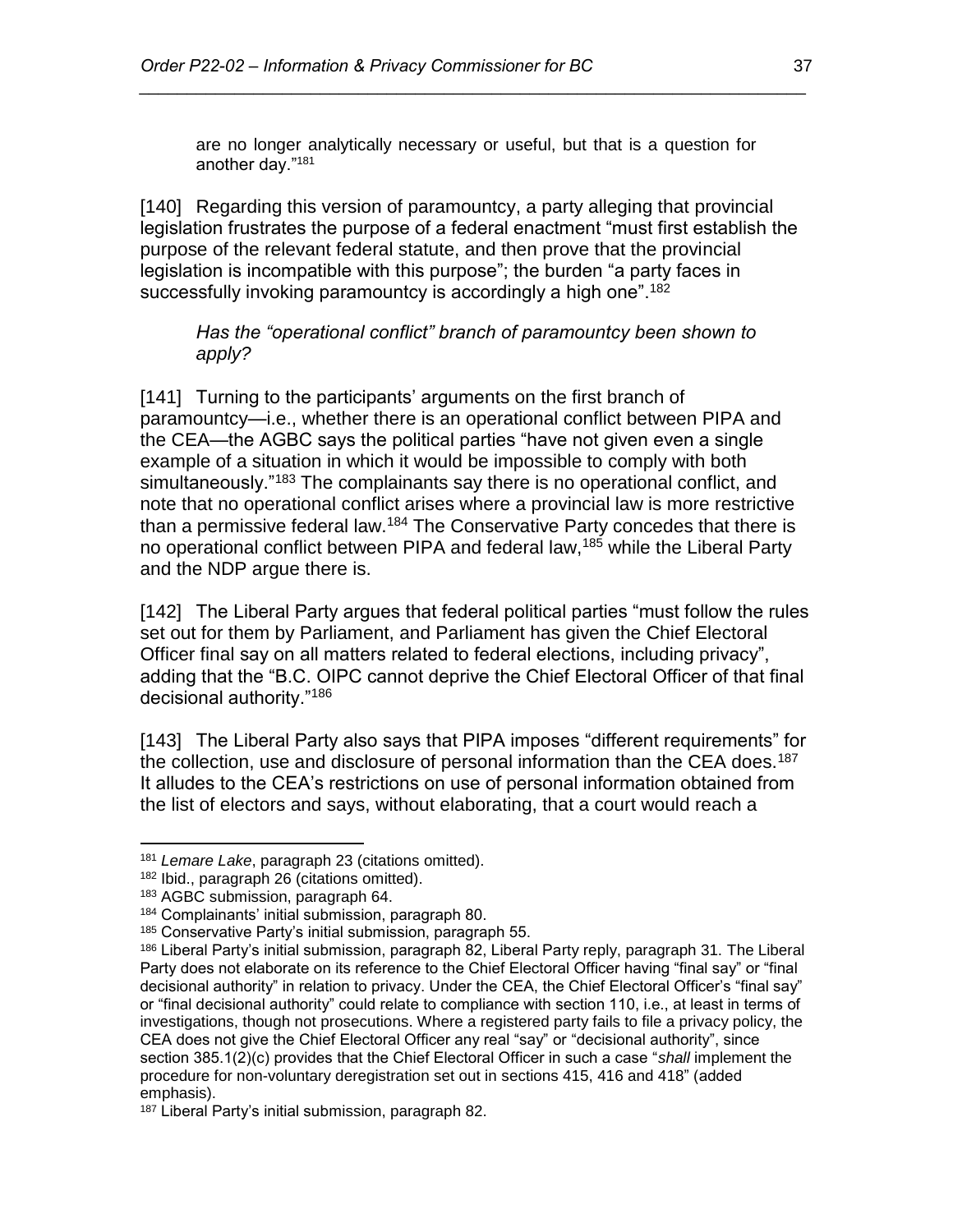are no longer analytically necessary or useful, but that is a question for another day."[181]

[140] Regarding this version of paramountcy, a party alleging that provincial legislation frustrates the purpose of a federal enactment "must first establish the purpose of the relevant federal statute, and then prove that the provincial legislation is incompatible with this purpose"; the burden "a party faces in successfully invoking paramountcy is accordingly a high one".[182]

*Has the "operational conflict" branch of paramountcy been shown to apply?*

[141] Turning to the participants' arguments on the first branch of paramountcy—i.e., whether there is an operational conflict between PIPA and the CEA—the AGBC says the political parties "have not given even a single example of a situation in which it would be impossible to comply with both simultaneously."[183] The complainants say there is no operational conflict, and note that no operational conflict arises where a provincial law is more restrictive than a permissive federal law.[184] The Conservative Party concedes that there is no operational conflict between PIPA and federal law,[185] while the Liberal Party and the NDP argue there is.

[142] The Liberal Party argues that federal political parties "must follow the rules set out for them by Parliament, and Parliament has given the Chief Electoral Officer final say on all matters related to federal elections, including privacy", adding that the "B.C. OIPC cannot deprive the Chief Electoral Officer of that final decisional authority."[186]

[143] The Liberal Party also says that PIPA imposes "different requirements" for the collection, use and disclosure of personal information than the CEA does.[187] It alludes to the CEA's restrictions on use of personal information obtained from the list of electors and says, without elaborating, that a court would reach a

---

[181] *Lemare Lake*, paragraph 23 (citations omitted).

[182] Ibid., paragraph 26 (citations omitted).

[183] AGBC submission, paragraph 64.

[184] Complainants' initial submission, paragraph 80.

[185] Conservative Party's initial submission, paragraph 55.

[186] Liberal Party's initial submission, paragraph 82, Liberal Party reply, paragraph 31. The Liberal Party does not elaborate on its reference to the Chief Electoral Officer having "final say" or "final decisional authority" in relation to privacy. Under the CEA, the Chief Electoral Officer's "final say" or "final decisional authority" could relate to compliance with section 110, i.e., at least in terms of investigations, though not prosecutions. Where a registered party fails to file a privacy policy, the CEA does not give the Chief Electoral Officer any real "say" or "decisional authority", since section 385.1(2)(c) provides that the Chief Electoral Officer in such a case "*shall* implement the procedure for non-voluntary deregistration set out in sections 415, 416 and 418" (added emphasis).

[187] Liberal Party's initial submission, paragraph 82.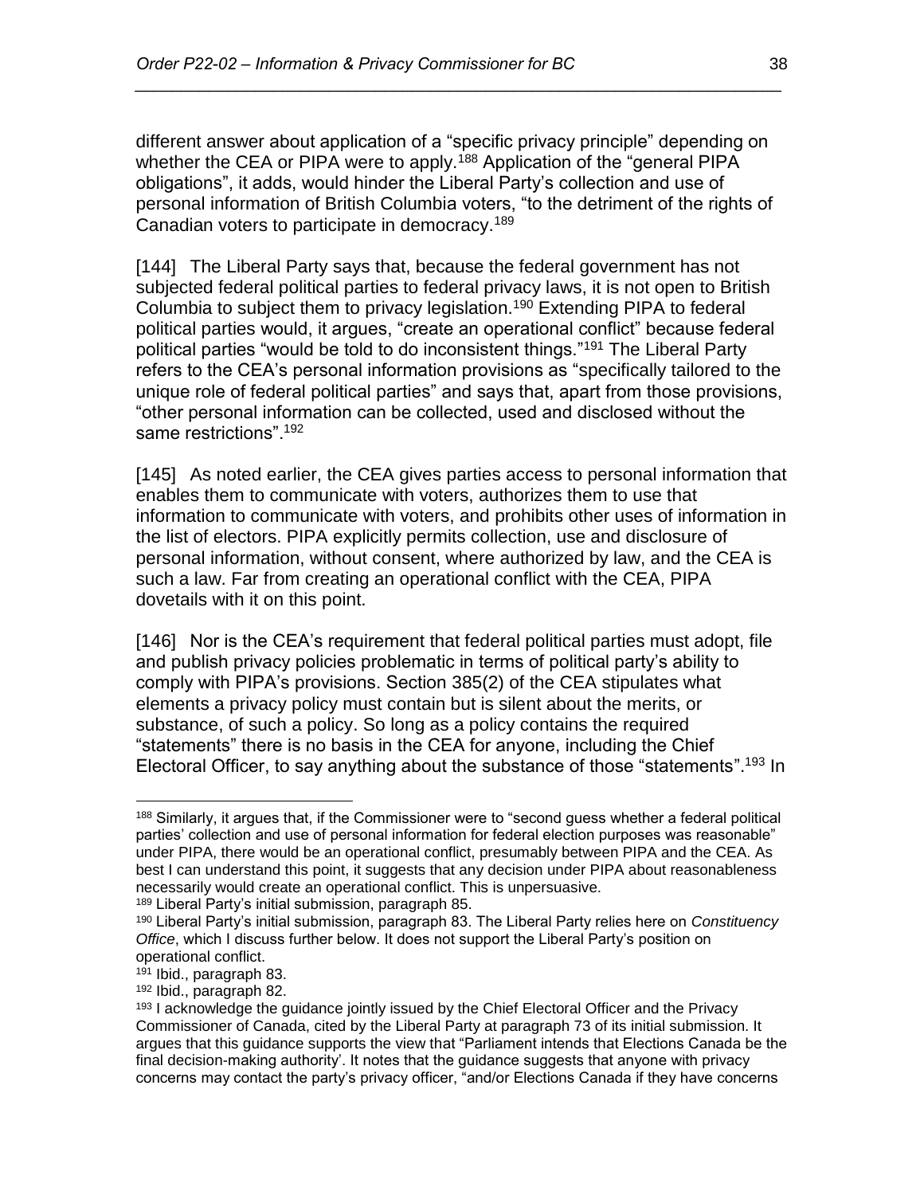different answer about application of a "specific privacy principle" depending on whether the CEA or PIPA were to apply.[188] Application of the "general PIPA obligations", it adds, would hinder the Liberal Party's collection and use of personal information of British Columbia voters, "to the detriment of the rights of Canadian voters to participate in democracy.[189]

[144] The Liberal Party says that, because the federal government has not subjected federal political parties to federal privacy laws, it is not open to British Columbia to subject them to privacy legislation.[190] Extending PIPA to federal political parties would, it argues, "create an operational conflict" because federal political parties "would be told to do inconsistent things."[191] The Liberal Party refers to the CEA's personal information provisions as "specifically tailored to the unique role of federal political parties" and says that, apart from those provisions, "other personal information can be collected, used and disclosed without the same restrictions".[192]

[145] As noted earlier, the CEA gives parties access to personal information that enables them to communicate with voters, authorizes them to use that information to communicate with voters, and prohibits other uses of information in the list of electors. PIPA explicitly permits collection, use and disclosure of personal information, without consent, where authorized by law, and the CEA is such a law. Far from creating an operational conflict with the CEA, PIPA dovetails with it on this point.

[146] Nor is the CEA's requirement that federal political parties must adopt, file and publish privacy policies problematic in terms of political party's ability to comply with PIPA's provisions. Section 385(2) of the CEA stipulates what elements a privacy policy must contain but is silent about the merits, or substance, of such a policy. So long as a policy contains the required "statements" there is no basis in the CEA for anyone, including the Chief Electoral Officer, to say anything about the substance of those "statements".[193] In

---

[188] Similarly, it argues that, if the Commissioner were to "second guess whether a federal political parties' collection and use of personal information for federal election purposes was reasonable" under PIPA, there would be an operational conflict, presumably between PIPA and the CEA. As best I can understand this point, it suggests that any decision under PIPA about reasonableness necessarily would create an operational conflict. This is unpersuasive.

[189] Liberal Party's initial submission, paragraph 85.

[190] Liberal Party's initial submission, paragraph 83. The Liberal Party relies here on *Constituency Office*, which I discuss further below. It does not support the Liberal Party's position on operational conflict.

[191] Ibid., paragraph 83.

[192] Ibid., paragraph 82.

[193] I acknowledge the guidance jointly issued by the Chief Electoral Officer and the Privacy Commissioner of Canada, cited by the Liberal Party at paragraph 73 of its initial submission. It argues that this guidance supports the view that "Parliament intends that Elections Canada be the final decision-making authority'. It notes that the guidance suggests that anyone with privacy concerns may contact the party's privacy officer, "and/or Elections Canada if they have concerns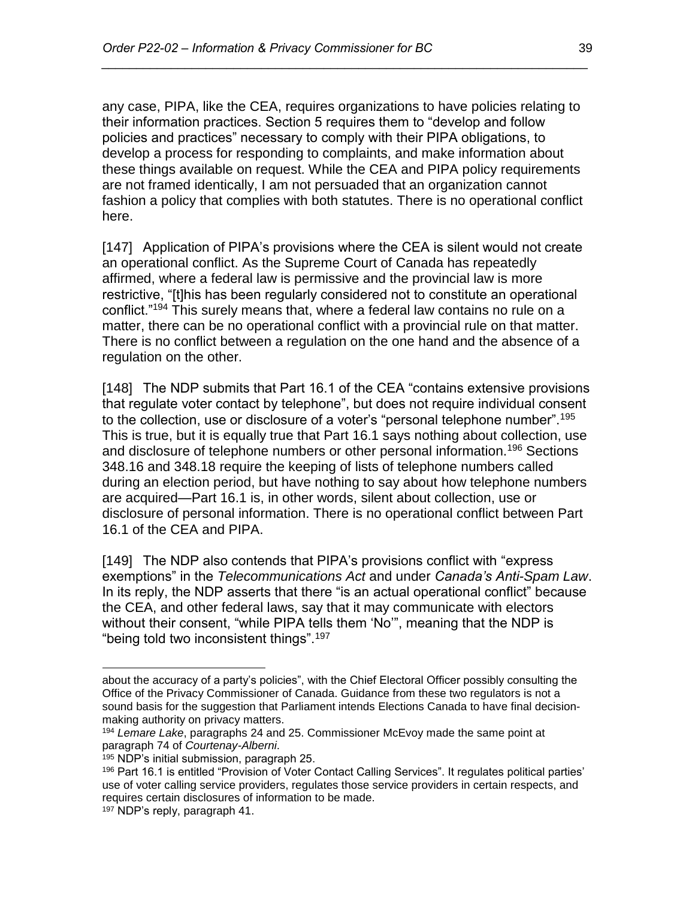any case, PIPA, like the CEA, requires organizations to have policies relating to their information practices. Section 5 requires them to "develop and follow policies and practices" necessary to comply with their PIPA obligations, to develop a process for responding to complaints, and make information about these things available on request. While the CEA and PIPA policy requirements are not framed identically, I am not persuaded that an organization cannot fashion a policy that complies with both statutes. There is no operational conflict here.

[147] Application of PIPA's provisions where the CEA is silent would not create an operational conflict. As the Supreme Court of Canada has repeatedly affirmed, where a federal law is permissive and the provincial law is more restrictive, "[t]his has been regularly considered not to constitute an operational conflict."[194] This surely means that, where a federal law contains no rule on a matter, there can be no operational conflict with a provincial rule on that matter. There is no conflict between a regulation on the one hand and the absence of a regulation on the other.

[148] The NDP submits that Part 16.1 of the CEA "contains extensive provisions that regulate voter contact by telephone", but does not require individual consent to the collection, use or disclosure of a voter's "personal telephone number".[195] This is true, but it is equally true that Part 16.1 says nothing about collection, use and disclosure of telephone numbers or other personal information.[196] Sections 348.16 and 348.18 require the keeping of lists of telephone numbers called during an election period, but have nothing to say about how telephone numbers are acquired—Part 16.1 is, in other words, silent about collection, use or disclosure of personal information. There is no operational conflict between Part 16.1 of the CEA and PIPA.

[149] The NDP also contends that PIPA's provisions conflict with "express exemptions" in the *Telecommunications Act* and under *Canada's Anti-Spam Law*. In its reply, the NDP asserts that there "is an actual operational conflict" because the CEA, and other federal laws, say that it may communicate with electors without their consent, "while PIPA tells them 'No'", meaning that the NDP is "being told two inconsistent things".[197]

---

about the accuracy of a party's policies", with the Chief Electoral Officer possibly consulting the Office of the Privacy Commissioner of Canada. Guidance from these two regulators is not a sound basis for the suggestion that Parliament intends Elections Canada to have final decision-making authority on privacy matters.

[194] *Lemare Lake*, paragraphs 24 and 25. Commissioner McEvoy made the same point at paragraph 74 of *Courtenay-Alberni*.

[195] NDP's initial submission, paragraph 25.

[196] Part 16.1 is entitled "Provision of Voter Contact Calling Services". It regulates political parties' use of voter calling service providers, regulates those service providers in certain respects, and requires certain disclosures of information to be made.

[197] NDP's reply, paragraph 41.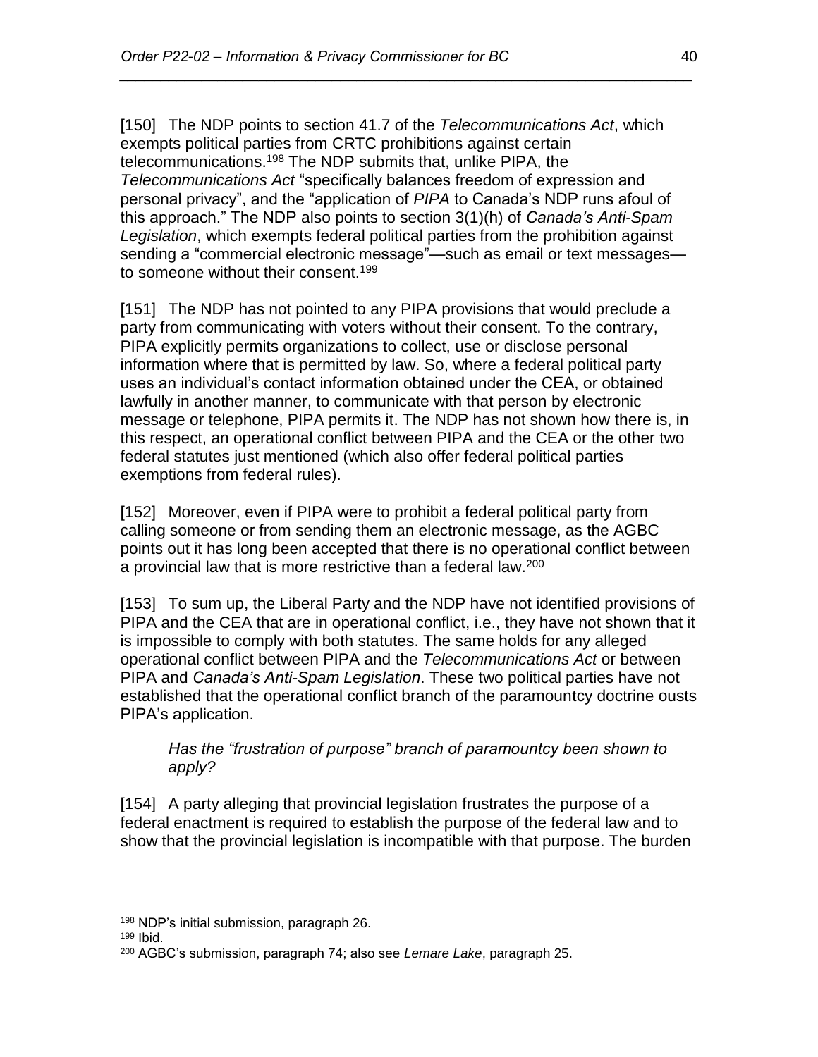[150] The NDP points to section 41.7 of the *Telecommunications Act*, which exempts political parties from CRTC prohibitions against certain telecommunications.[198] The NDP submits that, unlike PIPA, the *Telecommunications Act* "specifically balances freedom of expression and personal privacy", and the "application of *PIPA* to Canada's NDP runs afoul of this approach." The NDP also points to section 3(1)(h) of *Canada's Anti-Spam Legislation*, which exempts federal political parties from the prohibition against sending a "commercial electronic message"—such as email or text messages—to someone without their consent.[199]

[151] The NDP has not pointed to any PIPA provisions that would preclude a party from communicating with voters without their consent. To the contrary, PIPA explicitly permits organizations to collect, use or disclose personal information where that is permitted by law. So, where a federal political party uses an individual's contact information obtained under the CEA, or obtained lawfully in another manner, to communicate with that person by electronic message or telephone, PIPA permits it. The NDP has not shown how there is, in this respect, an operational conflict between PIPA and the CEA or the other two federal statutes just mentioned (which also offer federal political parties exemptions from federal rules).

[152] Moreover, even if PIPA were to prohibit a federal political party from calling someone or from sending them an electronic message, as the AGBC points out it has long been accepted that there is no operational conflict between a provincial law that is more restrictive than a federal law.[200]

[153] To sum up, the Liberal Party and the NDP have not identified provisions of PIPA and the CEA that are in operational conflict, i.e., they have not shown that it is impossible to comply with both statutes. The same holds for any alleged operational conflict between PIPA and the *Telecommunications Act* or between PIPA and *Canada's Anti-Spam Legislation*. These two political parties have not established that the operational conflict branch of the paramountcy doctrine ousts PIPA's application.

*Has the "frustration of purpose" branch of paramountcy been shown to apply?*

[154] A party alleging that provincial legislation frustrates the purpose of a federal enactment is required to establish the purpose of the federal law and to show that the provincial legislation is incompatible with that purpose. The burden

---

[198] NDP's initial submission, paragraph 26.

[199] Ibid.

[200] AGBC's submission, paragraph 74; also see *Lemare Lake*, paragraph 25.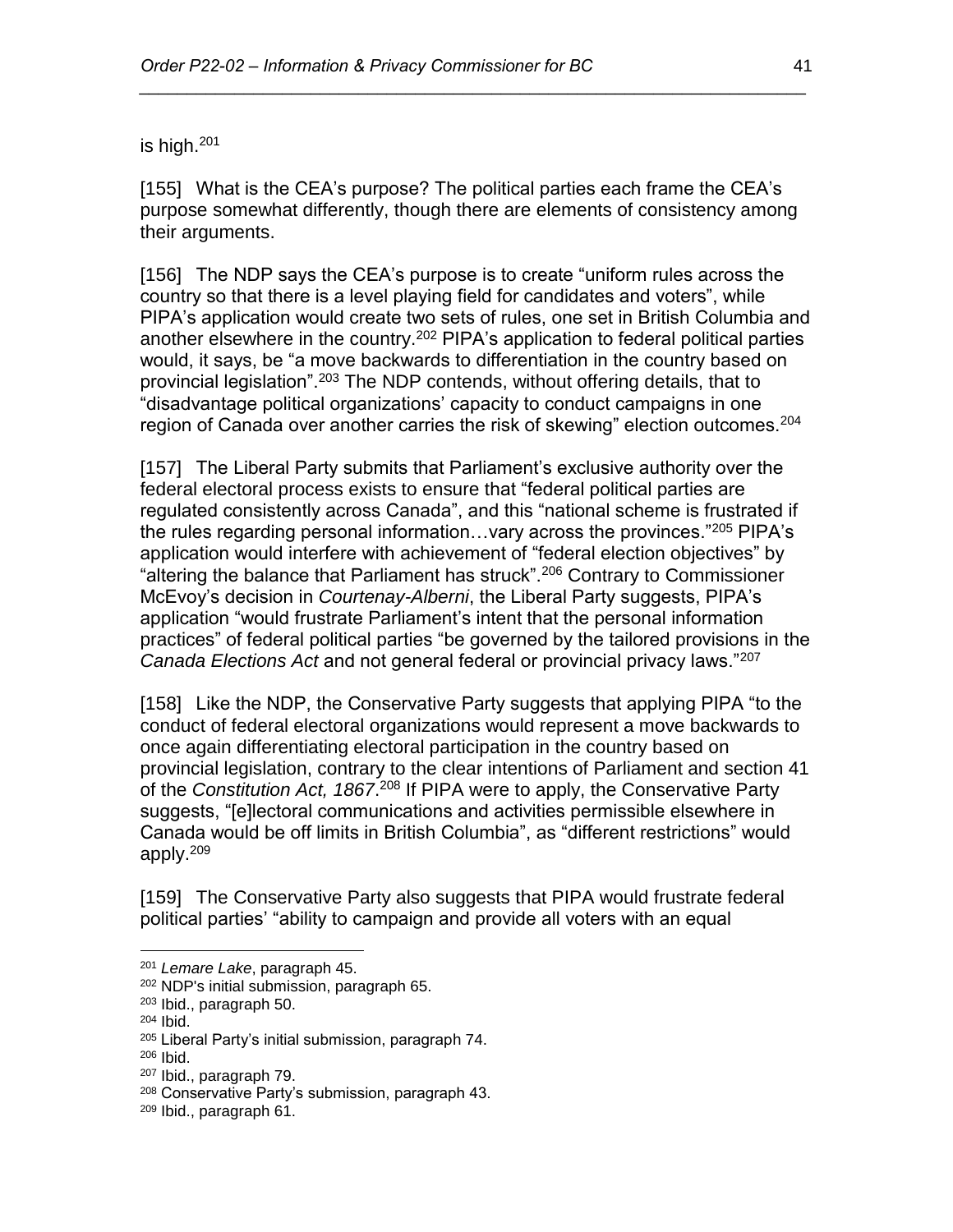is high.[201]

[155] What is the CEA's purpose? The political parties each frame the CEA's purpose somewhat differently, though there are elements of consistency among their arguments.

[156] The NDP says the CEA's purpose is to create "uniform rules across the country so that there is a level playing field for candidates and voters", while PIPA's application would create two sets of rules, one set in British Columbia and another elsewhere in the country.[202] PIPA's application to federal political parties would, it says, be "a move backwards to differentiation in the country based on provincial legislation".[203] The NDP contends, without offering details, that to "disadvantage political organizations' capacity to conduct campaigns in one region of Canada over another carries the risk of skewing" election outcomes.[204]

[157] The Liberal Party submits that Parliament's exclusive authority over the federal electoral process exists to ensure that "federal political parties are regulated consistently across Canada", and this "national scheme is frustrated if the rules regarding personal information…vary across the provinces."[205] PIPA's application would interfere with achievement of "federal election objectives" by "altering the balance that Parliament has struck".[206] Contrary to Commissioner McEvoy's decision in *Courtenay-Alberni*, the Liberal Party suggests, PIPA's application "would frustrate Parliament's intent that the personal information practices" of federal political parties "be governed by the tailored provisions in the *Canada Elections Act* and not general federal or provincial privacy laws."[207]

[158] Like the NDP, the Conservative Party suggests that applying PIPA "to the conduct of federal electoral organizations would represent a move backwards to once again differentiating electoral participation in the country based on provincial legislation, contrary to the clear intentions of Parliament and section 41 of the *Constitution Act, 1867*.[208] If PIPA were to apply, the Conservative Party suggests, "[e]lectoral communications and activities permissible elsewhere in Canada would be off limits in British Columbia", as "different restrictions" would apply.[209]

[159] The Conservative Party also suggests that PIPA would frustrate federal political parties' "ability to campaign and provide all voters with an equal

---

[201] *Lemare Lake*, paragraph 45.

[202] NDP's initial submission, paragraph 65.

[203] Ibid., paragraph 50.

[204] Ibid.

[205] Liberal Party's initial submission, paragraph 74.

[206] Ibid.

[207] Ibid., paragraph 79.

[208] Conservative Party's submission, paragraph 43.

[209] Ibid., paragraph 61.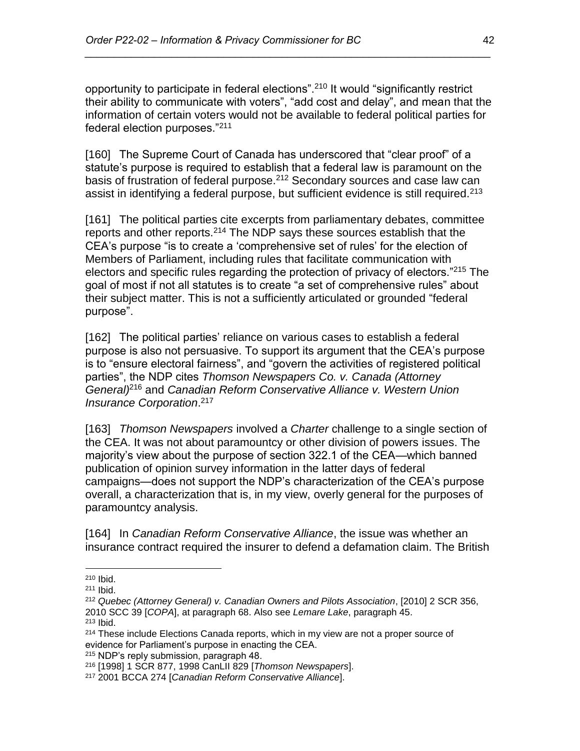opportunity to participate in federal elections".[210] It would "significantly restrict their ability to communicate with voters", "add cost and delay", and mean that the information of certain voters would not be available to federal political parties for federal election purposes."[211]

[160] The Supreme Court of Canada has underscored that "clear proof" of a statute's purpose is required to establish that a federal law is paramount on the basis of frustration of federal purpose.[212] Secondary sources and case law can assist in identifying a federal purpose, but sufficient evidence is still required.[213]

[161] The political parties cite excerpts from parliamentary debates, committee reports and other reports.[214] The NDP says these sources establish that the CEA's purpose "is to create a 'comprehensive set of rules' for the election of Members of Parliament, including rules that facilitate communication with electors and specific rules regarding the protection of privacy of electors."[215] The goal of most if not all statutes is to create "a set of comprehensive rules" about their subject matter. This is not a sufficiently articulated or grounded "federal purpose".

[162] The political parties' reliance on various cases to establish a federal purpose is also not persuasive. To support its argument that the CEA's purpose is to "ensure electoral fairness", and "govern the activities of registered political parties", the NDP cites *Thomson Newspapers Co. v. Canada (Attorney General)*[216] and *Canadian Reform Conservative Alliance v. Western Union Insurance Corporation*.[217]

[163] *Thomson Newspapers* involved a *Charter* challenge to a single section of the CEA. It was not about paramountcy or other division of powers issues. The majority's view about the purpose of section 322.1 of the CEA—which banned publication of opinion survey information in the latter days of federal campaigns—does not support the NDP's characterization of the CEA's purpose overall, a characterization that is, in my view, overly general for the purposes of paramountcy analysis.

[164] In *Canadian Reform Conservative Alliance*, the issue was whether an insurance contract required the insurer to defend a defamation claim. The British

---

[210] Ibid.

[211] Ibid.

[212] *Quebec (Attorney General) v. Canadian Owners and Pilots Association*, [2010] 2 SCR 356, 2010 SCC 39 [*COPA*], at paragraph 68. Also see *Lemare Lake*, paragraph 45.

[213] Ibid.

[214] These include Elections Canada reports, which in my view are not a proper source of evidence for Parliament's purpose in enacting the CEA.

[215] NDP's reply submission, paragraph 48.

[216] [1998] 1 SCR 877, 1998 CanLII 829 [*Thomson Newspapers*].

[217] 2001 BCCA 274 [*Canadian Reform Conservative Alliance*].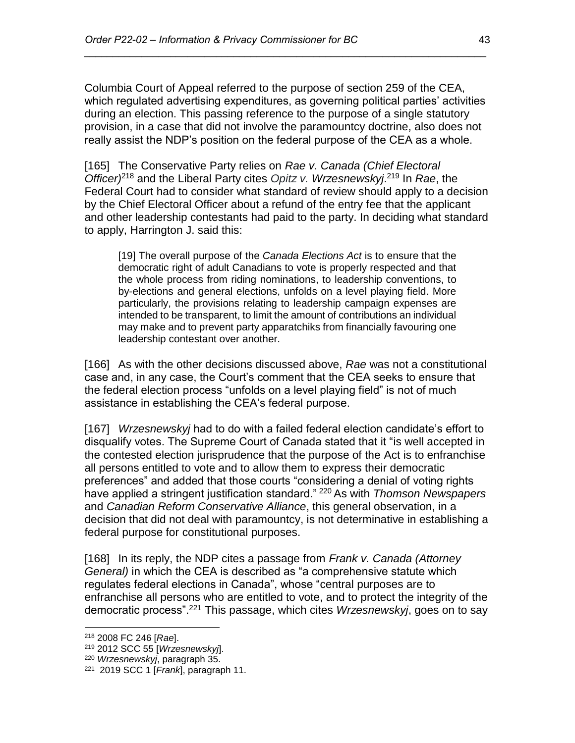Columbia Court of Appeal referred to the purpose of section 259 of the CEA, which regulated advertising expenditures, as governing political parties' activities during an election. This passing reference to the purpose of a single statutory provision, in a case that did not involve the paramountcy doctrine, also does not really assist the NDP's position on the federal purpose of the CEA as a whole.

[165] The Conservative Party relies on *Rae v. Canada (Chief Electoral Officer)*[218] and the Liberal Party cites *Opitz v. Wrzesnewskyj*.[219] In *Rae*, the Federal Court had to consider what standard of review should apply to a decision by the Chief Electoral Officer about a refund of the entry fee that the applicant and other leadership contestants had paid to the party. In deciding what standard to apply, Harrington J. said this:

> [19] The overall purpose of the *Canada Elections Act* is to ensure that the democratic right of adult Canadians to vote is properly respected and that the whole process from riding nominations, to leadership conventions, to by-elections and general elections, unfolds on a level playing field. More particularly, the provisions relating to leadership campaign expenses are intended to be transparent, to limit the amount of contributions an individual may make and to prevent party apparatchiks from financially favouring one leadership contestant over another.

[166] As with the other decisions discussed above, *Rae* was not a constitutional case and, in any case, the Court's comment that the CEA seeks to ensure that the federal election process "unfolds on a level playing field" is not of much assistance in establishing the CEA's federal purpose.

[167] *Wrzesnewskyj* had to do with a failed federal election candidate's effort to disqualify votes. The Supreme Court of Canada stated that it "is well accepted in the contested election jurisprudence that the purpose of the Act is to enfranchise all persons entitled to vote and to allow them to express their democratic preferences" and added that those courts "considering a denial of voting rights have applied a stringent justification standard."[220] As with *Thomson Newspapers* and *Canadian Reform Conservative Alliance*, this general observation, in a decision that did not deal with paramountcy, is not determinative in establishing a federal purpose for constitutional purposes.

[168] In its reply, the NDP cites a passage from *Frank v. Canada (Attorney General)* in which the CEA is described as "a comprehensive statute which regulates federal elections in Canada", whose "central purposes are to enfranchise all persons who are entitled to vote, and to protect the integrity of the democratic process".[221] This passage, which cites *Wrzesnewskyj*, goes on to say

---

[218] 2008 FC 246 [*Rae*].

[219] 2012 SCC 55 [*Wrzesnewskyj*].

[220] *Wrzesnewskyj*, paragraph 35.

[221] 2019 SCC 1 [*Frank*], paragraph 11.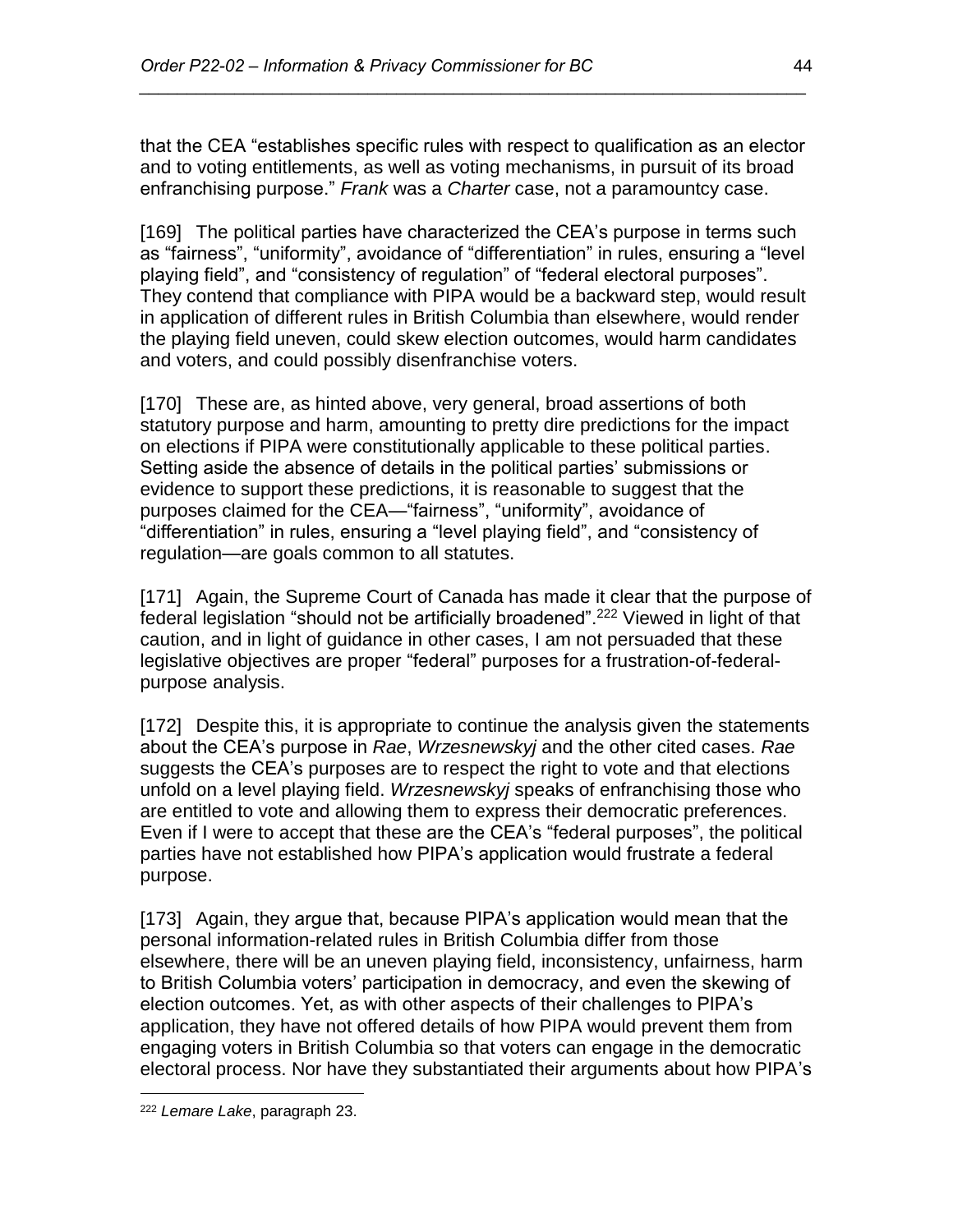that the CEA "establishes specific rules with respect to qualification as an elector and to voting entitlements, as well as voting mechanisms, in pursuit of its broad enfranchising purpose." *Frank* was a *Charter* case, not a paramountcy case.

[169] The political parties have characterized the CEA's purpose in terms such as "fairness", "uniformity", avoidance of "differentiation" in rules, ensuring a "level playing field", and "consistency of regulation" of "federal electoral purposes". They contend that compliance with PIPA would be a backward step, would result in application of different rules in British Columbia than elsewhere, would render the playing field uneven, could skew election outcomes, would harm candidates and voters, and could possibly disenfranchise voters.

[170] These are, as hinted above, very general, broad assertions of both statutory purpose and harm, amounting to pretty dire predictions for the impact on elections if PIPA were constitutionally applicable to these political parties. Setting aside the absence of details in the political parties' submissions or evidence to support these predictions, it is reasonable to suggest that the purposes claimed for the CEA—"fairness", "uniformity", avoidance of "differentiation" in rules, ensuring a "level playing field", and "consistency of regulation—are goals common to all statutes.

[171] Again, the Supreme Court of Canada has made it clear that the purpose of federal legislation "should not be artificially broadened".[222] Viewed in light of that caution, and in light of guidance in other cases, I am not persuaded that these legislative objectives are proper "federal" purposes for a frustration-of-federal-purpose analysis.

[172] Despite this, it is appropriate to continue the analysis given the statements about the CEA's purpose in *Rae*, *Wrzesnewskyj* and the other cited cases. *Rae* suggests the CEA's purposes are to respect the right to vote and that elections unfold on a level playing field. *Wrzesnewskyj* speaks of enfranchising those who are entitled to vote and allowing them to express their democratic preferences. Even if I were to accept that these are the CEA's "federal purposes", the political parties have not established how PIPA's application would frustrate a federal purpose.

[173] Again, they argue that, because PIPA's application would mean that the personal information-related rules in British Columbia differ from those elsewhere, there will be an uneven playing field, inconsistency, unfairness, harm to British Columbia voters' participation in democracy, and even the skewing of election outcomes. Yet, as with other aspects of their challenges to PIPA's application, they have not offered details of how PIPA would prevent them from engaging voters in British Columbia so that voters can engage in the democratic electoral process. Nor have they substantiated their arguments about how PIPA's

---

[222] *Lemare Lake*, paragraph 23.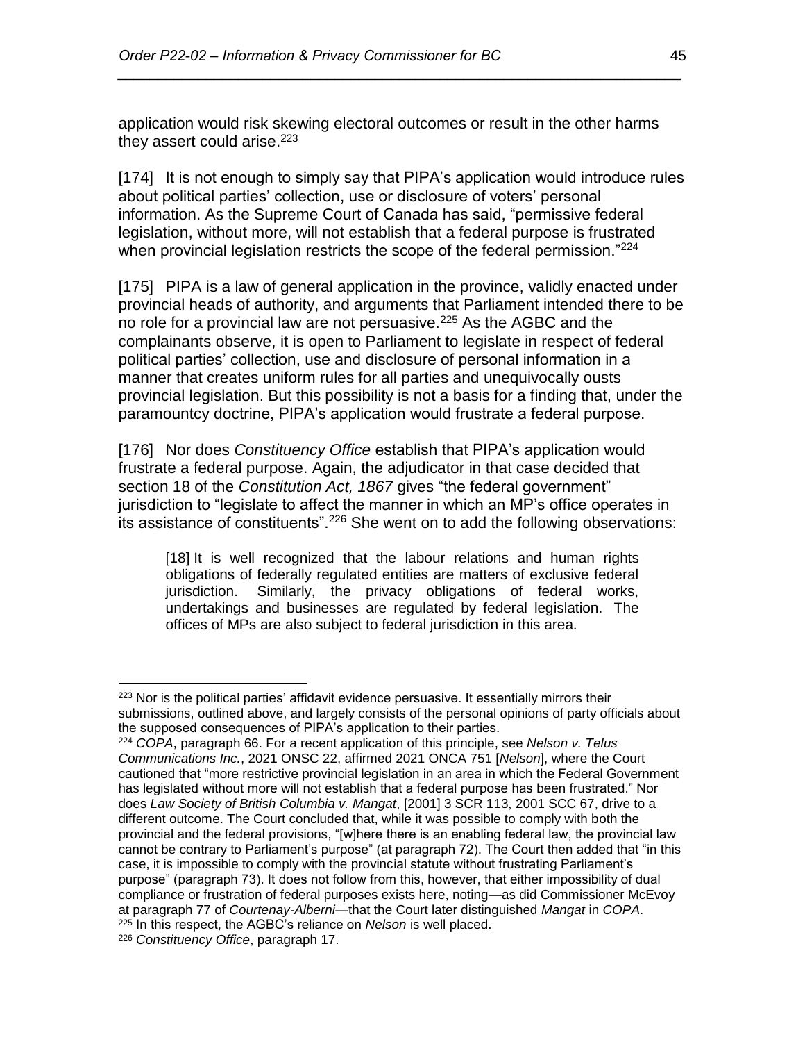application would risk skewing electoral outcomes or result in the other harms they assert could arise.[223]

[174] It is not enough to simply say that PIPA's application would introduce rules about political parties' collection, use or disclosure of voters' personal information. As the Supreme Court of Canada has said, "permissive federal legislation, without more, will not establish that a federal purpose is frustrated when provincial legislation restricts the scope of the federal permission."[224]

[175] PIPA is a law of general application in the province, validly enacted under provincial heads of authority, and arguments that Parliament intended there to be no role for a provincial law are not persuasive.[225] As the AGBC and the complainants observe, it is open to Parliament to legislate in respect of federal political parties' collection, use and disclosure of personal information in a manner that creates uniform rules for all parties and unequivocally ousts provincial legislation. But this possibility is not a basis for a finding that, under the paramountcy doctrine, PIPA's application would frustrate a federal purpose.

[176] Nor does *Constituency Office* establish that PIPA's application would frustrate a federal purpose. Again, the adjudicator in that case decided that section 18 of the *Constitution Act, 1867* gives "the federal government" jurisdiction to "legislate to affect the manner in which an MP's office operates in its assistance of constituents".[226] She went on to add the following observations:

> [18] It is well recognized that the labour relations and human rights obligations of federally regulated entities are matters of exclusive federal jurisdiction. Similarly, the privacy obligations of federal works, undertakings and businesses are regulated by federal legislation. The offices of MPs are also subject to federal jurisdiction in this area.

---

[223] Nor is the political parties' affidavit evidence persuasive. It essentially mirrors their submissions, outlined above, and largely consists of the personal opinions of party officials about the supposed consequences of PIPA's application to their parties.

[224] *COPA*, paragraph 66. For a recent application of this principle, see *Nelson v. Telus Communications Inc.*, 2021 ONSC 22, affirmed 2021 ONCA 751 [*Nelson*], where the Court cautioned that "more restrictive provincial legislation in an area in which the Federal Government has legislated without more will not establish that a federal purpose has been frustrated." Nor does *Law Society of British Columbia v. Mangat*, [2001] 3 SCR 113, 2001 SCC 67, drive to a different outcome. The Court concluded that, while it was possible to comply with both the provincial and the federal provisions, "[w]here there is an enabling federal law, the provincial law cannot be contrary to Parliament's purpose" (at paragraph 72). The Court then added that "in this case, it is impossible to comply with the provincial statute without frustrating Parliament's purpose" (paragraph 73). It does not follow from this, however, that either impossibility of dual compliance or frustration of federal purposes exists here, noting—as did Commissioner McEvoy at paragraph 77 of *Courtenay-Alberni*—that the Court later distinguished *Mangat* in *COPA*.

[225] In this respect, the AGBC's reliance on *Nelson* is well placed.

[226] *Constituency Office*, paragraph 17.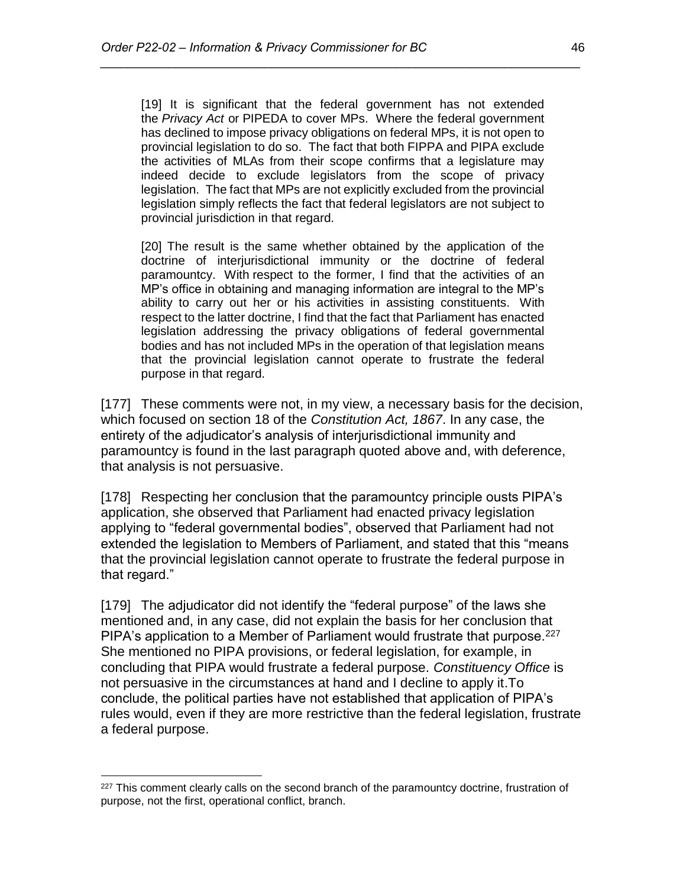> [19] It is significant that the federal government has not extended the *Privacy Act* or PIPEDA to cover MPs. Where the federal government has declined to impose privacy obligations on federal MPs, it is not open to provincial legislation to do so. The fact that both FIPPA and PIPA exclude the activities of MLAs from their scope confirms that a legislature may indeed decide to exclude legislators from the scope of privacy legislation. The fact that MPs are not explicitly excluded from the provincial legislation simply reflects the fact that federal legislators are not subject to provincial jurisdiction in that regard.
>
> [20] The result is the same whether obtained by the application of the doctrine of interjurisdictional immunity or the doctrine of federal paramountcy. With respect to the former, I find that the activities of an MP's office in obtaining and managing information are integral to the MP's ability to carry out her or his activities in assisting constituents. With respect to the latter doctrine, I find that the fact that Parliament has enacted legislation addressing the privacy obligations of federal governmental bodies and has not included MPs in the operation of that legislation means that the provincial legislation cannot operate to frustrate the federal purpose in that regard.

[177] These comments were not, in my view, a necessary basis for the decision, which focused on section 18 of the *Constitution Act, 1867*. In any case, the entirety of the adjudicator's analysis of interjurisdictional immunity and paramountcy is found in the last paragraph quoted above and, with deference, that analysis is not persuasive.

[178] Respecting her conclusion that the paramountcy principle ousts PIPA's application, she observed that Parliament had enacted privacy legislation applying to "federal governmental bodies", observed that Parliament had not extended the legislation to Members of Parliament, and stated that this "means that the provincial legislation cannot operate to frustrate the federal purpose in that regard."

[179] The adjudicator did not identify the "federal purpose" of the laws she mentioned and, in any case, did not explain the basis for her conclusion that PIPA's application to a Member of Parliament would frustrate that purpose.[227] She mentioned no PIPA provisions, or federal legislation, for example, in concluding that PIPA would frustrate a federal purpose. *Constituency Office* is not persuasive in the circumstances at hand and I decline to apply it.To conclude, the political parties have not established that application of PIPA's rules would, even if they are more restrictive than the federal legislation, frustrate a federal purpose.

---

[227] This comment clearly calls on the second branch of the paramountcy doctrine, frustration of purpose, not the first, operational conflict, branch.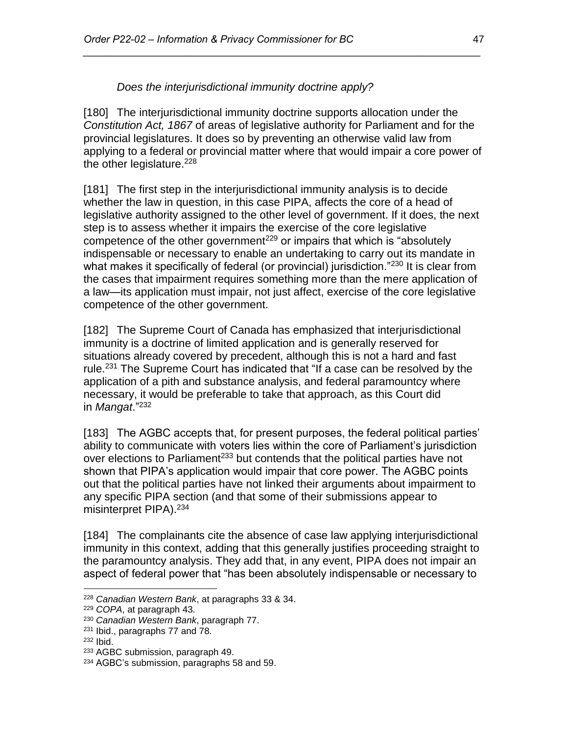*Does the interjurisdictional immunity doctrine apply?*

[180] The interjurisdictional immunity doctrine supports allocation under the *Constitution Act, 1867* of areas of legislative authority for Parliament and for the provincial legislatures. It does so by preventing an otherwise valid law from applying to a federal or provincial matter where that would impair a core power of the other legislature.[228]

[181] The first step in the interjurisdictional immunity analysis is to decide whether the law in question, in this case PIPA, affects the core of a head of legislative authority assigned to the other level of government. If it does, the next step is to assess whether it impairs the exercise of the core legislative competence of the other government[229] or impairs that which is "absolutely indispensable or necessary to enable an undertaking to carry out its mandate in what makes it specifically of federal (or provincial) jurisdiction."[230] It is clear from the cases that impairment requires something more than the mere application of a law—its application must impair, not just affect, exercise of the core legislative competence of the other government.

[182] The Supreme Court of Canada has emphasized that interjurisdictional immunity is a doctrine of limited application and is generally reserved for situations already covered by precedent, although this is not a hard and fast rule.[231] The Supreme Court has indicated that "If a case can be resolved by the application of a pith and substance analysis, and federal paramountcy where necessary, it would be preferable to take that approach, as this Court did in *Mangat*."[232]

[183] The AGBC accepts that, for present purposes, the federal political parties' ability to communicate with voters lies within the core of Parliament's jurisdiction over elections to Parliament[233] but contends that the political parties have not shown that PIPA's application would impair that core power. The AGBC points out that the political parties have not linked their arguments about impairment to any specific PIPA section (and that some of their submissions appear to misinterpret PIPA).[234]

[184] The complainants cite the absence of case law applying interjurisdictional immunity in this context, adding that this generally justifies proceeding straight to the paramountcy analysis. They add that, in any event, PIPA does not impair an aspect of federal power that "has been absolutely indispensable or necessary to

---

[228] *Canadian Western Bank*, at paragraphs 33 & 34.
[229] *COPA*, at paragraph 43.
[230] *Canadian Western Bank*, paragraph 77.
[231] Ibid., paragraphs 77 and 78.
[232] Ibid.
[233] AGBC submission, paragraph 49.
[234] AGBC's submission, paragraphs 58 and 59.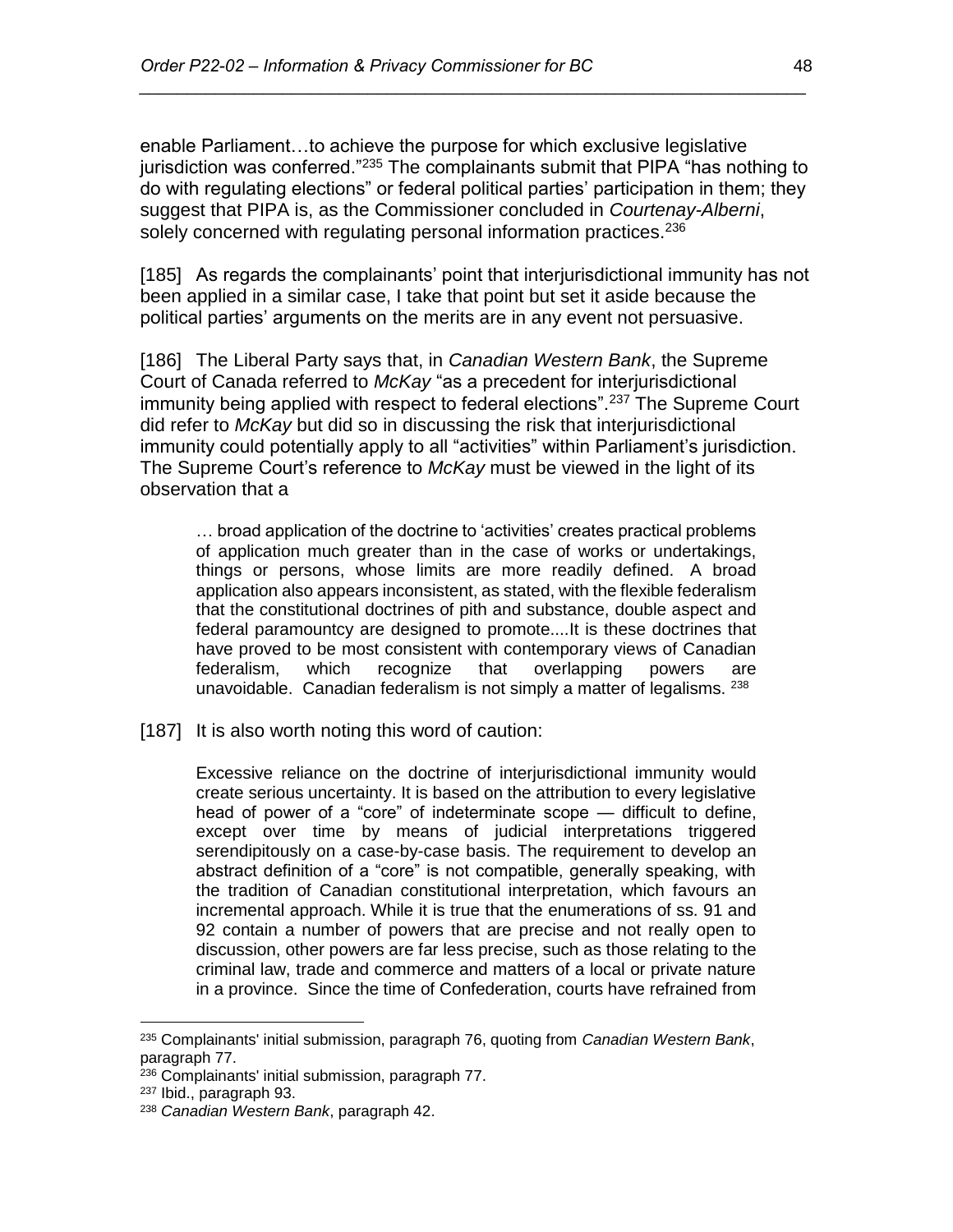enable Parliament…to achieve the purpose for which exclusive legislative jurisdiction was conferred."[235] The complainants submit that PIPA "has nothing to do with regulating elections" or federal political parties' participation in them; they suggest that PIPA is, as the Commissioner concluded in *Courtenay-Alberni*, solely concerned with regulating personal information practices.[236]

[185] As regards the complainants' point that interjurisdictional immunity has not been applied in a similar case, I take that point but set it aside because the political parties' arguments on the merits are in any event not persuasive.

[186] The Liberal Party says that, in *Canadian Western Bank*, the Supreme Court of Canada referred to *McKay* "as a precedent for interjurisdictional immunity being applied with respect to federal elections".[237] The Supreme Court did refer to *McKay* but did so in discussing the risk that interjurisdictional immunity could potentially apply to all "activities" within Parliament's jurisdiction. The Supreme Court's reference to *McKay* must be viewed in the light of its observation that a

> … broad application of the doctrine to 'activities' creates practical problems of application much greater than in the case of works or undertakings, things or persons, whose limits are more readily defined. A broad application also appears inconsistent, as stated, with the flexible federalism that the constitutional doctrines of pith and substance, double aspect and federal paramountcy are designed to promote....It is these doctrines that have proved to be most consistent with contemporary views of Canadian federalism, which recognize that overlapping powers are unavoidable. Canadian federalism is not simply a matter of legalisms. [238]

[187] It is also worth noting this word of caution:

> Excessive reliance on the doctrine of interjurisdictional immunity would create serious uncertainty. It is based on the attribution to every legislative head of power of a "core" of indeterminate scope — difficult to define, except over time by means of judicial interpretations triggered serendipitously on a case-by-case basis. The requirement to develop an abstract definition of a "core" is not compatible, generally speaking, with the tradition of Canadian constitutional interpretation, which favours an incremental approach. While it is true that the enumerations of ss. 91 and 92 contain a number of powers that are precise and not really open to discussion, other powers are far less precise, such as those relating to the criminal law, trade and commerce and matters of a local or private nature in a province. Since the time of Confederation, courts have refrained from

---

[235] Complainants' initial submission, paragraph 76, quoting from *Canadian Western Bank*, paragraph 77.

[236] Complainants' initial submission, paragraph 77.

[237] Ibid., paragraph 93.

[238] *Canadian Western Bank*, paragraph 42.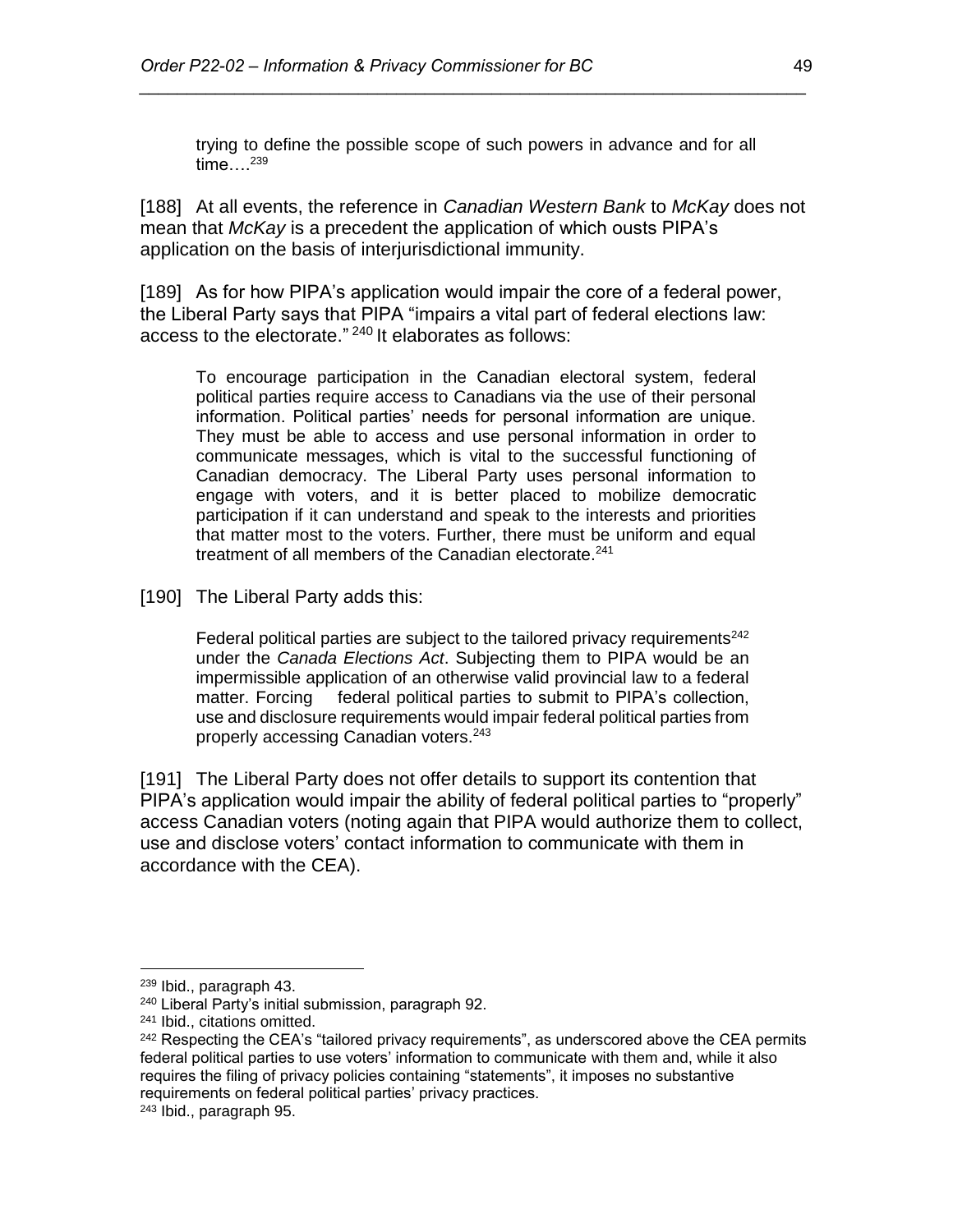> trying to define the possible scope of such powers in advance and for all time….[239]

[188] At all events, the reference in *Canadian Western Bank* to *McKay* does not mean that *McKay* is a precedent the application of which ousts PIPA's application on the basis of interjurisdictional immunity.

[189] As for how PIPA's application would impair the core of a federal power, the Liberal Party says that PIPA "impairs a vital part of federal elections law: access to the electorate." [240] It elaborates as follows:

> To encourage participation in the Canadian electoral system, federal political parties require access to Canadians via the use of their personal information. Political parties' needs for personal information are unique. They must be able to access and use personal information in order to communicate messages, which is vital to the successful functioning of Canadian democracy. The Liberal Party uses personal information to engage with voters, and it is better placed to mobilize democratic participation if it can understand and speak to the interests and priorities that matter most to the voters. Further, there must be uniform and equal treatment of all members of the Canadian electorate.[241]

[190] The Liberal Party adds this:

> Federal political parties are subject to the tailored privacy requirements[242] under the *Canada Elections Act*. Subjecting them to PIPA would be an impermissible application of an otherwise valid provincial law to a federal matter. Forcing federal political parties to submit to PIPA's collection, use and disclosure requirements would impair federal political parties from properly accessing Canadian voters.[243]

[191] The Liberal Party does not offer details to support its contention that PIPA's application would impair the ability of federal political parties to "properly" access Canadian voters (noting again that PIPA would authorize them to collect, use and disclose voters' contact information to communicate with them in accordance with the CEA).

---

[239] Ibid., paragraph 43.

[240] Liberal Party's initial submission, paragraph 92.

[241] Ibid., citations omitted.

[242] Respecting the CEA's "tailored privacy requirements", as underscored above the CEA permits federal political parties to use voters' information to communicate with them and, while it also requires the filing of privacy policies containing "statements", it imposes no substantive requirements on federal political parties' privacy practices.

[243] Ibid., paragraph 95.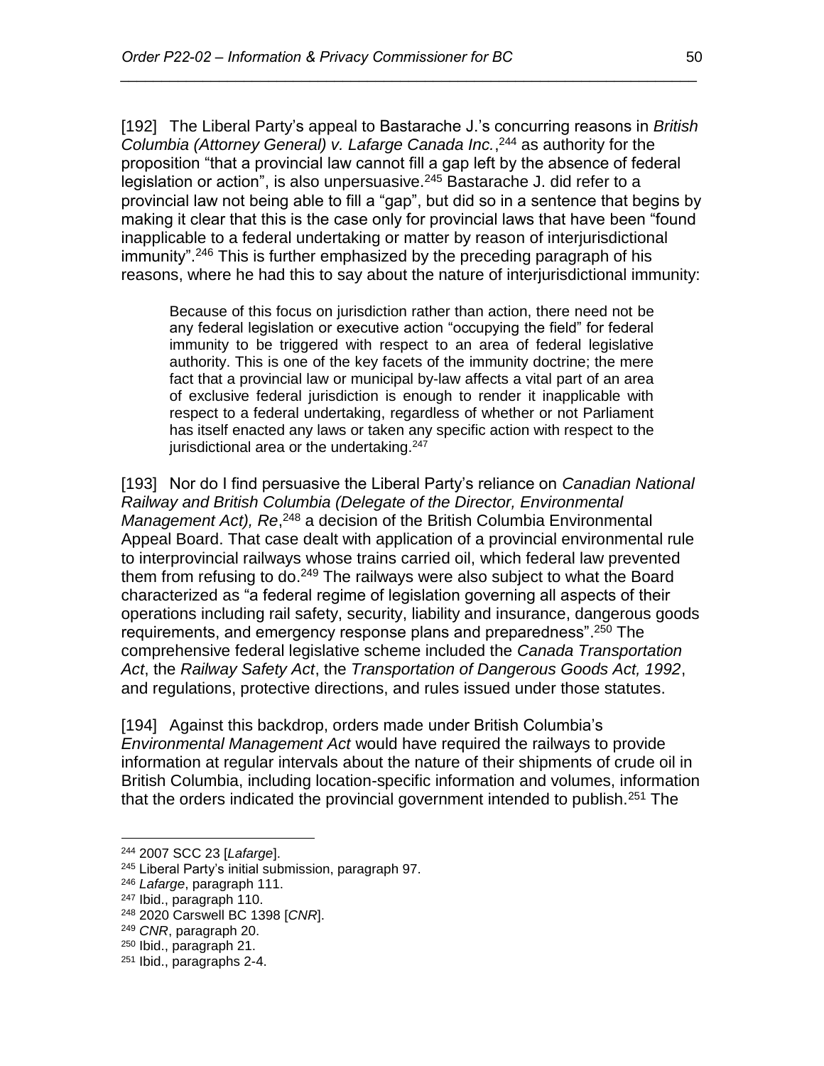[192] The Liberal Party's appeal to Bastarache J.'s concurring reasons in *British Columbia (Attorney General) v. Lafarge Canada Inc.*,[244] as authority for the proposition "that a provincial law cannot fill a gap left by the absence of federal legislation or action", is also unpersuasive.[245] Bastarache J. did refer to a provincial law not being able to fill a "gap", but did so in a sentence that begins by making it clear that this is the case only for provincial laws that have been "found inapplicable to a federal undertaking or matter by reason of interjurisdictional immunity".[246] This is further emphasized by the preceding paragraph of his reasons, where he had this to say about the nature of interjurisdictional immunity:

> Because of this focus on jurisdiction rather than action, there need not be any federal legislation or executive action "occupying the field" for federal immunity to be triggered with respect to an area of federal legislative authority. This is one of the key facets of the immunity doctrine; the mere fact that a provincial law or municipal by-law affects a vital part of an area of exclusive federal jurisdiction is enough to render it inapplicable with respect to a federal undertaking, regardless of whether or not Parliament has itself enacted any laws or taken any specific action with respect to the jurisdictional area or the undertaking.[247]

[193] Nor do I find persuasive the Liberal Party's reliance on *Canadian National Railway and British Columbia (Delegate of the Director, Environmental Management Act), Re*,[248] a decision of the British Columbia Environmental Appeal Board. That case dealt with application of a provincial environmental rule to interprovincial railways whose trains carried oil, which federal law prevented them from refusing to do.[249] The railways were also subject to what the Board characterized as "a federal regime of legislation governing all aspects of their operations including rail safety, security, liability and insurance, dangerous goods requirements, and emergency response plans and preparedness".[250] The comprehensive federal legislative scheme included the *Canada Transportation Act*, the *Railway Safety Act*, the *Transportation of Dangerous Goods Act, 1992*, and regulations, protective directions, and rules issued under those statutes.

[194] Against this backdrop, orders made under British Columbia's *Environmental Management Act* would have required the railways to provide information at regular intervals about the nature of their shipments of crude oil in British Columbia, including location-specific information and volumes, information that the orders indicated the provincial government intended to publish.[251] The

---

[244] 2007 SCC 23 [*Lafarge*].
[245] Liberal Party's initial submission, paragraph 97.
[246] *Lafarge*, paragraph 111.
[247] Ibid., paragraph 110.
[248] 2020 Carswell BC 1398 [*CNR*].
[249] *CNR*, paragraph 20.
[250] Ibid., paragraph 21.
[251] Ibid., paragraphs 2-4.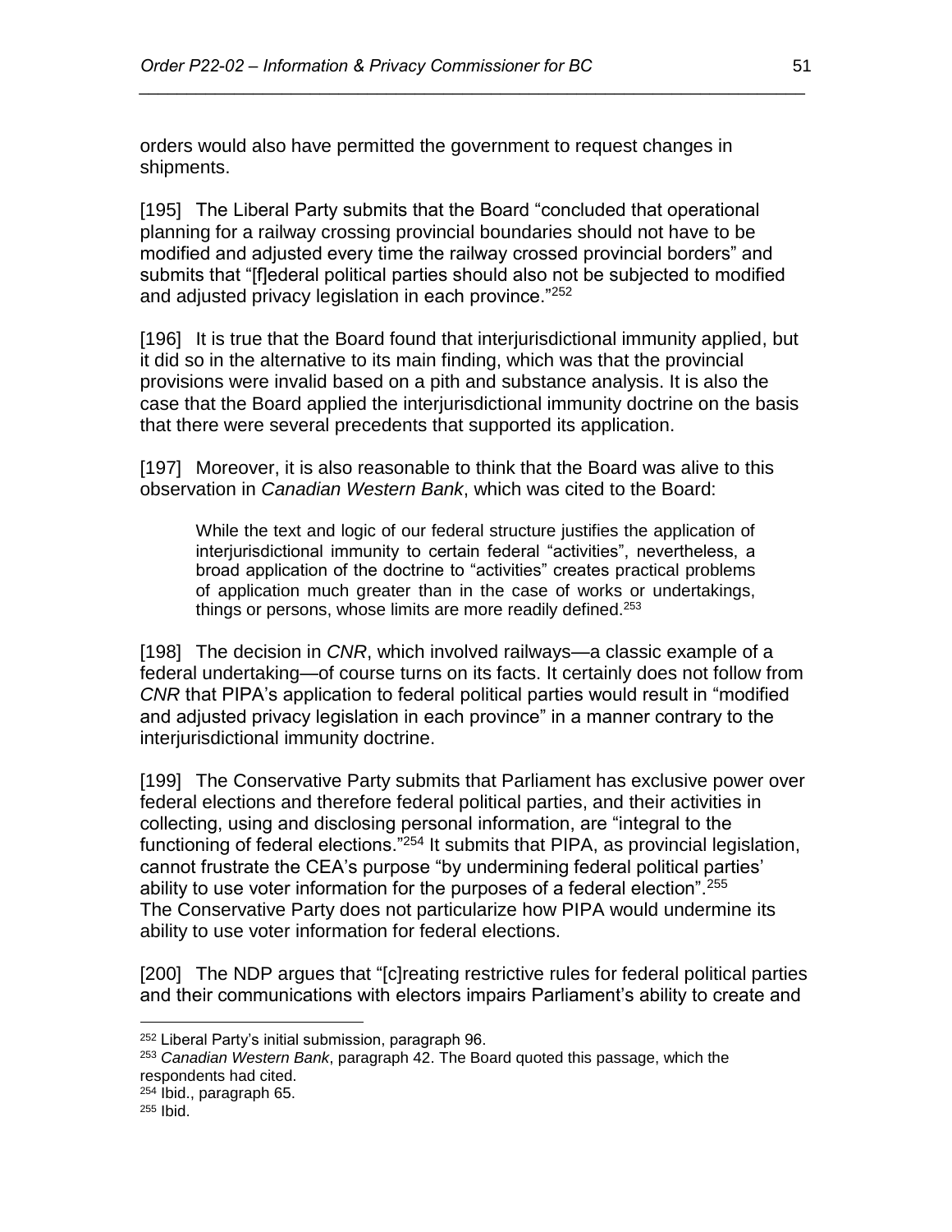orders would also have permitted the government to request changes in shipments.

[195] The Liberal Party submits that the Board "concluded that operational planning for a railway crossing provincial boundaries should not have to be modified and adjusted every time the railway crossed provincial borders" and submits that "[f]ederal political parties should also not be subjected to modified and adjusted privacy legislation in each province."[252]

[196] It is true that the Board found that interjurisdictional immunity applied, but it did so in the alternative to its main finding, which was that the provincial provisions were invalid based on a pith and substance analysis. It is also the case that the Board applied the interjurisdictional immunity doctrine on the basis that there were several precedents that supported its application.

[197] Moreover, it is also reasonable to think that the Board was alive to this observation in *Canadian Western Bank*, which was cited to the Board:

> While the text and logic of our federal structure justifies the application of interjurisdictional immunity to certain federal "activities", nevertheless, a broad application of the doctrine to "activities" creates practical problems of application much greater than in the case of works or undertakings, things or persons, whose limits are more readily defined.[253]

[198] The decision in *CNR*, which involved railways—a classic example of a federal undertaking—of course turns on its facts. It certainly does not follow from *CNR* that PIPA's application to federal political parties would result in "modified and adjusted privacy legislation in each province" in a manner contrary to the interjurisdictional immunity doctrine.

[199] The Conservative Party submits that Parliament has exclusive power over federal elections and therefore federal political parties, and their activities in collecting, using and disclosing personal information, are "integral to the functioning of federal elections."[254] It submits that PIPA, as provincial legislation, cannot frustrate the CEA's purpose "by undermining federal political parties' ability to use voter information for the purposes of a federal election".[255] The Conservative Party does not particularize how PIPA would undermine its ability to use voter information for federal elections.

[200] The NDP argues that "[c]reating restrictive rules for federal political parties and their communications with electors impairs Parliament's ability to create and

---

[252] Liberal Party's initial submission, paragraph 96.

[253] *Canadian Western Bank*, paragraph 42. The Board quoted this passage, which the respondents had cited.

[254] Ibid., paragraph 65.

[255] Ibid.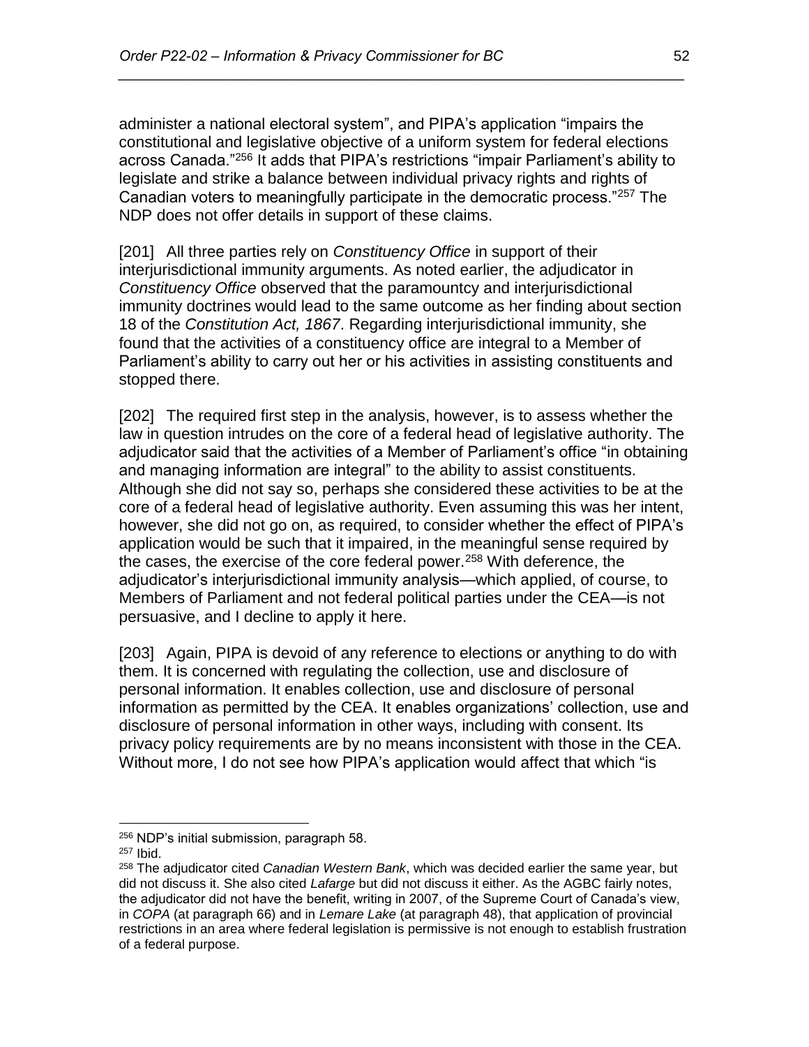administer a national electoral system", and PIPA's application "impairs the constitutional and legislative objective of a uniform system for federal elections across Canada."[256] It adds that PIPA's restrictions "impair Parliament's ability to legislate and strike a balance between individual privacy rights and rights of Canadian voters to meaningfully participate in the democratic process."[257] The NDP does not offer details in support of these claims.

[201] All three parties rely on *Constituency Office* in support of their interjurisdictional immunity arguments. As noted earlier, the adjudicator in *Constituency Office* observed that the paramountcy and interjurisdictional immunity doctrines would lead to the same outcome as her finding about section 18 of the *Constitution Act, 1867*. Regarding interjurisdictional immunity, she found that the activities of a constituency office are integral to a Member of Parliament's ability to carry out her or his activities in assisting constituents and stopped there.

[202] The required first step in the analysis, however, is to assess whether the law in question intrudes on the core of a federal head of legislative authority. The adjudicator said that the activities of a Member of Parliament's office "in obtaining and managing information are integral" to the ability to assist constituents. Although she did not say so, perhaps she considered these activities to be at the core of a federal head of legislative authority. Even assuming this was her intent, however, she did not go on, as required, to consider whether the effect of PIPA's application would be such that it impaired, in the meaningful sense required by the cases, the exercise of the core federal power.[258] With deference, the adjudicator's interjurisdictional immunity analysis—which applied, of course, to Members of Parliament and not federal political parties under the CEA—is not persuasive, and I decline to apply it here.

[203] Again, PIPA is devoid of any reference to elections or anything to do with them. It is concerned with regulating the collection, use and disclosure of personal information. It enables collection, use and disclosure of personal information as permitted by the CEA. It enables organizations' collection, use and disclosure of personal information in other ways, including with consent. Its privacy policy requirements are by no means inconsistent with those in the CEA. Without more, I do not see how PIPA's application would affect that which "is

---

[256] NDP's initial submission, paragraph 58.

[257] Ibid.

[258] The adjudicator cited *Canadian Western Bank*, which was decided earlier the same year, but did not discuss it. She also cited *Lafarge* but did not discuss it either. As the AGBC fairly notes, the adjudicator did not have the benefit, writing in 2007, of the Supreme Court of Canada's view, in *COPA* (at paragraph 66) and in *Lemare Lake* (at paragraph 48), that application of provincial restrictions in an area where federal legislation is permissive is not enough to establish frustration of a federal purpose.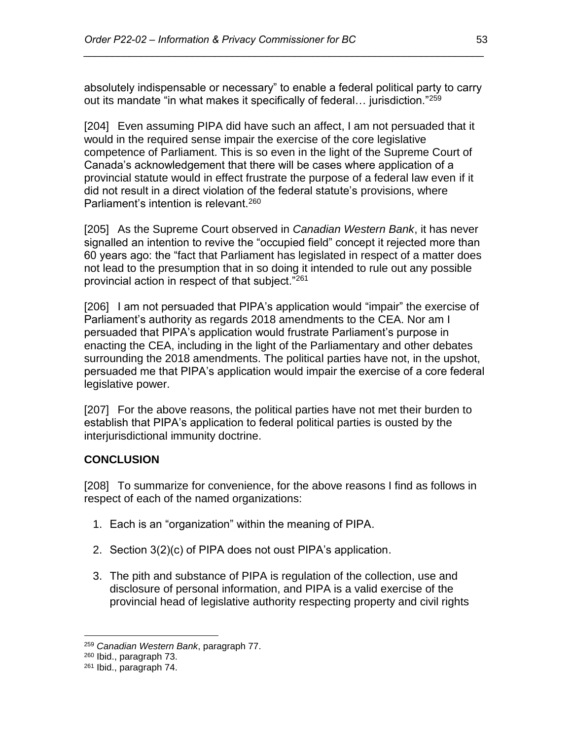absolutely indispensable or necessary" to enable a federal political party to carry out its mandate "in what makes it specifically of federal… jurisdiction."[259]

[204] Even assuming PIPA did have such an affect, I am not persuaded that it would in the required sense impair the exercise of the core legislative competence of Parliament. This is so even in the light of the Supreme Court of Canada's acknowledgement that there will be cases where application of a provincial statute would in effect frustrate the purpose of a federal law even if it did not result in a direct violation of the federal statute's provisions, where Parliament's intention is relevant.[260]

[205] As the Supreme Court observed in *Canadian Western Bank*, it has never signalled an intention to revive the "occupied field" concept it rejected more than 60 years ago: the "fact that Parliament has legislated in respect of a matter does not lead to the presumption that in so doing it intended to rule out any possible provincial action in respect of that subject."[261]

[206] I am not persuaded that PIPA's application would "impair" the exercise of Parliament's authority as regards 2018 amendments to the CEA. Nor am I persuaded that PIPA's application would frustrate Parliament's purpose in enacting the CEA, including in the light of the Parliamentary and other debates surrounding the 2018 amendments. The political parties have not, in the upshot, persuaded me that PIPA's application would impair the exercise of a core federal legislative power.

[207] For the above reasons, the political parties have not met their burden to establish that PIPA's application to federal political parties is ousted by the interjurisdictional immunity doctrine.

## CONCLUSION

[208] To summarize for convenience, for the above reasons I find as follows in respect of each of the named organizations:

1. Each is an "organization" within the meaning of PIPA.
2. Section 3(2)(c) of PIPA does not oust PIPA's application.
3. The pith and substance of PIPA is regulation of the collection, use and disclosure of personal information, and PIPA is a valid exercise of the provincial head of legislative authority respecting property and civil rights

---

[259] *Canadian Western Bank*, paragraph 77.

[260] Ibid., paragraph 73.

[261] Ibid., paragraph 74.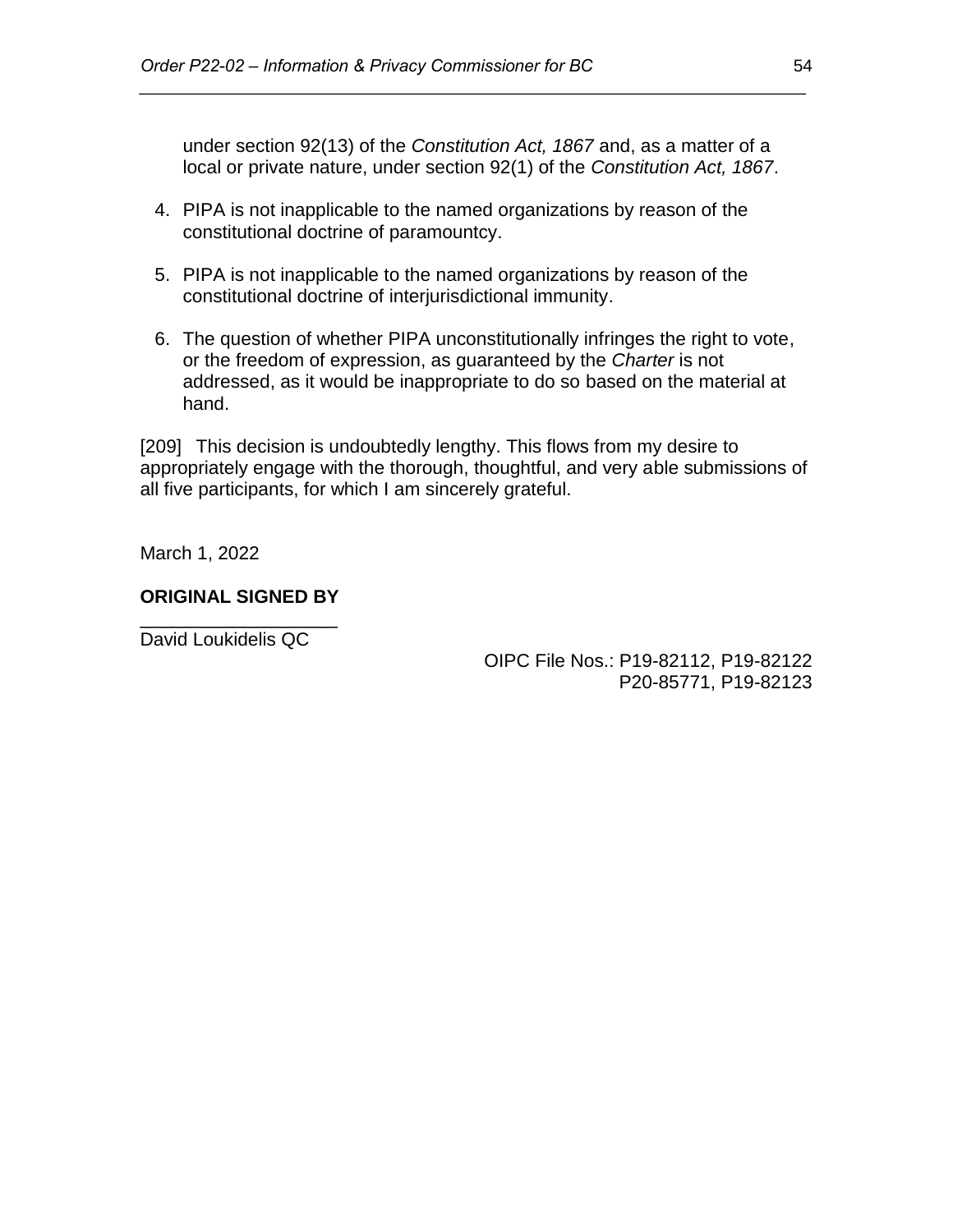under section 92(13) of the *Constitution Act, 1867* and, as a matter of a local or private nature, under section 92(1) of the *Constitution Act, 1867*.

4. PIPA is not inapplicable to the named organizations by reason of the constitutional doctrine of paramountcy.

5. PIPA is not inapplicable to the named organizations by reason of the constitutional doctrine of interjurisdictional immunity.

6. The question of whether PIPA unconstitutionally infringes the right to vote, or the freedom of expression, as guaranteed by the *Charter* is not addressed, as it would be inappropriate to do so based on the material at hand.

[209] This decision is undoubtedly lengthy. This flows from my desire to appropriately engage with the thorough, thoughtful, and very able submissions of all five participants, for which I am sincerely grateful.

March 1, 2022

**ORIGINAL SIGNED BY**

\_\_\_\_\_\_\_\_\_\_\_\_\_\_\_\_\_\_\_\_

David Loukidelis QC

OIPC File Nos.: P19-82112, P19-82122
P20-85771, P19-82123